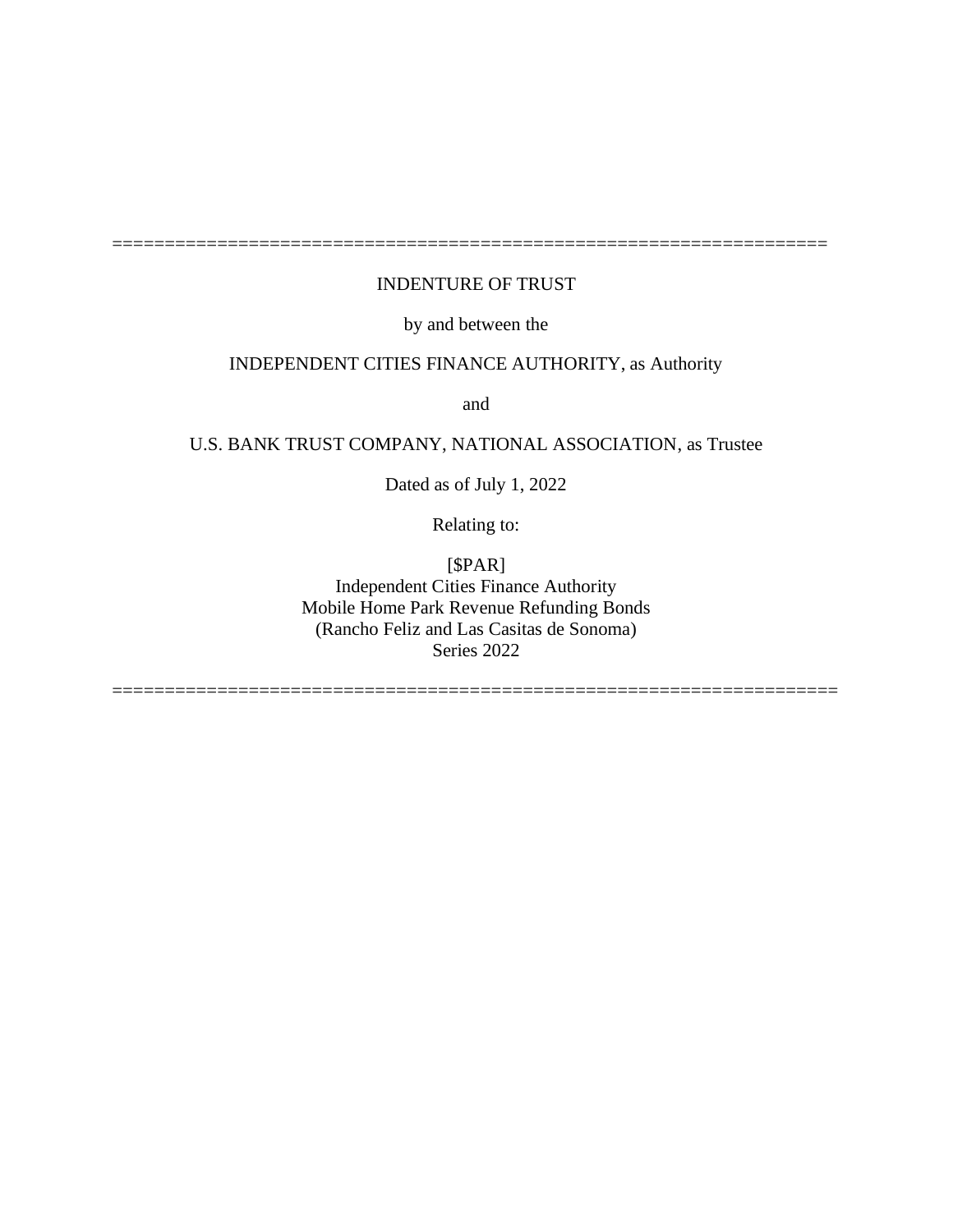======================================================================

INDENTURE OF TRUST

by and between the

INDEPENDENT CITIES FINANCE AUTHORITY, as Authority

and

U.S. BANK TRUST COMPANY, NATIONAL ASSOCIATION, as Trustee

Dated as of July 1, 2022

Relating to:

[$PAR]
Independent Cities Finance Authority
Mobile Home Park Revenue Refunding Bonds
(Rancho Feliz and Las Casitas de Sonoma)
Series 2022

======================================================================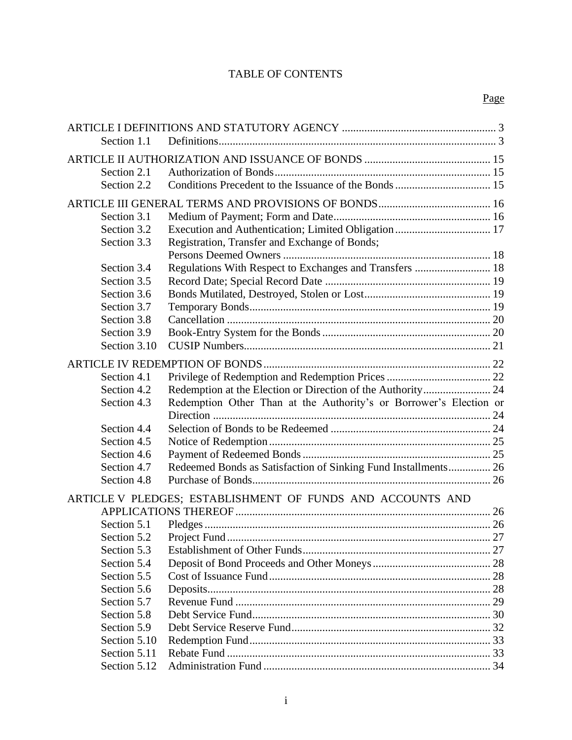# TABLE OF CONTENTS

| | | Page |
|---|---|---|
| ARTICLE I DEFINITIONS AND STATUTORY AGENCY | | 3 |
| Section 1.1 | Definitions | 3 |
| ARTICLE II AUTHORIZATION AND ISSUANCE OF BONDS | | 15 |
| Section 2.1 | Authorization of Bonds | 15 |
| Section 2.2 | Conditions Precedent to the Issuance of the Bonds | 15 |
| ARTICLE III GENERAL TERMS AND PROVISIONS OF BONDS | | 16 |
| Section 3.1 | Medium of Payment; Form and Date | 16 |
| Section 3.2 | Execution and Authentication; Limited Obligation | 17 |
| Section 3.3 | Registration, Transfer and Exchange of Bonds; Persons Deemed Owners | 18 |
| Section 3.4 | Regulations With Respect to Exchanges and Transfers | 18 |
| Section 3.5 | Record Date; Special Record Date | 19 |
| Section 3.6 | Bonds Mutilated, Destroyed, Stolen or Lost | 19 |
| Section 3.7 | Temporary Bonds | 19 |
| Section 3.8 | Cancellation | 20 |
| Section 3.9 | Book-Entry System for the Bonds | 20 |
| Section 3.10 | CUSIP Numbers | 21 |
| ARTICLE IV REDEMPTION OF BONDS | | 22 |
| Section 4.1 | Privilege of Redemption and Redemption Prices | 22 |
| Section 4.2 | Redemption at the Election or Direction of the Authority | 24 |
| Section 4.3 | Redemption Other Than at the Authority's or Borrower's Election or Direction | 24 |
| Section 4.4 | Selection of Bonds to be Redeemed | 24 |
| Section 4.5 | Notice of Redemption | 25 |
| Section 4.6 | Payment of Redeemed Bonds | 25 |
| Section 4.7 | Redeemed Bonds as Satisfaction of Sinking Fund Installments | 26 |
| Section 4.8 | Purchase of Bonds | 26 |
| ARTICLE V PLEDGES; ESTABLISHMENT OF FUNDS AND ACCOUNTS AND APPLICATIONS THEREOF | | 26 |
| Section 5.1 | Pledges | 26 |
| Section 5.2 | Project Fund | 27 |
| Section 5.3 | Establishment of Other Funds | 27 |
| Section 5.4 | Deposit of Bond Proceeds and Other Moneys | 28 |
| Section 5.5 | Cost of Issuance Fund | 28 |
| Section 5.6 | Deposits | 28 |
| Section 5.7 | Revenue Fund | 29 |
| Section 5.8 | Debt Service Fund | 30 |
| Section 5.9 | Debt Service Reserve Fund | 32 |
| Section 5.10 | Redemption Fund | 33 |
| Section 5.11 | Rebate Fund | 33 |
| Section 5.12 | Administration Fund | 34 |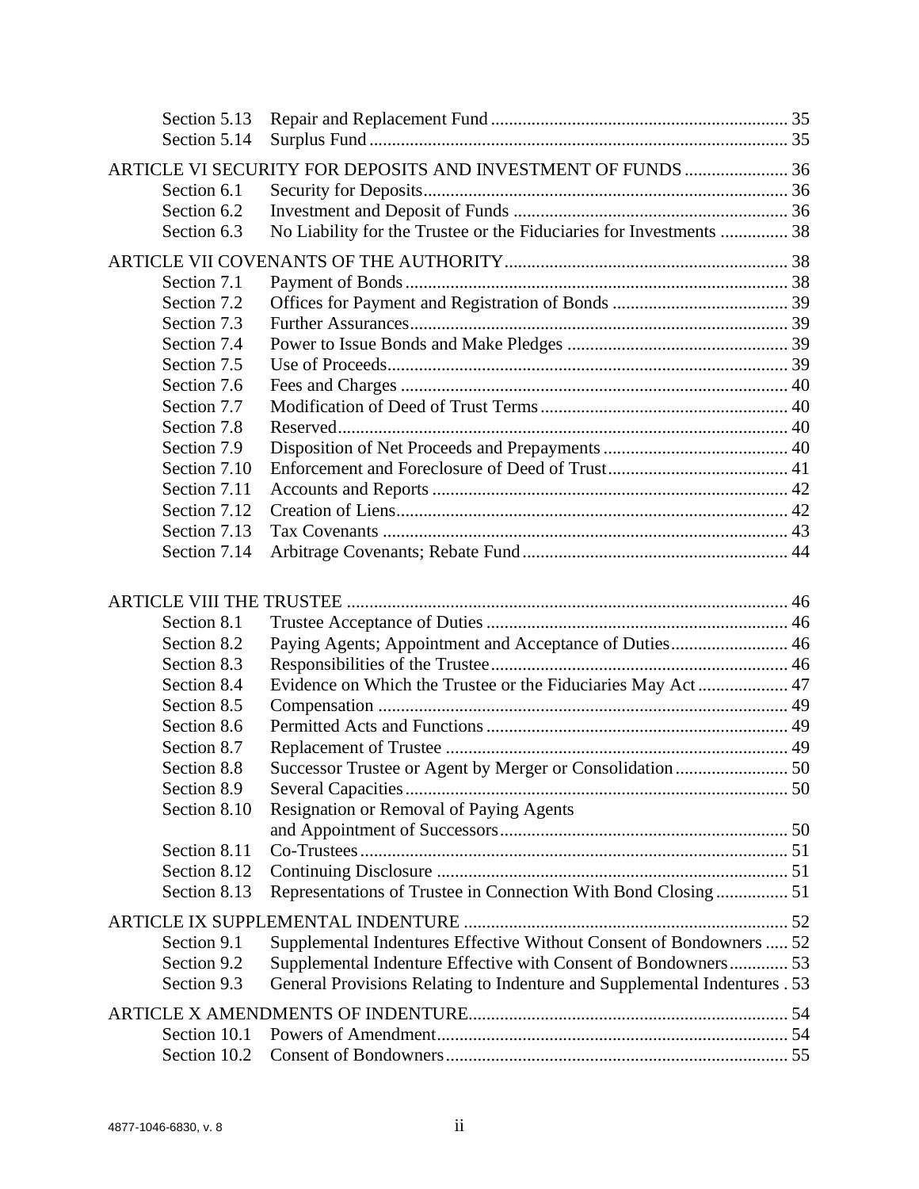| | | |
|---|---|---|
| Section 5.13 | Repair and Replacement Fund | 35 |
| Section 5.14 | Surplus Fund | 35 |
| ARTICLE VI SECURITY FOR DEPOSITS AND INVESTMENT OF FUNDS | | 36 |
| Section 6.1 | Security for Deposits | 36 |
| Section 6.2 | Investment and Deposit of Funds | 36 |
| Section 6.3 | No Liability for the Trustee or the Fiduciaries for Investments | 38 |
| ARTICLE VII COVENANTS OF THE AUTHORITY | | 38 |
| Section 7.1 | Payment of Bonds | 38 |
| Section 7.2 | Offices for Payment and Registration of Bonds | 39 |
| Section 7.3 | Further Assurances | 39 |
| Section 7.4 | Power to Issue Bonds and Make Pledges | 39 |
| Section 7.5 | Use of Proceeds | 39 |
| Section 7.6 | Fees and Charges | 40 |
| Section 7.7 | Modification of Deed of Trust Terms | 40 |
| Section 7.8 | Reserved | 40 |
| Section 7.9 | Disposition of Net Proceeds and Prepayments | 40 |
| Section 7.10 | Enforcement and Foreclosure of Deed of Trust | 41 |
| Section 7.11 | Accounts and Reports | 42 |
| Section 7.12 | Creation of Liens | 42 |
| Section 7.13 | Tax Covenants | 43 |
| Section 7.14 | Arbitrage Covenants; Rebate Fund | 44 |
| ARTICLE VIII THE TRUSTEE | | 46 |
| Section 8.1 | Trustee Acceptance of Duties | 46 |
| Section 8.2 | Paying Agents; Appointment and Acceptance of Duties | 46 |
| Section 8.3 | Responsibilities of the Trustee | 46 |
| Section 8.4 | Evidence on Which the Trustee or the Fiduciaries May Act | 47 |
| Section 8.5 | Compensation | 49 |
| Section 8.6 | Permitted Acts and Functions | 49 |
| Section 8.7 | Replacement of Trustee | 49 |
| Section 8.8 | Successor Trustee or Agent by Merger or Consolidation | 50 |
| Section 8.9 | Several Capacities | 50 |
| Section 8.10 | Resignation or Removal of Paying Agents and Appointment of Successors | 50 |
| Section 8.11 | Co-Trustees | 51 |
| Section 8.12 | Continuing Disclosure | 51 |
| Section 8.13 | Representations of Trustee in Connection With Bond Closing | 51 |
| ARTICLE IX SUPPLEMENTAL INDENTURE | | 52 |
| Section 9.1 | Supplemental Indentures Effective Without Consent of Bondowners | 52 |
| Section 9.2 | Supplemental Indenture Effective with Consent of Bondowners | 53 |
| Section 9.3 | General Provisions Relating to Indenture and Supplemental Indentures | 53 |
| ARTICLE X AMENDMENTS OF INDENTURE | | 54 |
| Section 10.1 | Powers of Amendment | 54 |
| Section 10.2 | Consent of Bondowners | 55 |

4877-1046-6830, v. 8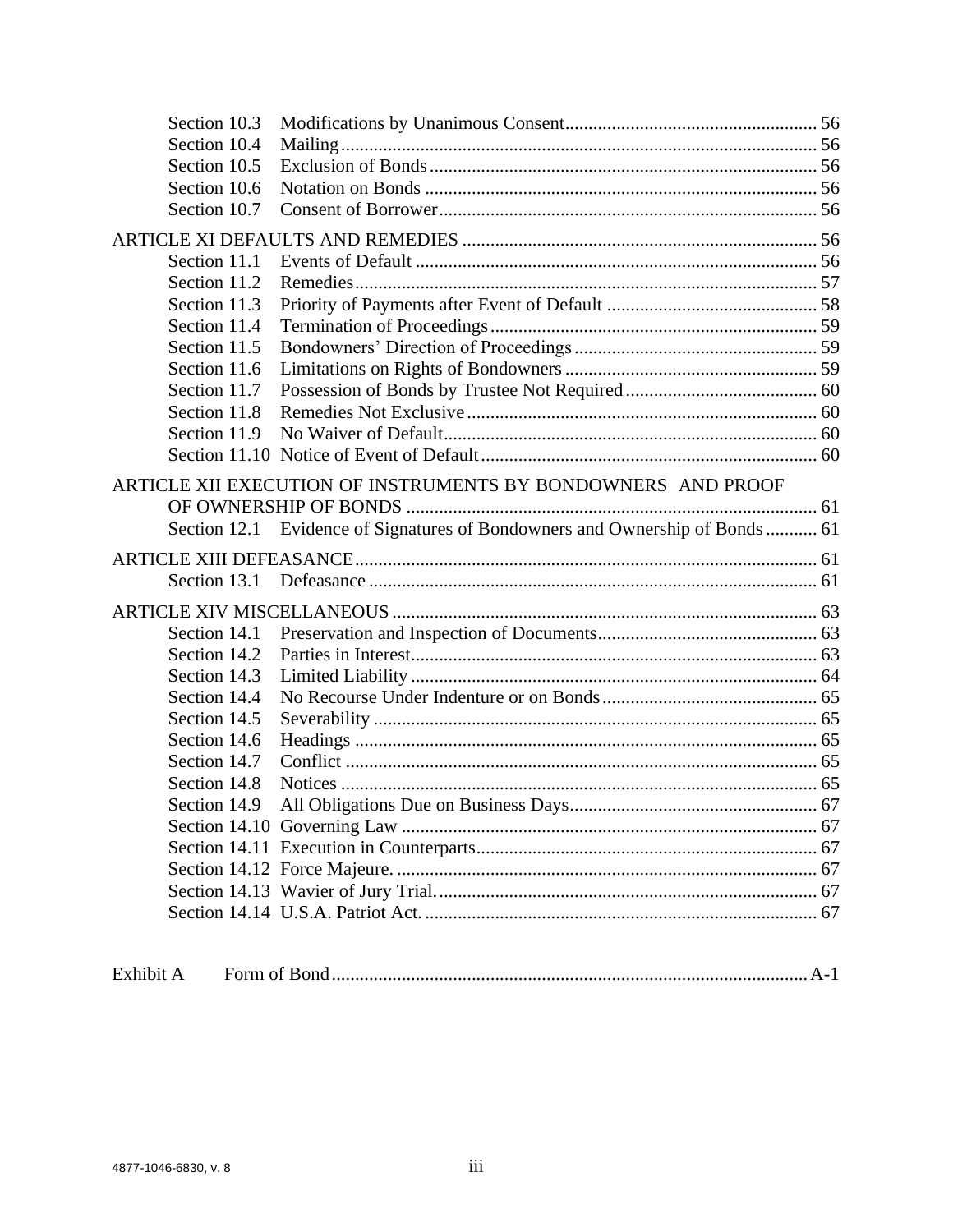| | | |
|---|---|---|
| Section 10.3 | Modifications by Unanimous Consent | 56 |
| Section 10.4 | Mailing | 56 |
| Section 10.5 | Exclusion of Bonds | 56 |
| Section 10.6 | Notation on Bonds | 56 |
| Section 10.7 | Consent of Borrower | 56 |
| ARTICLE XI DEFAULTS AND REMEDIES | | 56 |
| Section 11.1 | Events of Default | 56 |
| Section 11.2 | Remedies | 57 |
| Section 11.3 | Priority of Payments after Event of Default | 58 |
| Section 11.4 | Termination of Proceedings | 59 |
| Section 11.5 | Bondowners' Direction of Proceedings | 59 |
| Section 11.6 | Limitations on Rights of Bondowners | 59 |
| Section 11.7 | Possession of Bonds by Trustee Not Required | 60 |
| Section 11.8 | Remedies Not Exclusive | 60 |
| Section 11.9 | No Waiver of Default | 60 |
| Section 11.10 | Notice of Event of Default | 60 |
| ARTICLE XII EXECUTION OF INSTRUMENTS BY BONDOWNERS AND PROOF OF OWNERSHIP OF BONDS | | 61 |
| Section 12.1 | Evidence of Signatures of Bondowners and Ownership of Bonds | 61 |
| ARTICLE XIII DEFEASANCE | | 61 |
| Section 13.1 | Defeasance | 61 |
| ARTICLE XIV MISCELLANEOUS | | 63 |
| Section 14.1 | Preservation and Inspection of Documents | 63 |
| Section 14.2 | Parties in Interest | 63 |
| Section 14.3 | Limited Liability | 64 |
| Section 14.4 | No Recourse Under Indenture or on Bonds | 65 |
| Section 14.5 | Severability | 65 |
| Section 14.6 | Headings | 65 |
| Section 14.7 | Conflict | 65 |
| Section 14.8 | Notices | 65 |
| Section 14.9 | All Obligations Due on Business Days | 67 |
| Section 14.10 | Governing Law | 67 |
| Section 14.11 | Execution in Counterparts | 67 |
| Section 14.12 | Force Majeure. | 67 |
| Section 14.13 | Wavier of Jury Trial. | 67 |
| Section 14.14 | U.S.A. Patriot Act. | 67 |

| | | |
|---|---|---|
| Exhibit A | Form of Bond | A-1 |

4877-1046-6830, v. 8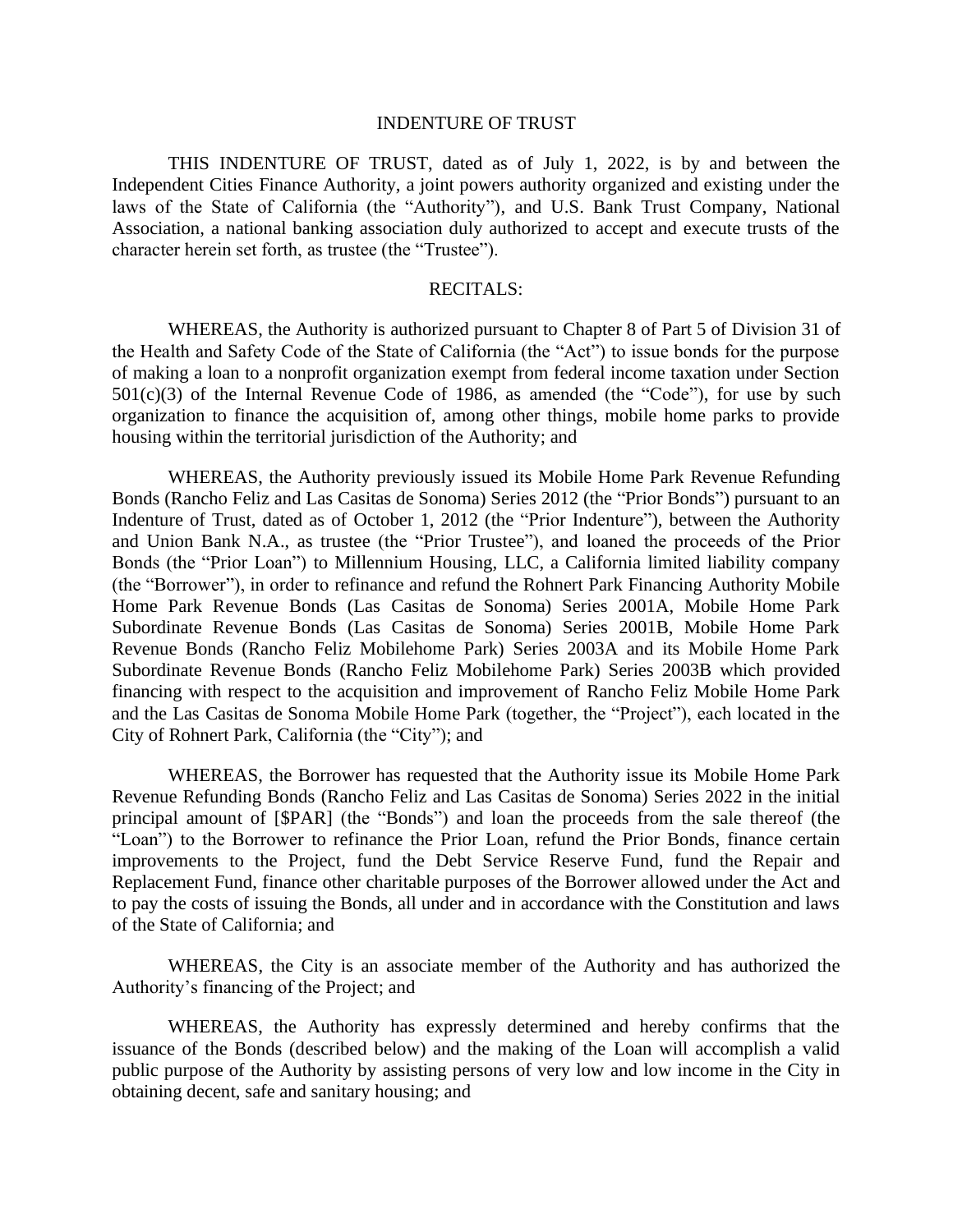# INDENTURE OF TRUST

THIS INDENTURE OF TRUST, dated as of July 1, 2022, is by and between the Independent Cities Finance Authority, a joint powers authority organized and existing under the laws of the State of California (the "Authority"), and U.S. Bank Trust Company, National Association, a national banking association duly authorized to accept and execute trusts of the character herein set forth, as trustee (the "Trustee").

## RECITALS:

WHEREAS, the Authority is authorized pursuant to Chapter 8 of Part 5 of Division 31 of the Health and Safety Code of the State of California (the "Act") to issue bonds for the purpose of making a loan to a nonprofit organization exempt from federal income taxation under Section 501(c)(3) of the Internal Revenue Code of 1986, as amended (the "Code"), for use by such organization to finance the acquisition of, among other things, mobile home parks to provide housing within the territorial jurisdiction of the Authority; and

WHEREAS, the Authority previously issued its Mobile Home Park Revenue Refunding Bonds (Rancho Feliz and Las Casitas de Sonoma) Series 2012 (the "Prior Bonds") pursuant to an Indenture of Trust, dated as of October 1, 2012 (the "Prior Indenture"), between the Authority and Union Bank N.A., as trustee (the "Prior Trustee"), and loaned the proceeds of the Prior Bonds (the "Prior Loan") to Millennium Housing, LLC, a California limited liability company (the "Borrower"), in order to refinance and refund the Rohnert Park Financing Authority Mobile Home Park Revenue Bonds (Las Casitas de Sonoma) Series 2001A, Mobile Home Park Subordinate Revenue Bonds (Las Casitas de Sonoma) Series 2001B, Mobile Home Park Revenue Bonds (Rancho Feliz Mobilehome Park) Series 2003A and its Mobile Home Park Subordinate Revenue Bonds (Rancho Feliz Mobilehome Park) Series 2003B which provided financing with respect to the acquisition and improvement of Rancho Feliz Mobile Home Park and the Las Casitas de Sonoma Mobile Home Park (together, the "Project"), each located in the City of Rohnert Park, California (the "City"); and

WHEREAS, the Borrower has requested that the Authority issue its Mobile Home Park Revenue Refunding Bonds (Rancho Feliz and Las Casitas de Sonoma) Series 2022 in the initial principal amount of [$PAR] (the "Bonds") and loan the proceeds from the sale thereof (the "Loan") to the Borrower to refinance the Prior Loan, refund the Prior Bonds, finance certain improvements to the Project, fund the Debt Service Reserve Fund, fund the Repair and Replacement Fund, finance other charitable purposes of the Borrower allowed under the Act and to pay the costs of issuing the Bonds, all under and in accordance with the Constitution and laws of the State of California; and

WHEREAS, the City is an associate member of the Authority and has authorized the Authority's financing of the Project; and

WHEREAS, the Authority has expressly determined and hereby confirms that the issuance of the Bonds (described below) and the making of the Loan will accomplish a valid public purpose of the Authority by assisting persons of very low and low income in the City in obtaining decent, safe and sanitary housing; and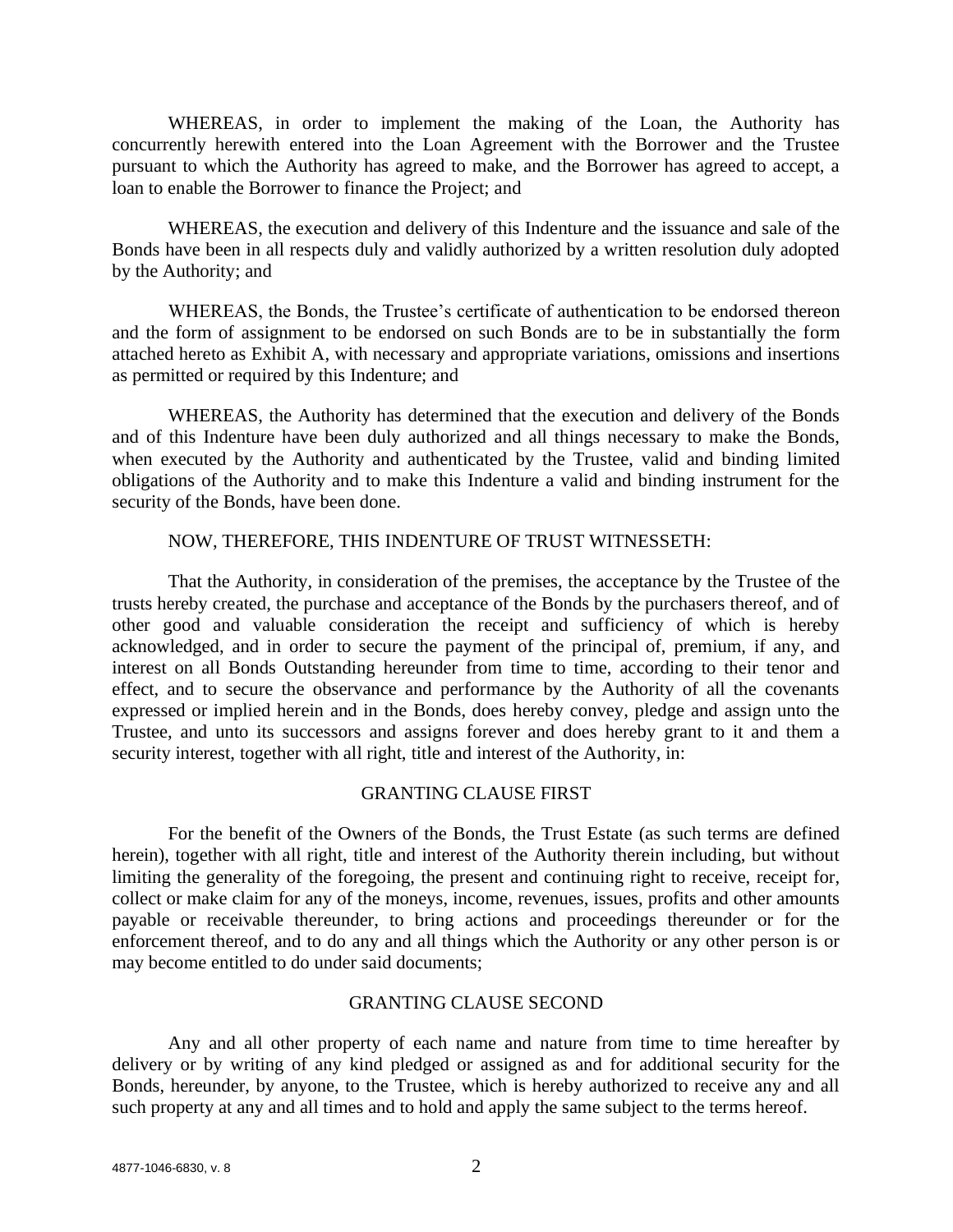WHEREAS, in order to implement the making of the Loan, the Authority has concurrently herewith entered into the Loan Agreement with the Borrower and the Trustee pursuant to which the Authority has agreed to make, and the Borrower has agreed to accept, a loan to enable the Borrower to finance the Project; and

WHEREAS, the execution and delivery of this Indenture and the issuance and sale of the Bonds have been in all respects duly and validly authorized by a written resolution duly adopted by the Authority; and

WHEREAS, the Bonds, the Trustee's certificate of authentication to be endorsed thereon and the form of assignment to be endorsed on such Bonds are to be in substantially the form attached hereto as Exhibit A, with necessary and appropriate variations, omissions and insertions as permitted or required by this Indenture; and

WHEREAS, the Authority has determined that the execution and delivery of the Bonds and of this Indenture have been duly authorized and all things necessary to make the Bonds, when executed by the Authority and authenticated by the Trustee, valid and binding limited obligations of the Authority and to make this Indenture a valid and binding instrument for the security of the Bonds, have been done.

NOW, THEREFORE, THIS INDENTURE OF TRUST WITNESSETH:

That the Authority, in consideration of the premises, the acceptance by the Trustee of the trusts hereby created, the purchase and acceptance of the Bonds by the purchasers thereof, and of other good and valuable consideration the receipt and sufficiency of which is hereby acknowledged, and in order to secure the payment of the principal of, premium, if any, and interest on all Bonds Outstanding hereunder from time to time, according to their tenor and effect, and to secure the observance and performance by the Authority of all the covenants expressed or implied herein and in the Bonds, does hereby convey, pledge and assign unto the Trustee, and unto its successors and assigns forever and does hereby grant to it and them a security interest, together with all right, title and interest of the Authority, in:

GRANTING CLAUSE FIRST

For the benefit of the Owners of the Bonds, the Trust Estate (as such terms are defined herein), together with all right, title and interest of the Authority therein including, but without limiting the generality of the foregoing, the present and continuing right to receive, receipt for, collect or make claim for any of the moneys, income, revenues, issues, profits and other amounts payable or receivable thereunder, to bring actions and proceedings thereunder or for the enforcement thereof, and to do any and all things which the Authority or any other person is or may become entitled to do under said documents;

GRANTING CLAUSE SECOND

Any and all other property of each name and nature from time to time hereafter by delivery or by writing of any kind pledged or assigned as and for additional security for the Bonds, hereunder, by anyone, to the Trustee, which is hereby authorized to receive any and all such property at any and all times and to hold and apply the same subject to the terms hereof.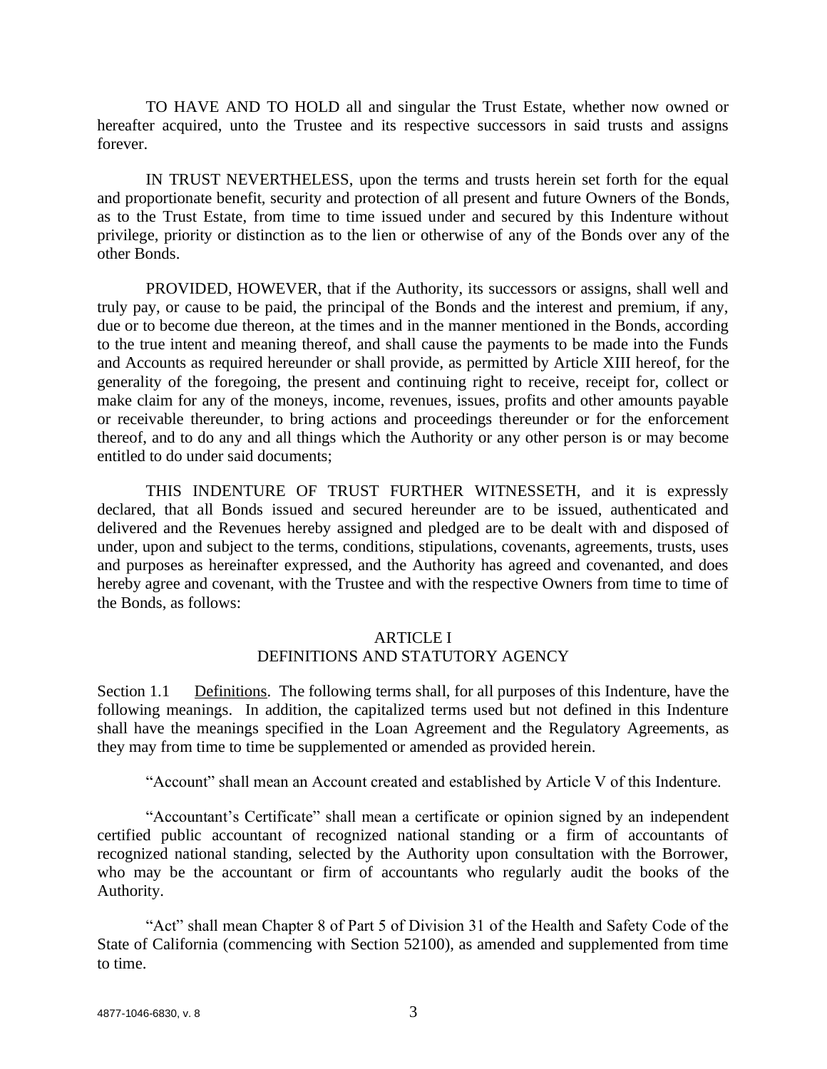TO HAVE AND TO HOLD all and singular the Trust Estate, whether now owned or hereafter acquired, unto the Trustee and its respective successors in said trusts and assigns forever.

IN TRUST NEVERTHELESS, upon the terms and trusts herein set forth for the equal and proportionate benefit, security and protection of all present and future Owners of the Bonds, as to the Trust Estate, from time to time issued under and secured by this Indenture without privilege, priority or distinction as to the lien or otherwise of any of the Bonds over any of the other Bonds.

PROVIDED, HOWEVER, that if the Authority, its successors or assigns, shall well and truly pay, or cause to be paid, the principal of the Bonds and the interest and premium, if any, due or to become due thereon, at the times and in the manner mentioned in the Bonds, according to the true intent and meaning thereof, and shall cause the payments to be made into the Funds and Accounts as required hereunder or shall provide, as permitted by Article XIII hereof, for the generality of the foregoing, the present and continuing right to receive, receipt for, collect or make claim for any of the moneys, income, revenues, issues, profits and other amounts payable or receivable thereunder, to bring actions and proceedings thereunder or for the enforcement thereof, and to do any and all things which the Authority or any other person is or may become entitled to do under said documents;

THIS INDENTURE OF TRUST FURTHER WITNESSETH, and it is expressly declared, that all Bonds issued and secured hereunder are to be issued, authenticated and delivered and the Revenues hereby assigned and pledged are to be dealt with and disposed of under, upon and subject to the terms, conditions, stipulations, covenants, agreements, trusts, uses and purposes as hereinafter expressed, and the Authority has agreed and covenanted, and does hereby agree and covenant, with the Trustee and with the respective Owners from time to time of the Bonds, as follows:

## ARTICLE I
## DEFINITIONS AND STATUTORY AGENCY

Section 1.1 Definitions. The following terms shall, for all purposes of this Indenture, have the following meanings. In addition, the capitalized terms used but not defined in this Indenture shall have the meanings specified in the Loan Agreement and the Regulatory Agreements, as they may from time to time be supplemented or amended as provided herein.

"Account" shall mean an Account created and established by Article V of this Indenture.

"Accountant's Certificate" shall mean a certificate or opinion signed by an independent certified public accountant of recognized national standing or a firm of accountants of recognized national standing, selected by the Authority upon consultation with the Borrower, who may be the accountant or firm of accountants who regularly audit the books of the Authority.

"Act" shall mean Chapter 8 of Part 5 of Division 31 of the Health and Safety Code of the State of California (commencing with Section 52100), as amended and supplemented from time to time.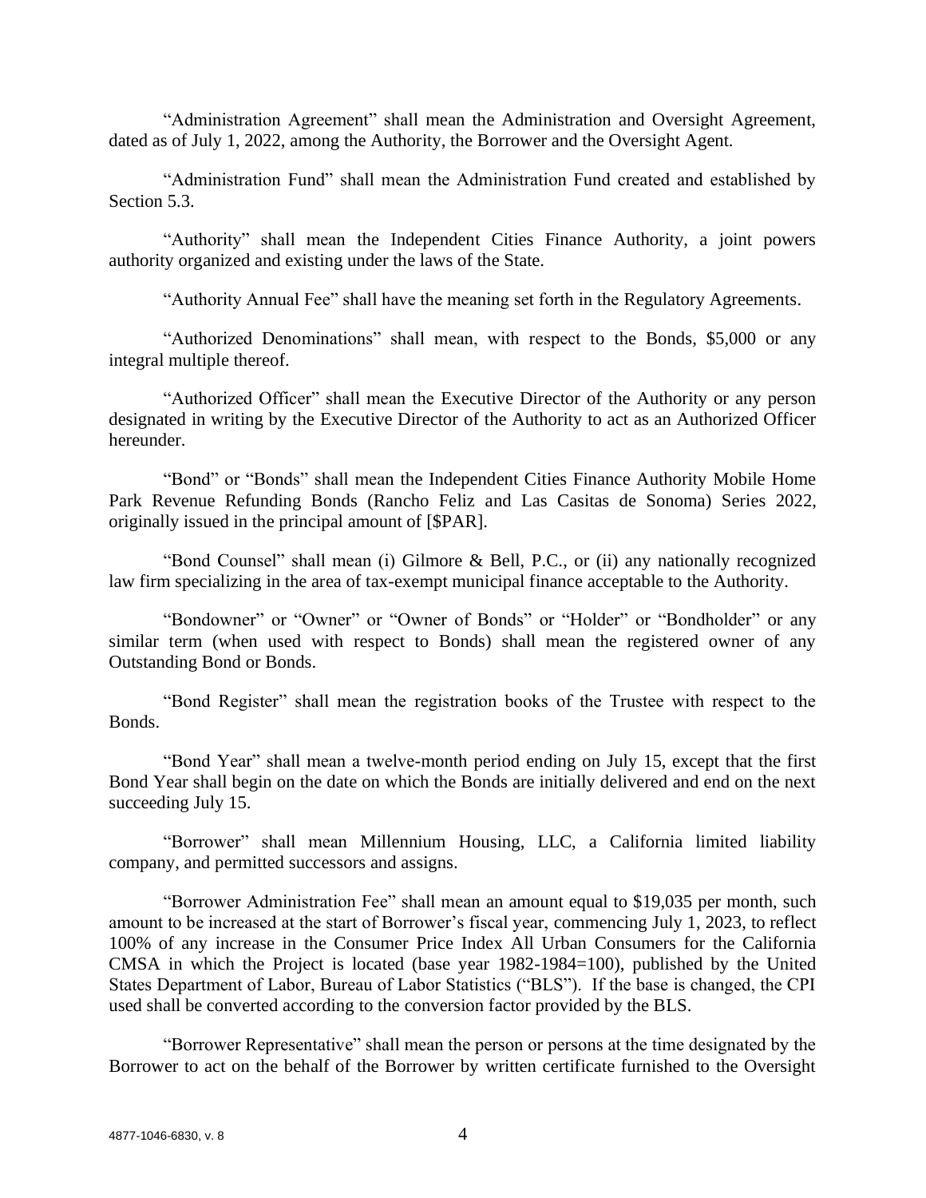"Administration Agreement" shall mean the Administration and Oversight Agreement, dated as of July 1, 2022, among the Authority, the Borrower and the Oversight Agent.

"Administration Fund" shall mean the Administration Fund created and established by Section 5.3.

"Authority" shall mean the Independent Cities Finance Authority, a joint powers authority organized and existing under the laws of the State.

"Authority Annual Fee" shall have the meaning set forth in the Regulatory Agreements.

"Authorized Denominations" shall mean, with respect to the Bonds, $5,000 or any integral multiple thereof.

"Authorized Officer" shall mean the Executive Director of the Authority or any person designated in writing by the Executive Director of the Authority to act as an Authorized Officer hereunder.

"Bond" or "Bonds" shall mean the Independent Cities Finance Authority Mobile Home Park Revenue Refunding Bonds (Rancho Feliz and Las Casitas de Sonoma) Series 2022, originally issued in the principal amount of [$PAR].

"Bond Counsel" shall mean (i) Gilmore & Bell, P.C., or (ii) any nationally recognized law firm specializing in the area of tax-exempt municipal finance acceptable to the Authority.

"Bondowner" or "Owner" or "Owner of Bonds" or "Holder" or "Bondholder" or any similar term (when used with respect to Bonds) shall mean the registered owner of any Outstanding Bond or Bonds.

"Bond Register" shall mean the registration books of the Trustee with respect to the Bonds.

"Bond Year" shall mean a twelve-month period ending on July 15, except that the first Bond Year shall begin on the date on which the Bonds are initially delivered and end on the next succeeding July 15.

"Borrower" shall mean Millennium Housing, LLC, a California limited liability company, and permitted successors and assigns.

"Borrower Administration Fee" shall mean an amount equal to $19,035 per month, such amount to be increased at the start of Borrower's fiscal year, commencing July 1, 2023, to reflect 100% of any increase in the Consumer Price Index All Urban Consumers for the California CMSA in which the Project is located (base year 1982-1984=100), published by the United States Department of Labor, Bureau of Labor Statistics ("BLS"). If the base is changed, the CPI used shall be converted according to the conversion factor provided by the BLS.

"Borrower Representative" shall mean the person or persons at the time designated by the Borrower to act on the behalf of the Borrower by written certificate furnished to the Oversight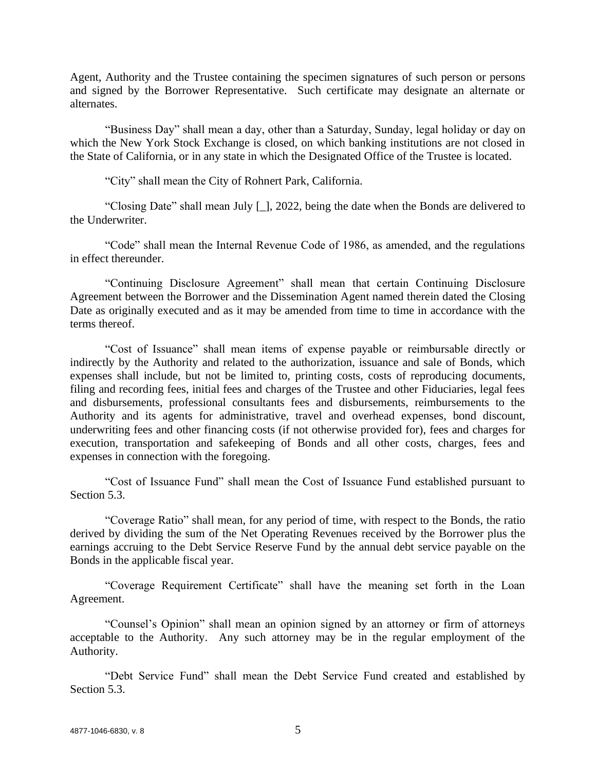Agent, Authority and the Trustee containing the specimen signatures of such person or persons and signed by the Borrower Representative. Such certificate may designate an alternate or alternates.

"Business Day" shall mean a day, other than a Saturday, Sunday, legal holiday or day on which the New York Stock Exchange is closed, on which banking institutions are not closed in the State of California, or in any state in which the Designated Office of the Trustee is located.

"City" shall mean the City of Rohnert Park, California.

"Closing Date" shall mean July [_], 2022, being the date when the Bonds are delivered to the Underwriter.

"Code" shall mean the Internal Revenue Code of 1986, as amended, and the regulations in effect thereunder.

"Continuing Disclosure Agreement" shall mean that certain Continuing Disclosure Agreement between the Borrower and the Dissemination Agent named therein dated the Closing Date as originally executed and as it may be amended from time to time in accordance with the terms thereof.

"Cost of Issuance" shall mean items of expense payable or reimbursable directly or indirectly by the Authority and related to the authorization, issuance and sale of Bonds, which expenses shall include, but not be limited to, printing costs, costs of reproducing documents, filing and recording fees, initial fees and charges of the Trustee and other Fiduciaries, legal fees and disbursements, professional consultants fees and disbursements, reimbursements to the Authority and its agents for administrative, travel and overhead expenses, bond discount, underwriting fees and other financing costs (if not otherwise provided for), fees and charges for execution, transportation and safekeeping of Bonds and all other costs, charges, fees and expenses in connection with the foregoing.

"Cost of Issuance Fund" shall mean the Cost of Issuance Fund established pursuant to Section 5.3.

"Coverage Ratio" shall mean, for any period of time, with respect to the Bonds, the ratio derived by dividing the sum of the Net Operating Revenues received by the Borrower plus the earnings accruing to the Debt Service Reserve Fund by the annual debt service payable on the Bonds in the applicable fiscal year.

"Coverage Requirement Certificate" shall have the meaning set forth in the Loan Agreement.

"Counsel's Opinion" shall mean an opinion signed by an attorney or firm of attorneys acceptable to the Authority. Any such attorney may be in the regular employment of the Authority.

"Debt Service Fund" shall mean the Debt Service Fund created and established by Section 5.3.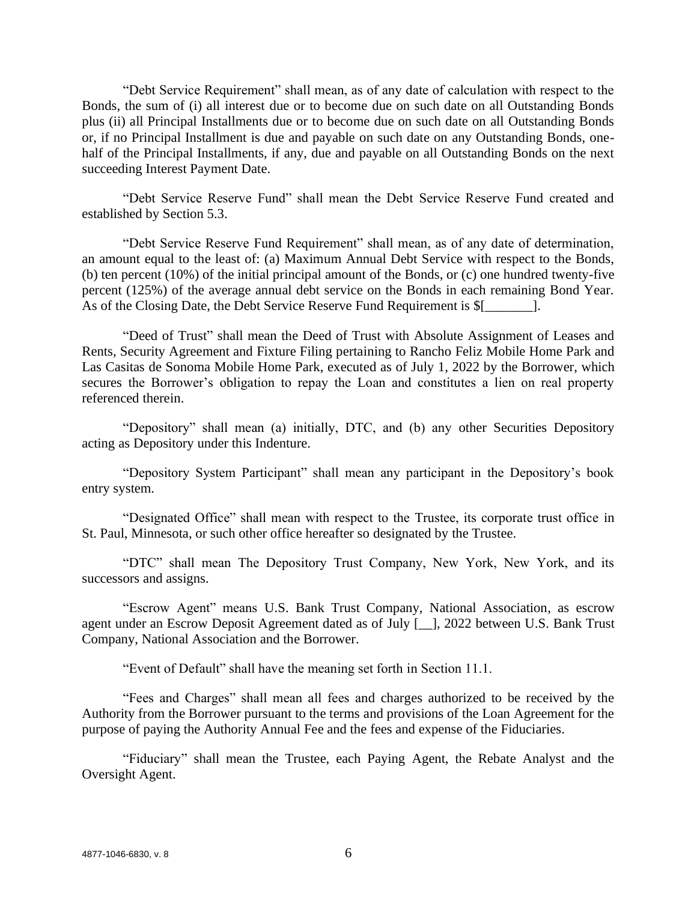"Debt Service Requirement" shall mean, as of any date of calculation with respect to the Bonds, the sum of (i) all interest due or to become due on such date on all Outstanding Bonds plus (ii) all Principal Installments due or to become due on such date on all Outstanding Bonds or, if no Principal Installment is due and payable on such date on any Outstanding Bonds, one-half of the Principal Installments, if any, due and payable on all Outstanding Bonds on the next succeeding Interest Payment Date.

"Debt Service Reserve Fund" shall mean the Debt Service Reserve Fund created and established by Section 5.3.

"Debt Service Reserve Fund Requirement" shall mean, as of any date of determination, an amount equal to the least of: (a) Maximum Annual Debt Service with respect to the Bonds, (b) ten percent (10%) of the initial principal amount of the Bonds, or (c) one hundred twenty-five percent (125%) of the average annual debt service on the Bonds in each remaining Bond Year. As of the Closing Date, the Debt Service Reserve Fund Requirement is $[_______].

"Deed of Trust" shall mean the Deed of Trust with Absolute Assignment of Leases and Rents, Security Agreement and Fixture Filing pertaining to Rancho Feliz Mobile Home Park and Las Casitas de Sonoma Mobile Home Park, executed as of July 1, 2022 by the Borrower, which secures the Borrower's obligation to repay the Loan and constitutes a lien on real property referenced therein.

"Depository" shall mean (a) initially, DTC, and (b) any other Securities Depository acting as Depository under this Indenture.

"Depository System Participant" shall mean any participant in the Depository's book entry system.

"Designated Office" shall mean with respect to the Trustee, its corporate trust office in St. Paul, Minnesota, or such other office hereafter so designated by the Trustee.

"DTC" shall mean The Depository Trust Company, New York, New York, and its successors and assigns.

"Escrow Agent" means U.S. Bank Trust Company, National Association, as escrow agent under an Escrow Deposit Agreement dated as of July [__], 2022 between U.S. Bank Trust Company, National Association and the Borrower.

"Event of Default" shall have the meaning set forth in Section 11.1.

"Fees and Charges" shall mean all fees and charges authorized to be received by the Authority from the Borrower pursuant to the terms and provisions of the Loan Agreement for the purpose of paying the Authority Annual Fee and the fees and expense of the Fiduciaries.

"Fiduciary" shall mean the Trustee, each Paying Agent, the Rebate Analyst and the Oversight Agent.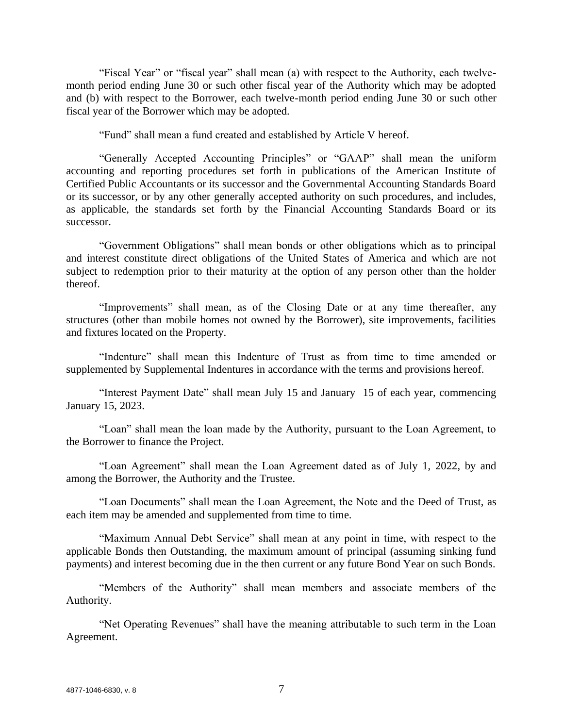"Fiscal Year" or "fiscal year" shall mean (a) with respect to the Authority, each twelve-month period ending June 30 or such other fiscal year of the Authority which may be adopted and (b) with respect to the Borrower, each twelve-month period ending June 30 or such other fiscal year of the Borrower which may be adopted.

"Fund" shall mean a fund created and established by Article V hereof.

"Generally Accepted Accounting Principles" or "GAAP" shall mean the uniform accounting and reporting procedures set forth in publications of the American Institute of Certified Public Accountants or its successor and the Governmental Accounting Standards Board or its successor, or by any other generally accepted authority on such procedures, and includes, as applicable, the standards set forth by the Financial Accounting Standards Board or its successor.

"Government Obligations" shall mean bonds or other obligations which as to principal and interest constitute direct obligations of the United States of America and which are not subject to redemption prior to their maturity at the option of any person other than the holder thereof.

"Improvements" shall mean, as of the Closing Date or at any time thereafter, any structures (other than mobile homes not owned by the Borrower), site improvements, facilities and fixtures located on the Property.

"Indenture" shall mean this Indenture of Trust as from time to time amended or supplemented by Supplemental Indentures in accordance with the terms and provisions hereof.

"Interest Payment Date" shall mean July 15 and January 15 of each year, commencing January 15, 2023.

"Loan" shall mean the loan made by the Authority, pursuant to the Loan Agreement, to the Borrower to finance the Project.

"Loan Agreement" shall mean the Loan Agreement dated as of July 1, 2022, by and among the Borrower, the Authority and the Trustee.

"Loan Documents" shall mean the Loan Agreement, the Note and the Deed of Trust, as each item may be amended and supplemented from time to time.

"Maximum Annual Debt Service" shall mean at any point in time, with respect to the applicable Bonds then Outstanding, the maximum amount of principal (assuming sinking fund payments) and interest becoming due in the then current or any future Bond Year on such Bonds.

"Members of the Authority" shall mean members and associate members of the Authority.

"Net Operating Revenues" shall have the meaning attributable to such term in the Loan Agreement.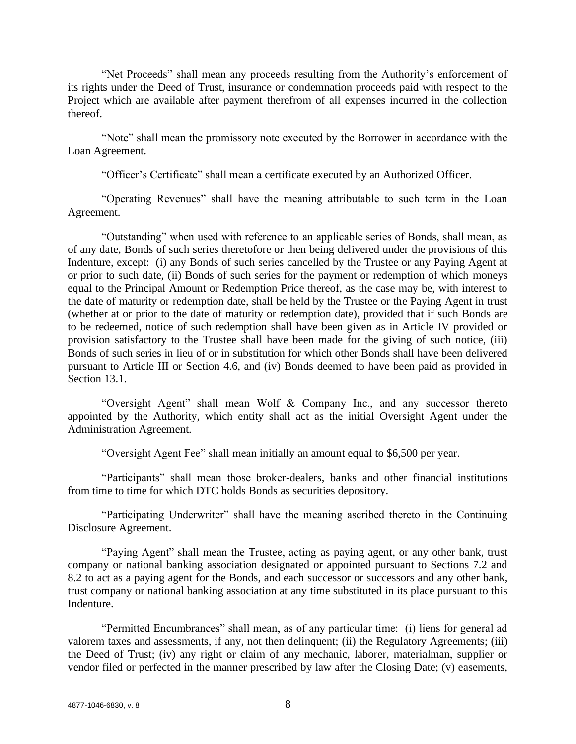"Net Proceeds" shall mean any proceeds resulting from the Authority's enforcement of its rights under the Deed of Trust, insurance or condemnation proceeds paid with respect to the Project which are available after payment therefrom of all expenses incurred in the collection thereof.

"Note" shall mean the promissory note executed by the Borrower in accordance with the Loan Agreement.

"Officer's Certificate" shall mean a certificate executed by an Authorized Officer.

"Operating Revenues" shall have the meaning attributable to such term in the Loan Agreement.

"Outstanding" when used with reference to an applicable series of Bonds, shall mean, as of any date, Bonds of such series theretofore or then being delivered under the provisions of this Indenture, except: (i) any Bonds of such series cancelled by the Trustee or any Paying Agent at or prior to such date, (ii) Bonds of such series for the payment or redemption of which moneys equal to the Principal Amount or Redemption Price thereof, as the case may be, with interest to the date of maturity or redemption date, shall be held by the Trustee or the Paying Agent in trust (whether at or prior to the date of maturity or redemption date), provided that if such Bonds are to be redeemed, notice of such redemption shall have been given as in Article IV provided or provision satisfactory to the Trustee shall have been made for the giving of such notice, (iii) Bonds of such series in lieu of or in substitution for which other Bonds shall have been delivered pursuant to Article III or Section 4.6, and (iv) Bonds deemed to have been paid as provided in Section 13.1.

"Oversight Agent" shall mean Wolf & Company Inc., and any successor thereto appointed by the Authority, which entity shall act as the initial Oversight Agent under the Administration Agreement.

"Oversight Agent Fee" shall mean initially an amount equal to $6,500 per year.

"Participants" shall mean those broker-dealers, banks and other financial institutions from time to time for which DTC holds Bonds as securities depository.

"Participating Underwriter" shall have the meaning ascribed thereto in the Continuing Disclosure Agreement.

"Paying Agent" shall mean the Trustee, acting as paying agent, or any other bank, trust company or national banking association designated or appointed pursuant to Sections 7.2 and 8.2 to act as a paying agent for the Bonds, and each successor or successors and any other bank, trust company or national banking association at any time substituted in its place pursuant to this Indenture.

"Permitted Encumbrances" shall mean, as of any particular time: (i) liens for general ad valorem taxes and assessments, if any, not then delinquent; (ii) the Regulatory Agreements; (iii) the Deed of Trust; (iv) any right or claim of any mechanic, laborer, materialman, supplier or vendor filed or perfected in the manner prescribed by law after the Closing Date; (v) easements,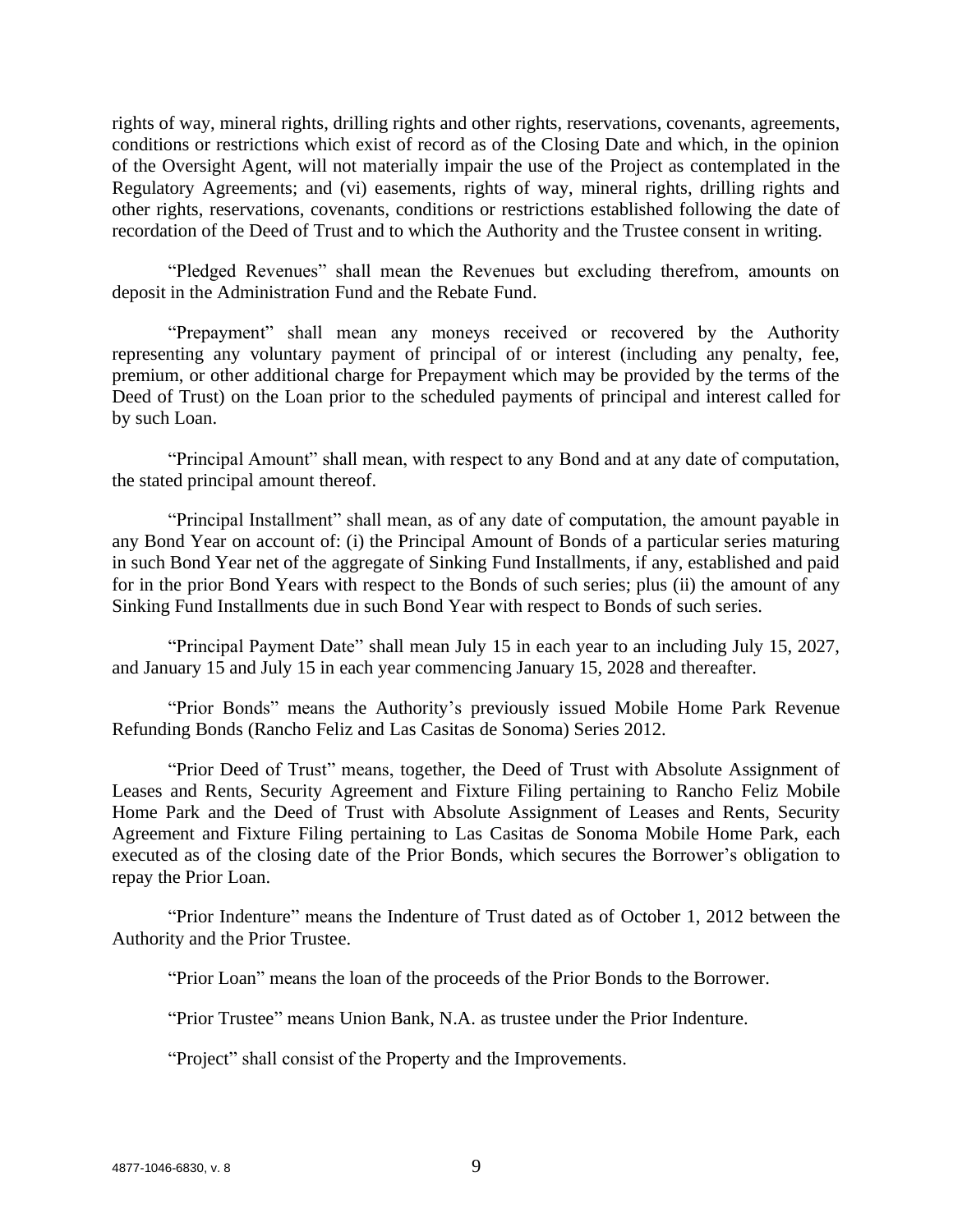rights of way, mineral rights, drilling rights and other rights, reservations, covenants, agreements, conditions or restrictions which exist of record as of the Closing Date and which, in the opinion of the Oversight Agent, will not materially impair the use of the Project as contemplated in the Regulatory Agreements; and (vi) easements, rights of way, mineral rights, drilling rights and other rights, reservations, covenants, conditions or restrictions established following the date of recordation of the Deed of Trust and to which the Authority and the Trustee consent in writing.

"Pledged Revenues" shall mean the Revenues but excluding therefrom, amounts on deposit in the Administration Fund and the Rebate Fund.

"Prepayment" shall mean any moneys received or recovered by the Authority representing any voluntary payment of principal of or interest (including any penalty, fee, premium, or other additional charge for Prepayment which may be provided by the terms of the Deed of Trust) on the Loan prior to the scheduled payments of principal and interest called for by such Loan.

"Principal Amount" shall mean, with respect to any Bond and at any date of computation, the stated principal amount thereof.

"Principal Installment" shall mean, as of any date of computation, the amount payable in any Bond Year on account of: (i) the Principal Amount of Bonds of a particular series maturing in such Bond Year net of the aggregate of Sinking Fund Installments, if any, established and paid for in the prior Bond Years with respect to the Bonds of such series; plus (ii) the amount of any Sinking Fund Installments due in such Bond Year with respect to Bonds of such series.

"Principal Payment Date" shall mean July 15 in each year to an including July 15, 2027, and January 15 and July 15 in each year commencing January 15, 2028 and thereafter.

"Prior Bonds" means the Authority's previously issued Mobile Home Park Revenue Refunding Bonds (Rancho Feliz and Las Casitas de Sonoma) Series 2012.

"Prior Deed of Trust" means, together, the Deed of Trust with Absolute Assignment of Leases and Rents, Security Agreement and Fixture Filing pertaining to Rancho Feliz Mobile Home Park and the Deed of Trust with Absolute Assignment of Leases and Rents, Security Agreement and Fixture Filing pertaining to Las Casitas de Sonoma Mobile Home Park, each executed as of the closing date of the Prior Bonds, which secures the Borrower's obligation to repay the Prior Loan.

"Prior Indenture" means the Indenture of Trust dated as of October 1, 2012 between the Authority and the Prior Trustee.

"Prior Loan" means the loan of the proceeds of the Prior Bonds to the Borrower.

"Prior Trustee" means Union Bank, N.A. as trustee under the Prior Indenture.

"Project" shall consist of the Property and the Improvements.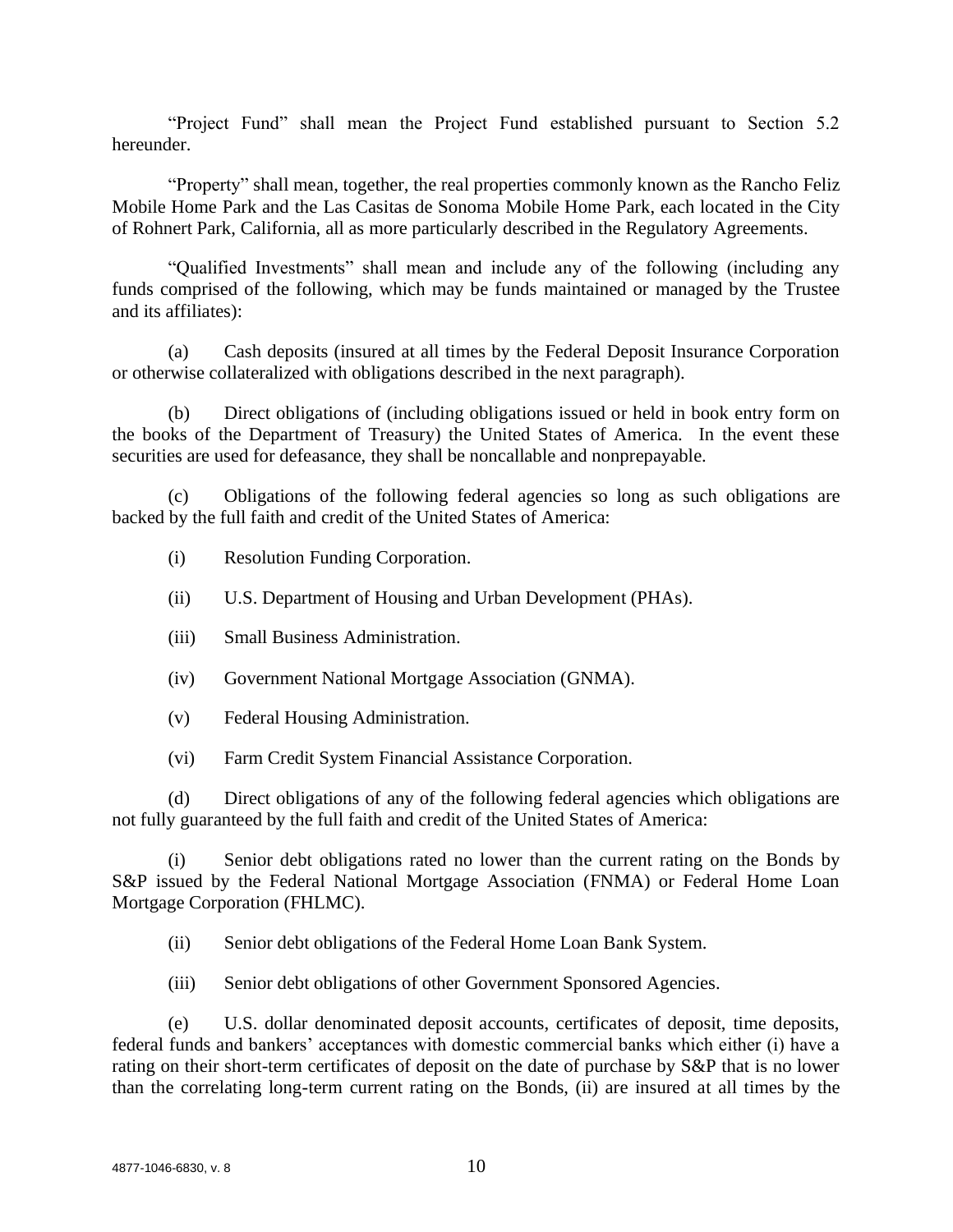"Project Fund" shall mean the Project Fund established pursuant to Section 5.2 hereunder.

"Property" shall mean, together, the real properties commonly known as the Rancho Feliz Mobile Home Park and the Las Casitas de Sonoma Mobile Home Park, each located in the City of Rohnert Park, California, all as more particularly described in the Regulatory Agreements.

"Qualified Investments" shall mean and include any of the following (including any funds comprised of the following, which may be funds maintained or managed by the Trustee and its affiliates):

(a) Cash deposits (insured at all times by the Federal Deposit Insurance Corporation or otherwise collateralized with obligations described in the next paragraph).

(b) Direct obligations of (including obligations issued or held in book entry form on the books of the Department of Treasury) the United States of America. In the event these securities are used for defeasance, they shall be noncallable and nonprepayable.

(c) Obligations of the following federal agencies so long as such obligations are backed by the full faith and credit of the United States of America:

(i) Resolution Funding Corporation.

(ii) U.S. Department of Housing and Urban Development (PHAs).

(iii) Small Business Administration.

(iv) Government National Mortgage Association (GNMA).

(v) Federal Housing Administration.

(vi) Farm Credit System Financial Assistance Corporation.

(d) Direct obligations of any of the following federal agencies which obligations are not fully guaranteed by the full faith and credit of the United States of America:

(i) Senior debt obligations rated no lower than the current rating on the Bonds by S&P issued by the Federal National Mortgage Association (FNMA) or Federal Home Loan Mortgage Corporation (FHLMC).

(ii) Senior debt obligations of the Federal Home Loan Bank System.

(iii) Senior debt obligations of other Government Sponsored Agencies.

(e) U.S. dollar denominated deposit accounts, certificates of deposit, time deposits, federal funds and bankers' acceptances with domestic commercial banks which either (i) have a rating on their short-term certificates of deposit on the date of purchase by S&P that is no lower than the correlating long-term current rating on the Bonds, (ii) are insured at all times by the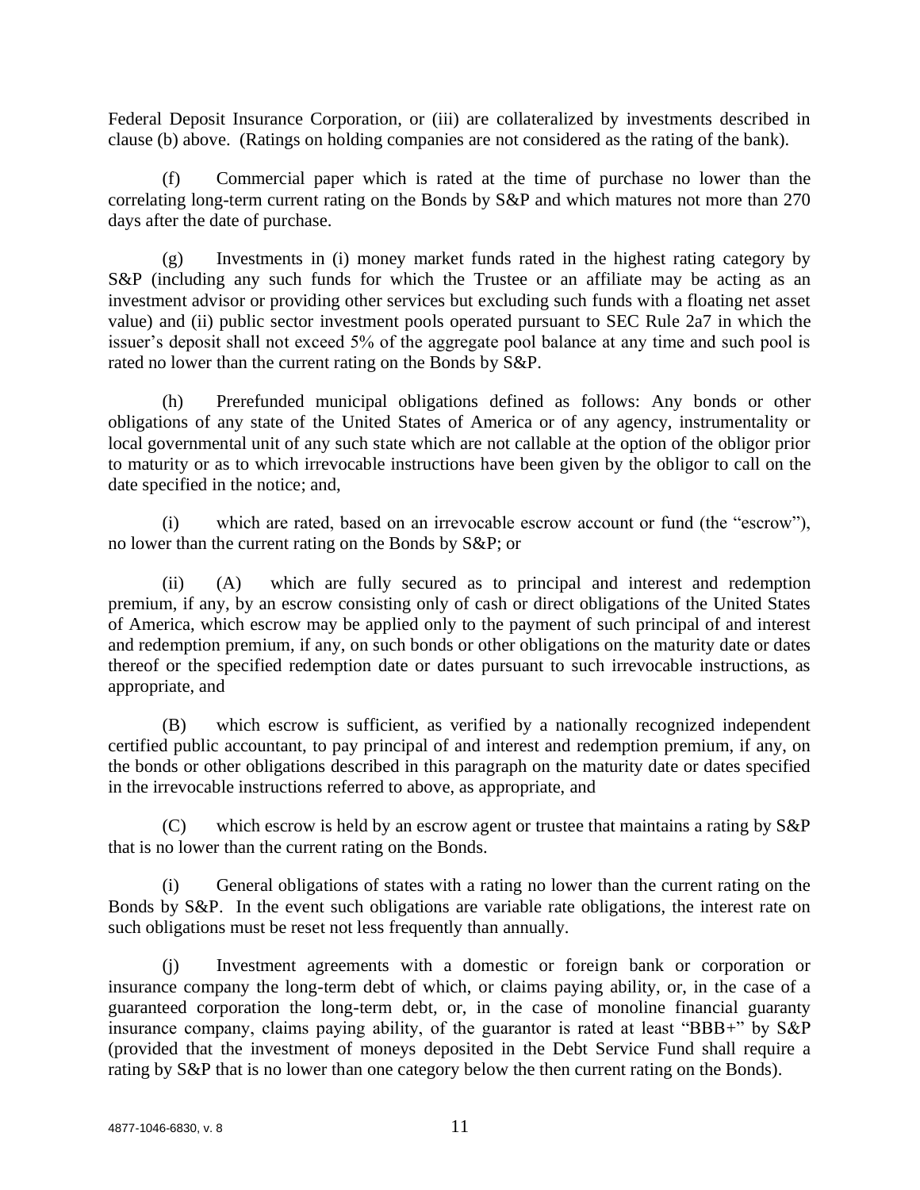Federal Deposit Insurance Corporation, or (iii) are collateralized by investments described in clause (b) above. (Ratings on holding companies are not considered as the rating of the bank).

(f) Commercial paper which is rated at the time of purchase no lower than the correlating long-term current rating on the Bonds by S&P and which matures not more than 270 days after the date of purchase.

(g) Investments in (i) money market funds rated in the highest rating category by S&P (including any such funds for which the Trustee or an affiliate may be acting as an investment advisor or providing other services but excluding such funds with a floating net asset value) and (ii) public sector investment pools operated pursuant to SEC Rule 2a7 in which the issuer's deposit shall not exceed 5% of the aggregate pool balance at any time and such pool is rated no lower than the current rating on the Bonds by S&P.

(h) Prerefunded municipal obligations defined as follows: Any bonds or other obligations of any state of the United States of America or of any agency, instrumentality or local governmental unit of any such state which are not callable at the option of the obligor prior to maturity or as to which irrevocable instructions have been given by the obligor to call on the date specified in the notice; and,

(i) which are rated, based on an irrevocable escrow account or fund (the "escrow"), no lower than the current rating on the Bonds by S&P; or

(ii) (A) which are fully secured as to principal and interest and redemption premium, if any, by an escrow consisting only of cash or direct obligations of the United States of America, which escrow may be applied only to the payment of such principal of and interest and redemption premium, if any, on such bonds or other obligations on the maturity date or dates thereof or the specified redemption date or dates pursuant to such irrevocable instructions, as appropriate, and

(B) which escrow is sufficient, as verified by a nationally recognized independent certified public accountant, to pay principal of and interest and redemption premium, if any, on the bonds or other obligations described in this paragraph on the maturity date or dates specified in the irrevocable instructions referred to above, as appropriate, and

(C) which escrow is held by an escrow agent or trustee that maintains a rating by S&P that is no lower than the current rating on the Bonds.

(i) General obligations of states with a rating no lower than the current rating on the Bonds by S&P. In the event such obligations are variable rate obligations, the interest rate on such obligations must be reset not less frequently than annually.

(j) Investment agreements with a domestic or foreign bank or corporation or insurance company the long-term debt of which, or claims paying ability, or, in the case of a guaranteed corporation the long-term debt, or, in the case of monoline financial guaranty insurance company, claims paying ability, of the guarantor is rated at least "BBB+" by S&P (provided that the investment of moneys deposited in the Debt Service Fund shall require a rating by S&P that is no lower than one category below the then current rating on the Bonds).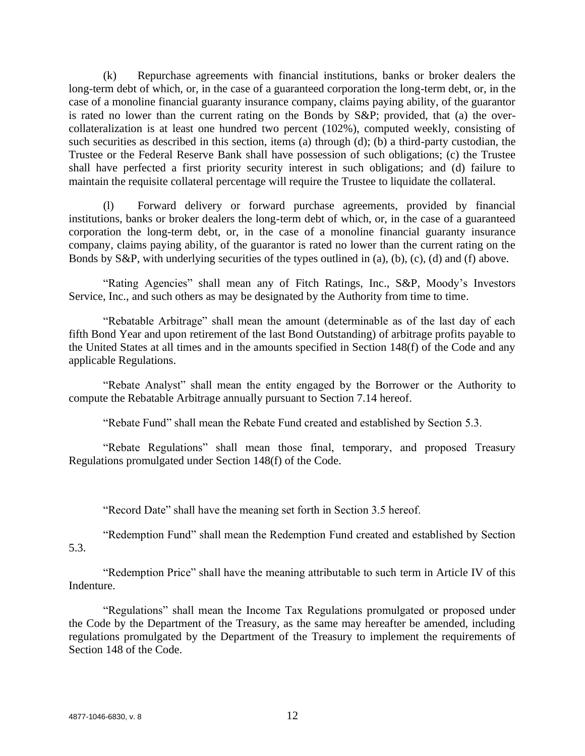(k) Repurchase agreements with financial institutions, banks or broker dealers the long-term debt of which, or, in the case of a guaranteed corporation the long-term debt, or, in the case of a monoline financial guaranty insurance company, claims paying ability, of the guarantor is rated no lower than the current rating on the Bonds by S&P; provided, that (a) the over-collateralization is at least one hundred two percent (102%), computed weekly, consisting of such securities as described in this section, items (a) through (d); (b) a third-party custodian, the Trustee or the Federal Reserve Bank shall have possession of such obligations; (c) the Trustee shall have perfected a first priority security interest in such obligations; and (d) failure to maintain the requisite collateral percentage will require the Trustee to liquidate the collateral.

(l) Forward delivery or forward purchase agreements, provided by financial institutions, banks or broker dealers the long-term debt of which, or, in the case of a guaranteed corporation the long-term debt, or, in the case of a monoline financial guaranty insurance company, claims paying ability, of the guarantor is rated no lower than the current rating on the Bonds by S&P, with underlying securities of the types outlined in (a), (b), (c), (d) and (f) above.

"Rating Agencies" shall mean any of Fitch Ratings, Inc., S&P, Moody's Investors Service, Inc., and such others as may be designated by the Authority from time to time.

"Rebatable Arbitrage" shall mean the amount (determinable as of the last day of each fifth Bond Year and upon retirement of the last Bond Outstanding) of arbitrage profits payable to the United States at all times and in the amounts specified in Section 148(f) of the Code and any applicable Regulations.

"Rebate Analyst" shall mean the entity engaged by the Borrower or the Authority to compute the Rebatable Arbitrage annually pursuant to Section 7.14 hereof.

"Rebate Fund" shall mean the Rebate Fund created and established by Section 5.3.

"Rebate Regulations" shall mean those final, temporary, and proposed Treasury Regulations promulgated under Section 148(f) of the Code.

"Record Date" shall have the meaning set forth in Section 3.5 hereof.

"Redemption Fund" shall mean the Redemption Fund created and established by Section 5.3.

"Redemption Price" shall have the meaning attributable to such term in Article IV of this Indenture.

"Regulations" shall mean the Income Tax Regulations promulgated or proposed under the Code by the Department of the Treasury, as the same may hereafter be amended, including regulations promulgated by the Department of the Treasury to implement the requirements of Section 148 of the Code.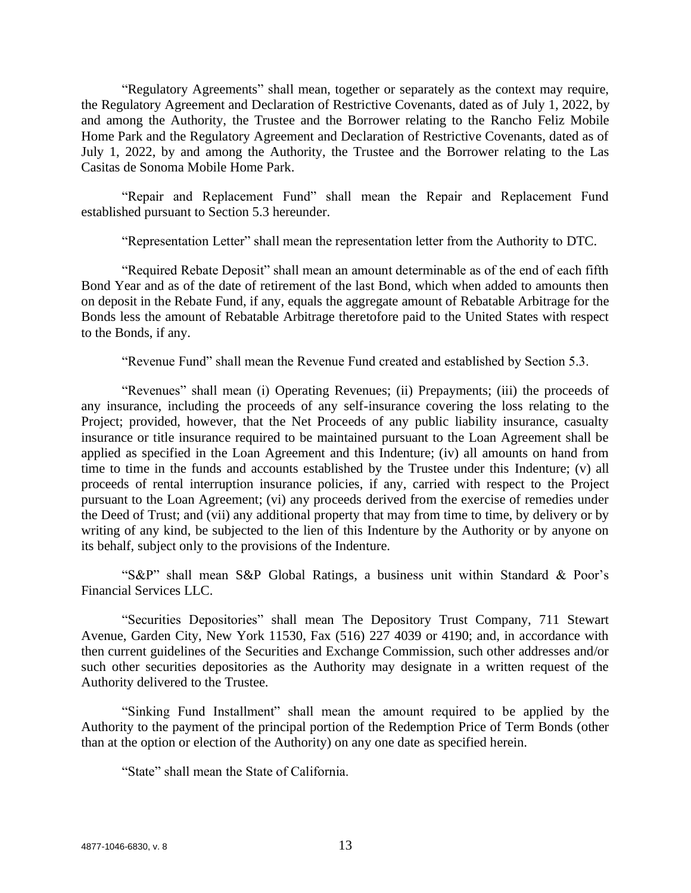"Regulatory Agreements" shall mean, together or separately as the context may require, the Regulatory Agreement and Declaration of Restrictive Covenants, dated as of July 1, 2022, by and among the Authority, the Trustee and the Borrower relating to the Rancho Feliz Mobile Home Park and the Regulatory Agreement and Declaration of Restrictive Covenants, dated as of July 1, 2022, by and among the Authority, the Trustee and the Borrower relating to the Las Casitas de Sonoma Mobile Home Park.

"Repair and Replacement Fund" shall mean the Repair and Replacement Fund established pursuant to Section 5.3 hereunder.

"Representation Letter" shall mean the representation letter from the Authority to DTC.

"Required Rebate Deposit" shall mean an amount determinable as of the end of each fifth Bond Year and as of the date of retirement of the last Bond, which when added to amounts then on deposit in the Rebate Fund, if any, equals the aggregate amount of Rebatable Arbitrage for the Bonds less the amount of Rebatable Arbitrage theretofore paid to the United States with respect to the Bonds, if any.

"Revenue Fund" shall mean the Revenue Fund created and established by Section 5.3.

"Revenues" shall mean (i) Operating Revenues; (ii) Prepayments; (iii) the proceeds of any insurance, including the proceeds of any self-insurance covering the loss relating to the Project; provided, however, that the Net Proceeds of any public liability insurance, casualty insurance or title insurance required to be maintained pursuant to the Loan Agreement shall be applied as specified in the Loan Agreement and this Indenture; (iv) all amounts on hand from time to time in the funds and accounts established by the Trustee under this Indenture; (v) all proceeds of rental interruption insurance policies, if any, carried with respect to the Project pursuant to the Loan Agreement; (vi) any proceeds derived from the exercise of remedies under the Deed of Trust; and (vii) any additional property that may from time to time, by delivery or by writing of any kind, be subjected to the lien of this Indenture by the Authority or by anyone on its behalf, subject only to the provisions of the Indenture.

"S&P" shall mean S&P Global Ratings, a business unit within Standard & Poor's Financial Services LLC.

"Securities Depositories" shall mean The Depository Trust Company, 711 Stewart Avenue, Garden City, New York 11530, Fax (516) 227 4039 or 4190; and, in accordance with then current guidelines of the Securities and Exchange Commission, such other addresses and/or such other securities depositories as the Authority may designate in a written request of the Authority delivered to the Trustee.

"Sinking Fund Installment" shall mean the amount required to be applied by the Authority to the payment of the principal portion of the Redemption Price of Term Bonds (other than at the option or election of the Authority) on any one date as specified herein.

"State" shall mean the State of California.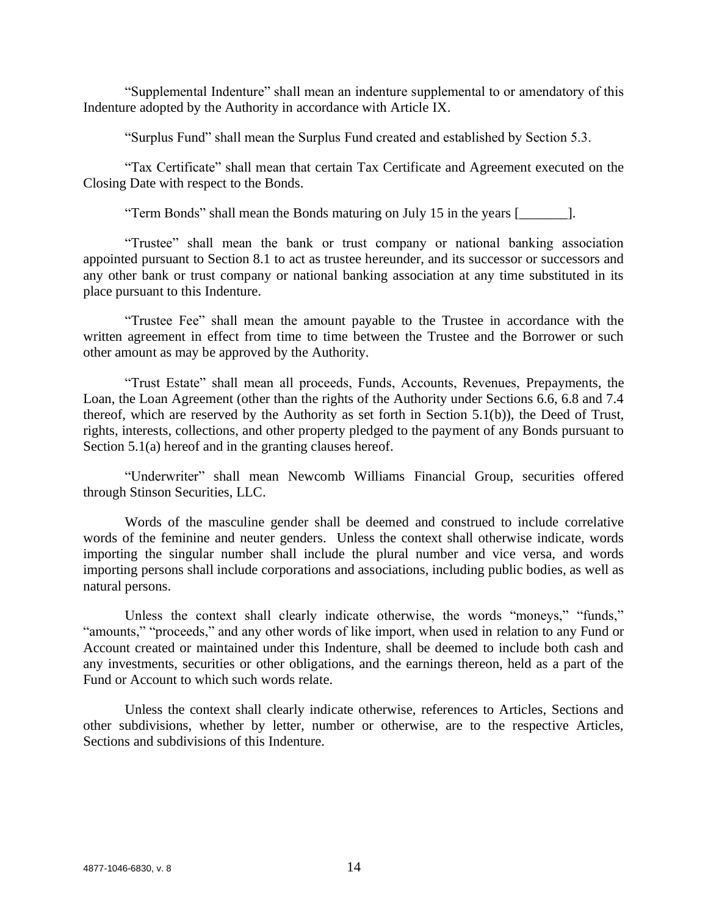"Supplemental Indenture" shall mean an indenture supplemental to or amendatory of this Indenture adopted by the Authority in accordance with Article IX.

"Surplus Fund" shall mean the Surplus Fund created and established by Section 5.3.

"Tax Certificate" shall mean that certain Tax Certificate and Agreement executed on the Closing Date with respect to the Bonds.

"Term Bonds" shall mean the Bonds maturing on July 15 in the years [_______].

"Trustee" shall mean the bank or trust company or national banking association appointed pursuant to Section 8.1 to act as trustee hereunder, and its successor or successors and any other bank or trust company or national banking association at any time substituted in its place pursuant to this Indenture.

"Trustee Fee" shall mean the amount payable to the Trustee in accordance with the written agreement in effect from time to time between the Trustee and the Borrower or such other amount as may be approved by the Authority.

"Trust Estate" shall mean all proceeds, Funds, Accounts, Revenues, Prepayments, the Loan, the Loan Agreement (other than the rights of the Authority under Sections 6.6, 6.8 and 7.4 thereof, which are reserved by the Authority as set forth in Section 5.1(b)), the Deed of Trust, rights, interests, collections, and other property pledged to the payment of any Bonds pursuant to Section 5.1(a) hereof and in the granting clauses hereof.

"Underwriter" shall mean Newcomb Williams Financial Group, securities offered through Stinson Securities, LLC.

Words of the masculine gender shall be deemed and construed to include correlative words of the feminine and neuter genders. Unless the context shall otherwise indicate, words importing the singular number shall include the plural number and vice versa, and words importing persons shall include corporations and associations, including public bodies, as well as natural persons.

Unless the context shall clearly indicate otherwise, the words "moneys," "funds," "amounts," "proceeds," and any other words of like import, when used in relation to any Fund or Account created or maintained under this Indenture, shall be deemed to include both cash and any investments, securities or other obligations, and the earnings thereon, held as a part of the Fund or Account to which such words relate.

Unless the context shall clearly indicate otherwise, references to Articles, Sections and other subdivisions, whether by letter, number or otherwise, are to the respective Articles, Sections and subdivisions of this Indenture.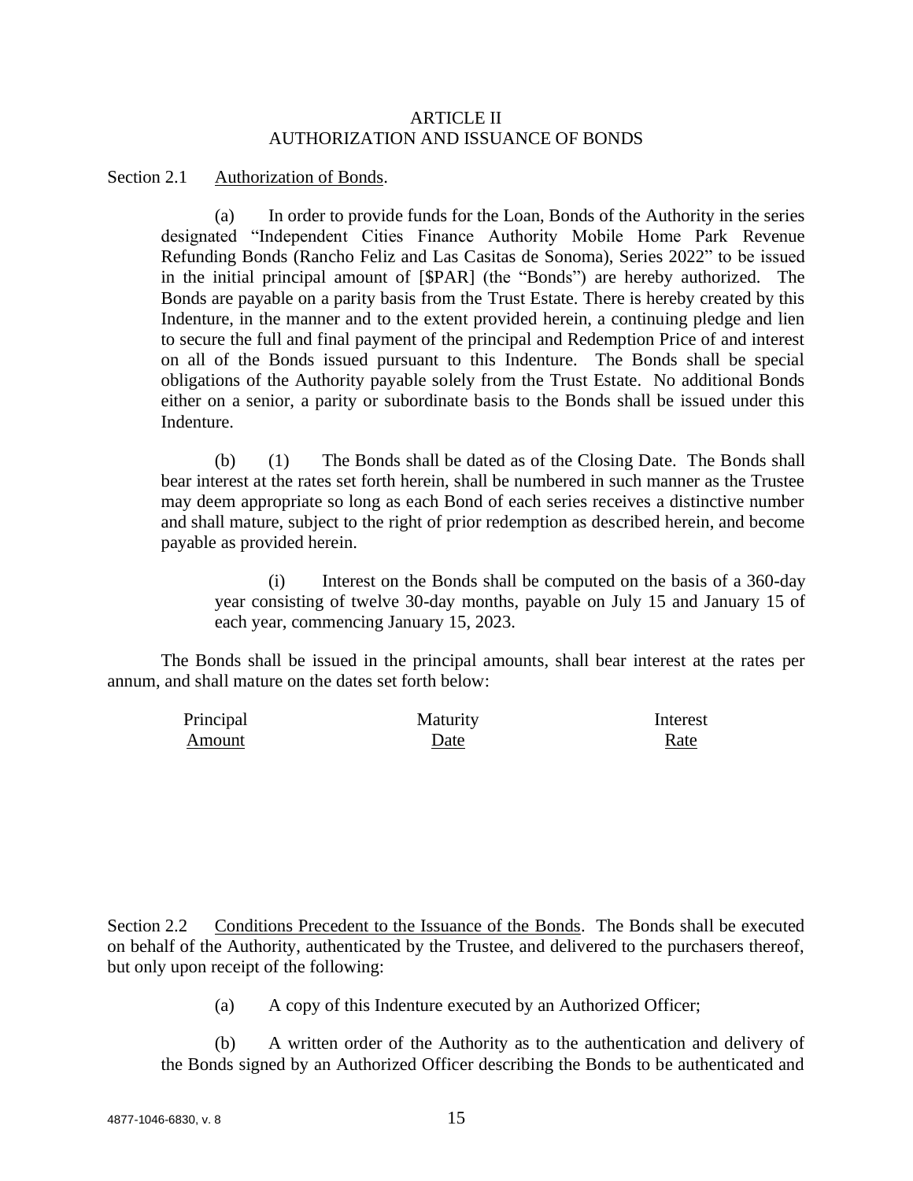## ARTICLE II
## AUTHORIZATION AND ISSUANCE OF BONDS

Section 2.1 Authorization of Bonds.

(a) In order to provide funds for the Loan, Bonds of the Authority in the series designated "Independent Cities Finance Authority Mobile Home Park Revenue Refunding Bonds (Rancho Feliz and Las Casitas de Sonoma), Series 2022" to be issued in the initial principal amount of [$PAR] (the "Bonds") are hereby authorized. The Bonds are payable on a parity basis from the Trust Estate. There is hereby created by this Indenture, in the manner and to the extent provided herein, a continuing pledge and lien to secure the full and final payment of the principal and Redemption Price of and interest on all of the Bonds issued pursuant to this Indenture. The Bonds shall be special obligations of the Authority payable solely from the Trust Estate. No additional Bonds either on a senior, a parity or subordinate basis to the Bonds shall be issued under this Indenture.

(b) (1) The Bonds shall be dated as of the Closing Date. The Bonds shall bear interest at the rates set forth herein, shall be numbered in such manner as the Trustee may deem appropriate so long as each Bond of each series receives a distinctive number and shall mature, subject to the right of prior redemption as described herein, and become payable as provided herein.

(i) Interest on the Bonds shall be computed on the basis of a 360-day year consisting of twelve 30-day months, payable on July 15 and January 15 of each year, commencing January 15, 2023.

The Bonds shall be issued in the principal amounts, shall bear interest at the rates per annum, and shall mature on the dates set forth below:

| Principal Amount | Maturity Date | Interest Rate |
|---|---|---|
| | | |

Section 2.2 Conditions Precedent to the Issuance of the Bonds. The Bonds shall be executed on behalf of the Authority, authenticated by the Trustee, and delivered to the purchasers thereof, but only upon receipt of the following:

(a) A copy of this Indenture executed by an Authorized Officer;

(b) A written order of the Authority as to the authentication and delivery of the Bonds signed by an Authorized Officer describing the Bonds to be authenticated and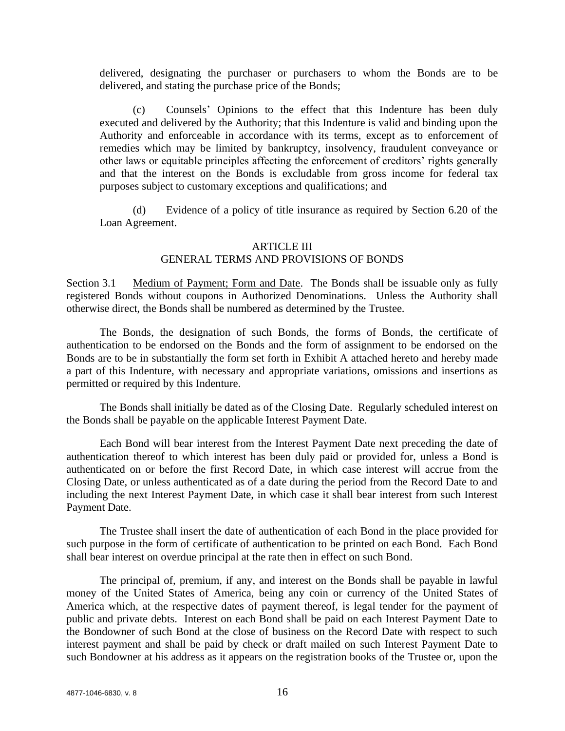delivered, designating the purchaser or purchasers to whom the Bonds are to be delivered, and stating the purchase price of the Bonds;

(c) Counsels' Opinions to the effect that this Indenture has been duly executed and delivered by the Authority; that this Indenture is valid and binding upon the Authority and enforceable in accordance with its terms, except as to enforcement of remedies which may be limited by bankruptcy, insolvency, fraudulent conveyance or other laws or equitable principles affecting the enforcement of creditors' rights generally and that the interest on the Bonds is excludable from gross income for federal tax purposes subject to customary exceptions and qualifications; and

(d) Evidence of a policy of title insurance as required by Section 6.20 of the Loan Agreement.

## ARTICLE III
## GENERAL TERMS AND PROVISIONS OF BONDS

Section 3.1 Medium of Payment; Form and Date. The Bonds shall be issuable only as fully registered Bonds without coupons in Authorized Denominations. Unless the Authority shall otherwise direct, the Bonds shall be numbered as determined by the Trustee.

The Bonds, the designation of such Bonds, the forms of Bonds, the certificate of authentication to be endorsed on the Bonds and the form of assignment to be endorsed on the Bonds are to be in substantially the form set forth in Exhibit A attached hereto and hereby made a part of this Indenture, with necessary and appropriate variations, omissions and insertions as permitted or required by this Indenture.

The Bonds shall initially be dated as of the Closing Date. Regularly scheduled interest on the Bonds shall be payable on the applicable Interest Payment Date.

Each Bond will bear interest from the Interest Payment Date next preceding the date of authentication thereof to which interest has been duly paid or provided for, unless a Bond is authenticated on or before the first Record Date, in which case interest will accrue from the Closing Date, or unless authenticated as of a date during the period from the Record Date to and including the next Interest Payment Date, in which case it shall bear interest from such Interest Payment Date.

The Trustee shall insert the date of authentication of each Bond in the place provided for such purpose in the form of certificate of authentication to be printed on each Bond. Each Bond shall bear interest on overdue principal at the rate then in effect on such Bond.

The principal of, premium, if any, and interest on the Bonds shall be payable in lawful money of the United States of America, being any coin or currency of the United States of America which, at the respective dates of payment thereof, is legal tender for the payment of public and private debts. Interest on each Bond shall be paid on each Interest Payment Date to the Bondowner of such Bond at the close of business on the Record Date with respect to such interest payment and shall be paid by check or draft mailed on such Interest Payment Date to such Bondowner at his address as it appears on the registration books of the Trustee or, upon the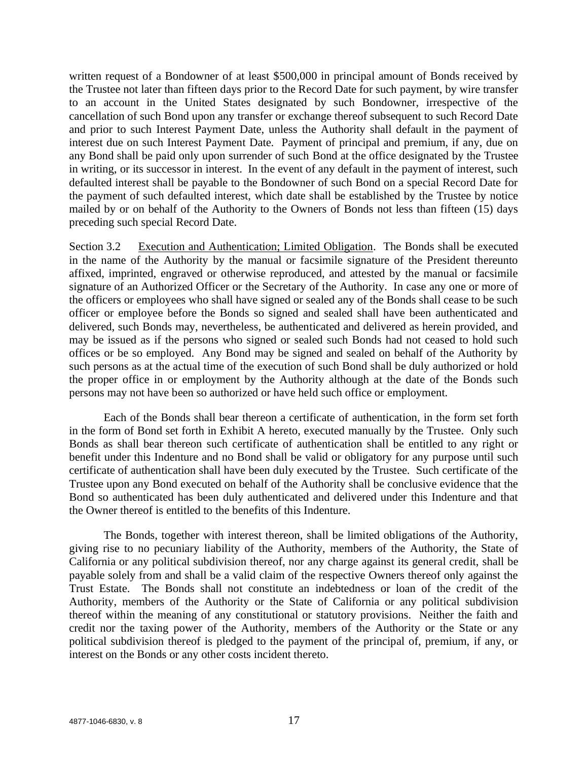written request of a Bondowner of at least $500,000 in principal amount of Bonds received by the Trustee not later than fifteen days prior to the Record Date for such payment, by wire transfer to an account in the United States designated by such Bondowner, irrespective of the cancellation of such Bond upon any transfer or exchange thereof subsequent to such Record Date and prior to such Interest Payment Date, unless the Authority shall default in the payment of interest due on such Interest Payment Date. Payment of principal and premium, if any, due on any Bond shall be paid only upon surrender of such Bond at the office designated by the Trustee in writing, or its successor in interest. In the event of any default in the payment of interest, such defaulted interest shall be payable to the Bondowner of such Bond on a special Record Date for the payment of such defaulted interest, which date shall be established by the Trustee by notice mailed by or on behalf of the Authority to the Owners of Bonds not less than fifteen (15) days preceding such special Record Date.

Section 3.2 Execution and Authentication; Limited Obligation. The Bonds shall be executed in the name of the Authority by the manual or facsimile signature of the President thereunto affixed, imprinted, engraved or otherwise reproduced, and attested by the manual or facsimile signature of an Authorized Officer or the Secretary of the Authority. In case any one or more of the officers or employees who shall have signed or sealed any of the Bonds shall cease to be such officer or employee before the Bonds so signed and sealed shall have been authenticated and delivered, such Bonds may, nevertheless, be authenticated and delivered as herein provided, and may be issued as if the persons who signed or sealed such Bonds had not ceased to hold such offices or be so employed. Any Bond may be signed and sealed on behalf of the Authority by such persons as at the actual time of the execution of such Bond shall be duly authorized or hold the proper office in or employment by the Authority although at the date of the Bonds such persons may not have been so authorized or have held such office or employment.

Each of the Bonds shall bear thereon a certificate of authentication, in the form set forth in the form of Bond set forth in Exhibit A hereto, executed manually by the Trustee. Only such Bonds as shall bear thereon such certificate of authentication shall be entitled to any right or benefit under this Indenture and no Bond shall be valid or obligatory for any purpose until such certificate of authentication shall have been duly executed by the Trustee. Such certificate of the Trustee upon any Bond executed on behalf of the Authority shall be conclusive evidence that the Bond so authenticated has been duly authenticated and delivered under this Indenture and that the Owner thereof is entitled to the benefits of this Indenture.

The Bonds, together with interest thereon, shall be limited obligations of the Authority, giving rise to no pecuniary liability of the Authority, members of the Authority, the State of California or any political subdivision thereof, nor any charge against its general credit, shall be payable solely from and shall be a valid claim of the respective Owners thereof only against the Trust Estate. The Bonds shall not constitute an indebtedness or loan of the credit of the Authority, members of the Authority or the State of California or any political subdivision thereof within the meaning of any constitutional or statutory provisions. Neither the faith and credit nor the taxing power of the Authority, members of the Authority or the State or any political subdivision thereof is pledged to the payment of the principal of, premium, if any, or interest on the Bonds or any other costs incident thereto.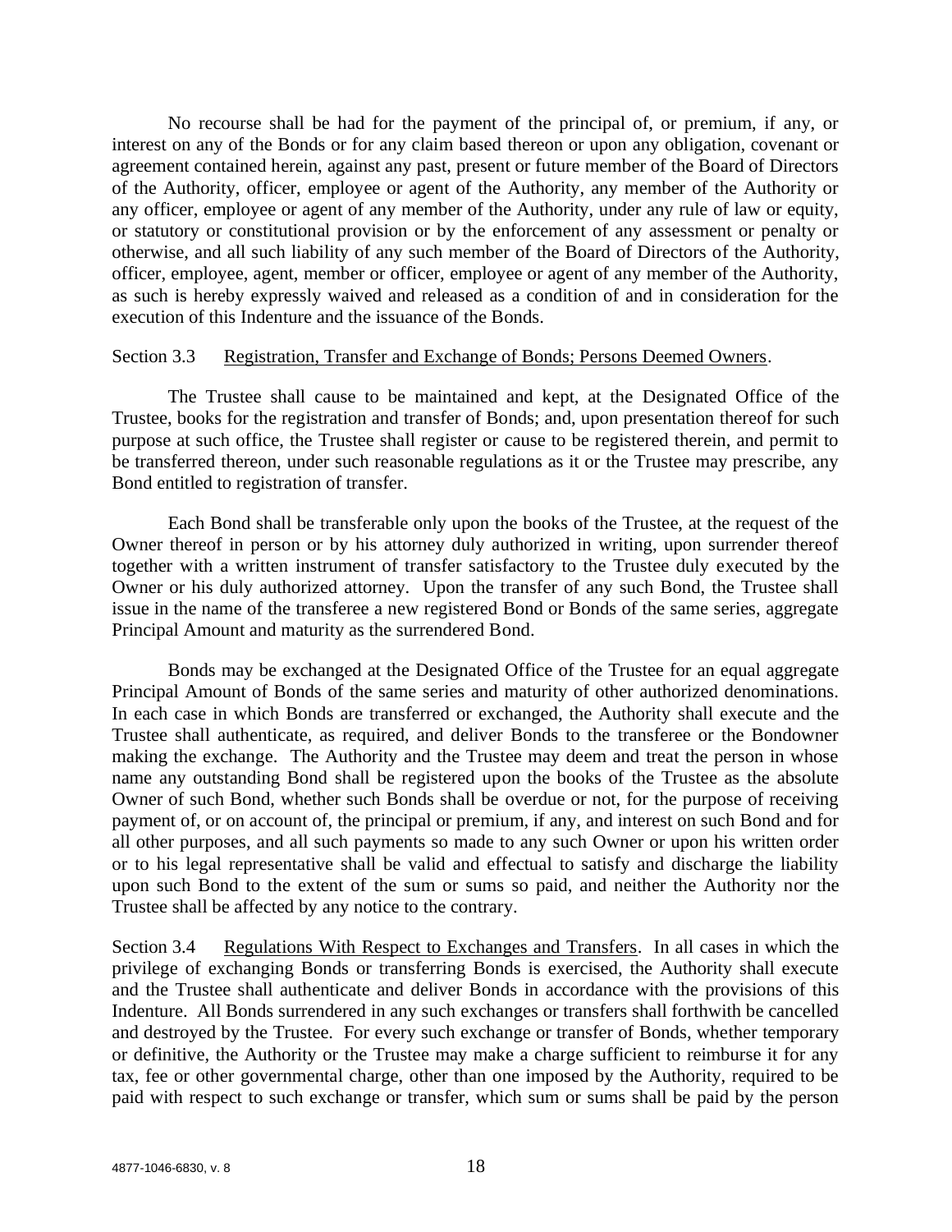No recourse shall be had for the payment of the principal of, or premium, if any, or interest on any of the Bonds or for any claim based thereon or upon any obligation, covenant or agreement contained herein, against any past, present or future member of the Board of Directors of the Authority, officer, employee or agent of the Authority, any member of the Authority or any officer, employee or agent of any member of the Authority, under any rule of law or equity, or statutory or constitutional provision or by the enforcement of any assessment or penalty or otherwise, and all such liability of any such member of the Board of Directors of the Authority, officer, employee, agent, member or officer, employee or agent of any member of the Authority, as such is hereby expressly waived and released as a condition of and in consideration for the execution of this Indenture and the issuance of the Bonds.

Section 3.3 Registration, Transfer and Exchange of Bonds; Persons Deemed Owners.

The Trustee shall cause to be maintained and kept, at the Designated Office of the Trustee, books for the registration and transfer of Bonds; and, upon presentation thereof for such purpose at such office, the Trustee shall register or cause to be registered therein, and permit to be transferred thereon, under such reasonable regulations as it or the Trustee may prescribe, any Bond entitled to registration of transfer.

Each Bond shall be transferable only upon the books of the Trustee, at the request of the Owner thereof in person or by his attorney duly authorized in writing, upon surrender thereof together with a written instrument of transfer satisfactory to the Trustee duly executed by the Owner or his duly authorized attorney. Upon the transfer of any such Bond, the Trustee shall issue in the name of the transferee a new registered Bond or Bonds of the same series, aggregate Principal Amount and maturity as the surrendered Bond.

Bonds may be exchanged at the Designated Office of the Trustee for an equal aggregate Principal Amount of Bonds of the same series and maturity of other authorized denominations. In each case in which Bonds are transferred or exchanged, the Authority shall execute and the Trustee shall authenticate, as required, and deliver Bonds to the transferee or the Bondowner making the exchange. The Authority and the Trustee may deem and treat the person in whose name any outstanding Bond shall be registered upon the books of the Trustee as the absolute Owner of such Bond, whether such Bonds shall be overdue or not, for the purpose of receiving payment of, or on account of, the principal or premium, if any, and interest on such Bond and for all other purposes, and all such payments so made to any such Owner or upon his written order or to his legal representative shall be valid and effectual to satisfy and discharge the liability upon such Bond to the extent of the sum or sums so paid, and neither the Authority nor the Trustee shall be affected by any notice to the contrary.

Section 3.4 Regulations With Respect to Exchanges and Transfers. In all cases in which the privilege of exchanging Bonds or transferring Bonds is exercised, the Authority shall execute and the Trustee shall authenticate and deliver Bonds in accordance with the provisions of this Indenture. All Bonds surrendered in any such exchanges or transfers shall forthwith be cancelled and destroyed by the Trustee. For every such exchange or transfer of Bonds, whether temporary or definitive, the Authority or the Trustee may make a charge sufficient to reimburse it for any tax, fee or other governmental charge, other than one imposed by the Authority, required to be paid with respect to such exchange or transfer, which sum or sums shall be paid by the person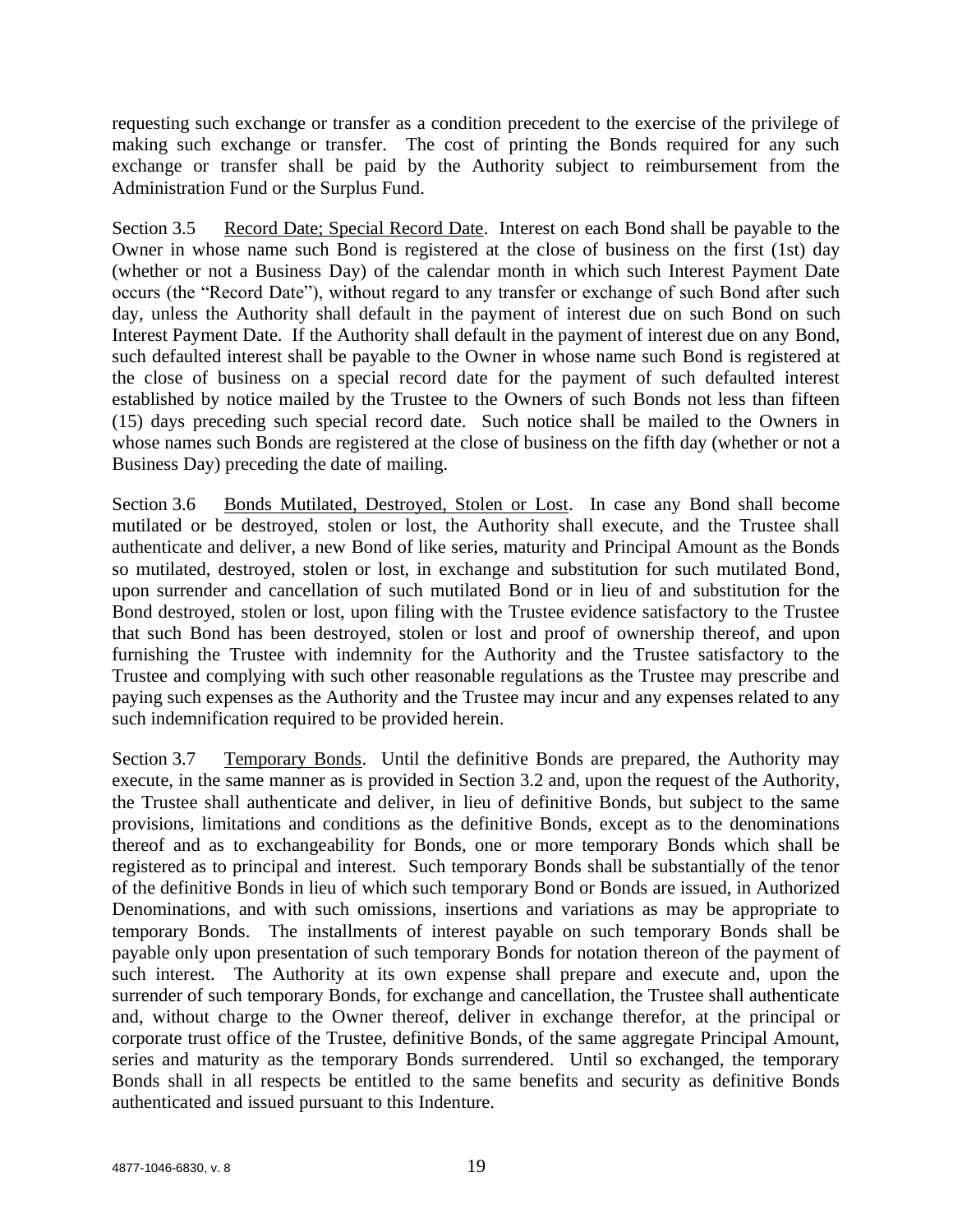requesting such exchange or transfer as a condition precedent to the exercise of the privilege of making such exchange or transfer. The cost of printing the Bonds required for any such exchange or transfer shall be paid by the Authority subject to reimbursement from the Administration Fund or the Surplus Fund.

Section 3.5 Record Date; Special Record Date. Interest on each Bond shall be payable to the Owner in whose name such Bond is registered at the close of business on the first (1st) day (whether or not a Business Day) of the calendar month in which such Interest Payment Date occurs (the "Record Date"), without regard to any transfer or exchange of such Bond after such day, unless the Authority shall default in the payment of interest due on such Bond on such Interest Payment Date. If the Authority shall default in the payment of interest due on any Bond, such defaulted interest shall be payable to the Owner in whose name such Bond is registered at the close of business on a special record date for the payment of such defaulted interest established by notice mailed by the Trustee to the Owners of such Bonds not less than fifteen (15) days preceding such special record date. Such notice shall be mailed to the Owners in whose names such Bonds are registered at the close of business on the fifth day (whether or not a Business Day) preceding the date of mailing.

Section 3.6 Bonds Mutilated, Destroyed, Stolen or Lost. In case any Bond shall become mutilated or be destroyed, stolen or lost, the Authority shall execute, and the Trustee shall authenticate and deliver, a new Bond of like series, maturity and Principal Amount as the Bonds so mutilated, destroyed, stolen or lost, in exchange and substitution for such mutilated Bond, upon surrender and cancellation of such mutilated Bond or in lieu of and substitution for the Bond destroyed, stolen or lost, upon filing with the Trustee evidence satisfactory to the Trustee that such Bond has been destroyed, stolen or lost and proof of ownership thereof, and upon furnishing the Trustee with indemnity for the Authority and the Trustee satisfactory to the Trustee and complying with such other reasonable regulations as the Trustee may prescribe and paying such expenses as the Authority and the Trustee may incur and any expenses related to any such indemnification required to be provided herein.

Section 3.7 Temporary Bonds. Until the definitive Bonds are prepared, the Authority may execute, in the same manner as is provided in Section 3.2 and, upon the request of the Authority, the Trustee shall authenticate and deliver, in lieu of definitive Bonds, but subject to the same provisions, limitations and conditions as the definitive Bonds, except as to the denominations thereof and as to exchangeability for Bonds, one or more temporary Bonds which shall be registered as to principal and interest. Such temporary Bonds shall be substantially of the tenor of the definitive Bonds in lieu of which such temporary Bond or Bonds are issued, in Authorized Denominations, and with such omissions, insertions and variations as may be appropriate to temporary Bonds. The installments of interest payable on such temporary Bonds shall be payable only upon presentation of such temporary Bonds for notation thereon of the payment of such interest. The Authority at its own expense shall prepare and execute and, upon the surrender of such temporary Bonds, for exchange and cancellation, the Trustee shall authenticate and, without charge to the Owner thereof, deliver in exchange therefor, at the principal or corporate trust office of the Trustee, definitive Bonds, of the same aggregate Principal Amount, series and maturity as the temporary Bonds surrendered. Until so exchanged, the temporary Bonds shall in all respects be entitled to the same benefits and security as definitive Bonds authenticated and issued pursuant to this Indenture.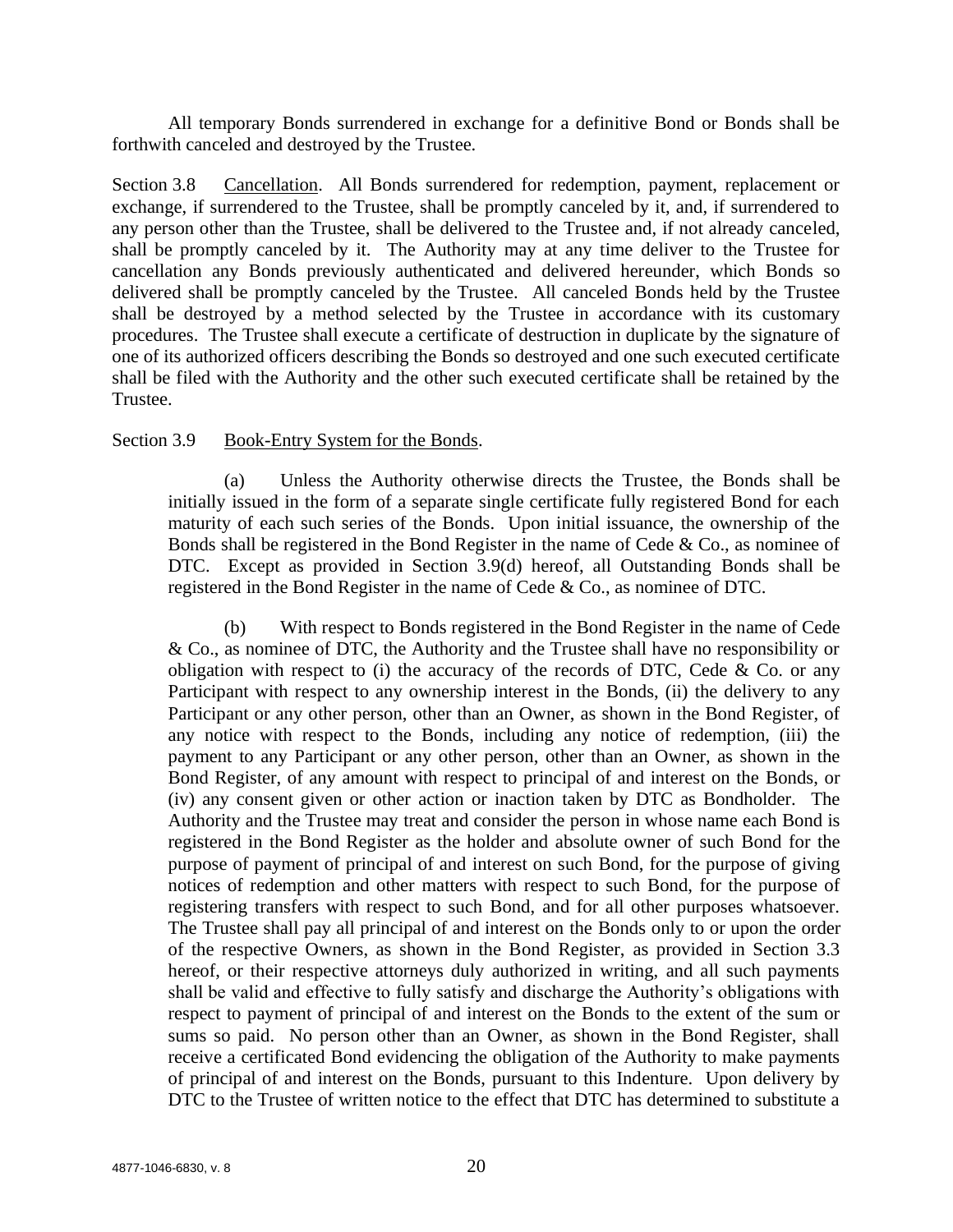All temporary Bonds surrendered in exchange for a definitive Bond or Bonds shall be forthwith canceled and destroyed by the Trustee.

Section 3.8 Cancellation. All Bonds surrendered for redemption, payment, replacement or exchange, if surrendered to the Trustee, shall be promptly canceled by it, and, if surrendered to any person other than the Trustee, shall be delivered to the Trustee and, if not already canceled, shall be promptly canceled by it. The Authority may at any time deliver to the Trustee for cancellation any Bonds previously authenticated and delivered hereunder, which Bonds so delivered shall be promptly canceled by the Trustee. All canceled Bonds held by the Trustee shall be destroyed by a method selected by the Trustee in accordance with its customary procedures. The Trustee shall execute a certificate of destruction in duplicate by the signature of one of its authorized officers describing the Bonds so destroyed and one such executed certificate shall be filed with the Authority and the other such executed certificate shall be retained by the Trustee.

Section 3.9 Book-Entry System for the Bonds.

(a) Unless the Authority otherwise directs the Trustee, the Bonds shall be initially issued in the form of a separate single certificate fully registered Bond for each maturity of each such series of the Bonds. Upon initial issuance, the ownership of the Bonds shall be registered in the Bond Register in the name of Cede & Co., as nominee of DTC. Except as provided in Section 3.9(d) hereof, all Outstanding Bonds shall be registered in the Bond Register in the name of Cede & Co., as nominee of DTC.

(b) With respect to Bonds registered in the Bond Register in the name of Cede & Co., as nominee of DTC, the Authority and the Trustee shall have no responsibility or obligation with respect to (i) the accuracy of the records of DTC, Cede & Co. or any Participant with respect to any ownership interest in the Bonds, (ii) the delivery to any Participant or any other person, other than an Owner, as shown in the Bond Register, of any notice with respect to the Bonds, including any notice of redemption, (iii) the payment to any Participant or any other person, other than an Owner, as shown in the Bond Register, of any amount with respect to principal of and interest on the Bonds, or (iv) any consent given or other action or inaction taken by DTC as Bondholder. The Authority and the Trustee may treat and consider the person in whose name each Bond is registered in the Bond Register as the holder and absolute owner of such Bond for the purpose of payment of principal of and interest on such Bond, for the purpose of giving notices of redemption and other matters with respect to such Bond, for the purpose of registering transfers with respect to such Bond, and for all other purposes whatsoever. The Trustee shall pay all principal of and interest on the Bonds only to or upon the order of the respective Owners, as shown in the Bond Register, as provided in Section 3.3 hereof, or their respective attorneys duly authorized in writing, and all such payments shall be valid and effective to fully satisfy and discharge the Authority's obligations with respect to payment of principal of and interest on the Bonds to the extent of the sum or sums so paid. No person other than an Owner, as shown in the Bond Register, shall receive a certificated Bond evidencing the obligation of the Authority to make payments of principal of and interest on the Bonds, pursuant to this Indenture. Upon delivery by DTC to the Trustee of written notice to the effect that DTC has determined to substitute a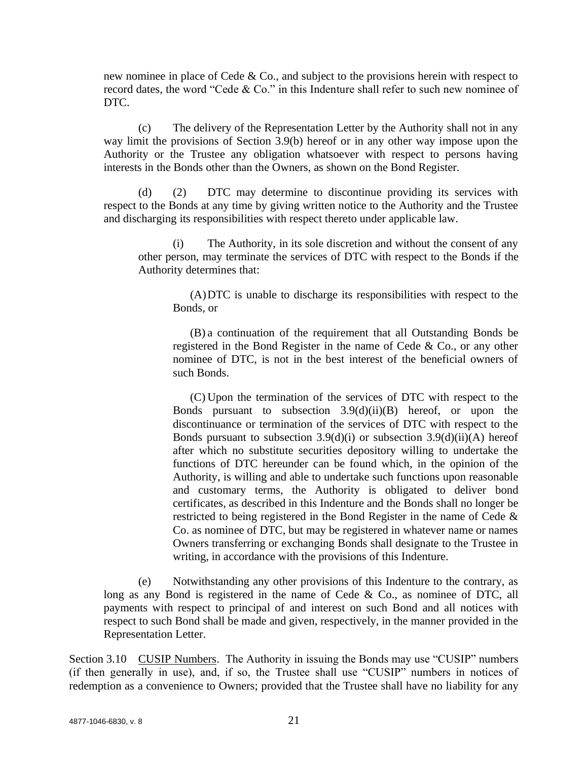new nominee in place of Cede & Co., and subject to the provisions herein with respect to record dates, the word "Cede & Co." in this Indenture shall refer to such new nominee of DTC.

(c) The delivery of the Representation Letter by the Authority shall not in any way limit the provisions of Section 3.9(b) hereof or in any other way impose upon the Authority or the Trustee any obligation whatsoever with respect to persons having interests in the Bonds other than the Owners, as shown on the Bond Register.

(d) (2) DTC may determine to discontinue providing its services with respect to the Bonds at any time by giving written notice to the Authority and the Trustee and discharging its responsibilities with respect thereto under applicable law.

(i) The Authority, in its sole discretion and without the consent of any other person, may terminate the services of DTC with respect to the Bonds if the Authority determines that:

(A) DTC is unable to discharge its responsibilities with respect to the Bonds, or

(B) a continuation of the requirement that all Outstanding Bonds be registered in the Bond Register in the name of Cede & Co., or any other nominee of DTC, is not in the best interest of the beneficial owners of such Bonds.

(C) Upon the termination of the services of DTC with respect to the Bonds pursuant to subsection 3.9(d)(ii)(B) hereof, or upon the discontinuance or termination of the services of DTC with respect to the Bonds pursuant to subsection 3.9(d)(i) or subsection 3.9(d)(ii)(A) hereof after which no substitute securities depository willing to undertake the functions of DTC hereunder can be found which, in the opinion of the Authority, is willing and able to undertake such functions upon reasonable and customary terms, the Authority is obligated to deliver bond certificates, as described in this Indenture and the Bonds shall no longer be restricted to being registered in the Bond Register in the name of Cede & Co. as nominee of DTC, but may be registered in whatever name or names Owners transferring or exchanging Bonds shall designate to the Trustee in writing, in accordance with the provisions of this Indenture.

(e) Notwithstanding any other provisions of this Indenture to the contrary, as long as any Bond is registered in the name of Cede & Co., as nominee of DTC, all payments with respect to principal of and interest on such Bond and all notices with respect to such Bond shall be made and given, respectively, in the manner provided in the Representation Letter.

Section 3.10 CUSIP Numbers. The Authority in issuing the Bonds may use "CUSIP" numbers (if then generally in use), and, if so, the Trustee shall use "CUSIP" numbers in notices of redemption as a convenience to Owners; provided that the Trustee shall have no liability for any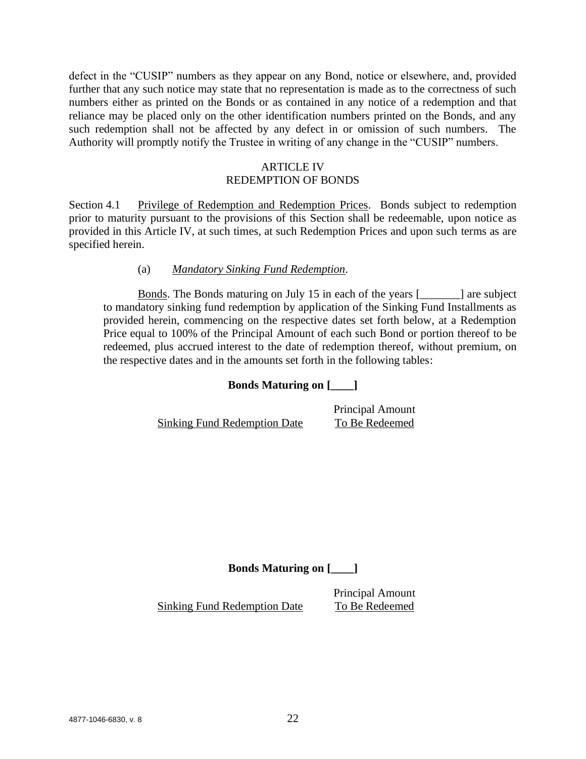defect in the "CUSIP" numbers as they appear on any Bond, notice or elsewhere, and, provided further that any such notice may state that no representation is made as to the correctness of such numbers either as printed on the Bonds or as contained in any notice of a redemption and that reliance may be placed only on the other identification numbers printed on the Bonds, and any such redemption shall not be affected by any defect in or omission of such numbers. The Authority will promptly notify the Trustee in writing of any change in the "CUSIP" numbers.

# ARTICLE IV
# REDEMPTION OF BONDS

Section 4.1 Privilege of Redemption and Redemption Prices. Bonds subject to redemption prior to maturity pursuant to the provisions of this Section shall be redeemable, upon notice as provided in this Article IV, at such times, at such Redemption Prices and upon such terms as are specified herein.

(a) *Mandatory Sinking Fund Redemption*.

Bonds. The Bonds maturing on July 15 in each of the years [_______] are subject to mandatory sinking fund redemption by application of the Sinking Fund Installments as provided herein, commencing on the respective dates set forth below, at a Redemption Price equal to 100% of the Principal Amount of each such Bond or portion thereof to be redeemed, plus accrued interest to the date of redemption thereof, without premium, on the respective dates and in the amounts set forth in the following tables:

**Bonds Maturing on [____]**

| Sinking Fund Redemption Date | Principal Amount To Be Redeemed |
| --- | --- |

**Bonds Maturing on [____]**

| Sinking Fund Redemption Date | Principal Amount To Be Redeemed |
| --- | --- |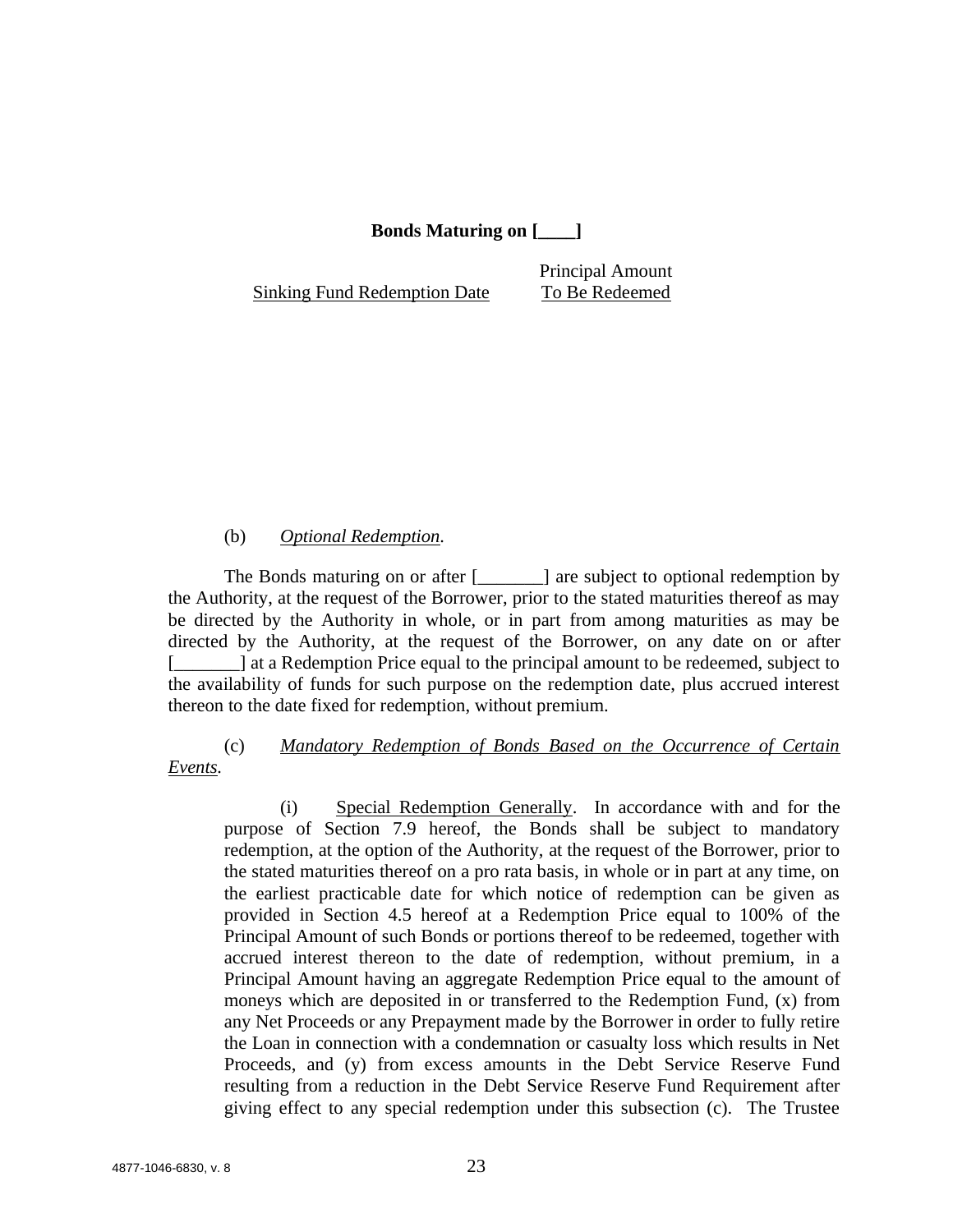**Bonds Maturing on [____]**

| Sinking Fund Redemption Date | Principal Amount To Be Redeemed |
|---|---|

(b) *Optional Redemption.*

The Bonds maturing on or after [_______] are subject to optional redemption by the Authority, at the request of the Borrower, prior to the stated maturities thereof as may be directed by the Authority in whole, or in part from among maturities as may be directed by the Authority, at the request of the Borrower, on any date on or after [_______] at a Redemption Price equal to the principal amount to be redeemed, subject to the availability of funds for such purpose on the redemption date, plus accrued interest thereon to the date fixed for redemption, without premium.

(c) *Mandatory Redemption of Bonds Based on the Occurrence of Certain Events.*

(i) Special Redemption Generally. In accordance with and for the purpose of Section 7.9 hereof, the Bonds shall be subject to mandatory redemption, at the option of the Authority, at the request of the Borrower, prior to the stated maturities thereof on a pro rata basis, in whole or in part at any time, on the earliest practicable date for which notice of redemption can be given as provided in Section 4.5 hereof at a Redemption Price equal to 100% of the Principal Amount of such Bonds or portions thereof to be redeemed, together with accrued interest thereon to the date of redemption, without premium, in a Principal Amount having an aggregate Redemption Price equal to the amount of moneys which are deposited in or transferred to the Redemption Fund, (x) from any Net Proceeds or any Prepayment made by the Borrower in order to fully retire the Loan in connection with a condemnation or casualty loss which results in Net Proceeds, and (y) from excess amounts in the Debt Service Reserve Fund resulting from a reduction in the Debt Service Reserve Fund Requirement after giving effect to any special redemption under this subsection (c). The Trustee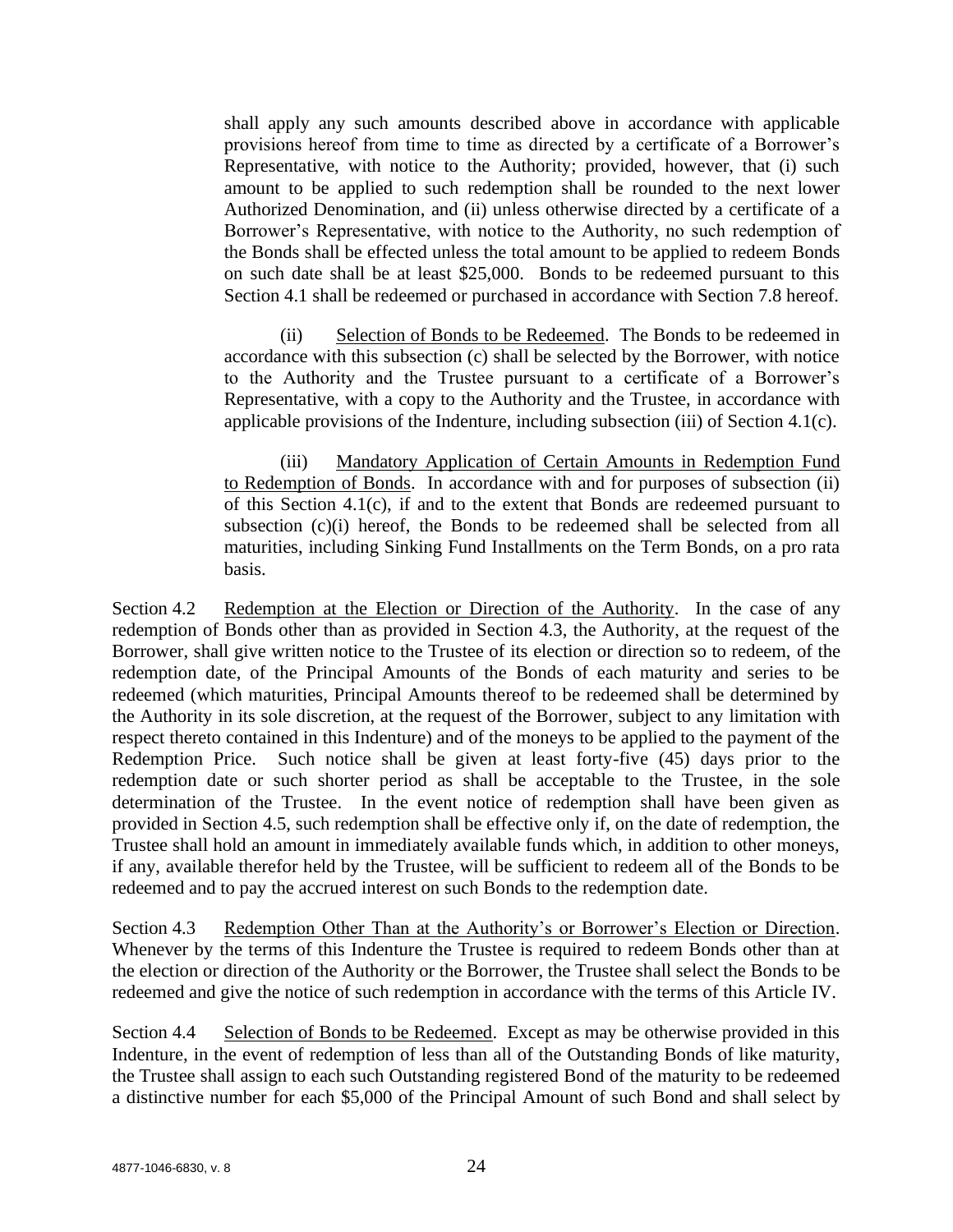shall apply any such amounts described above in accordance with applicable provisions hereof from time to time as directed by a certificate of a Borrower's Representative, with notice to the Authority; provided, however, that (i) such amount to be applied to such redemption shall be rounded to the next lower Authorized Denomination, and (ii) unless otherwise directed by a certificate of a Borrower's Representative, with notice to the Authority, no such redemption of the Bonds shall be effected unless the total amount to be applied to redeem Bonds on such date shall be at least \$25,000. Bonds to be redeemed pursuant to this Section 4.1 shall be redeemed or purchased in accordance with Section 7.8 hereof.

(ii) Selection of Bonds to be Redeemed. The Bonds to be redeemed in accordance with this subsection (c) shall be selected by the Borrower, with notice to the Authority and the Trustee pursuant to a certificate of a Borrower's Representative, with a copy to the Authority and the Trustee, in accordance with applicable provisions of the Indenture, including subsection (iii) of Section 4.1(c).

(iii) Mandatory Application of Certain Amounts in Redemption Fund to Redemption of Bonds. In accordance with and for purposes of subsection (ii) of this Section 4.1(c), if and to the extent that Bonds are redeemed pursuant to subsection (c)(i) hereof, the Bonds to be redeemed shall be selected from all maturities, including Sinking Fund Installments on the Term Bonds, on a pro rata basis.

Section 4.2 Redemption at the Election or Direction of the Authority. In the case of any redemption of Bonds other than as provided in Section 4.3, the Authority, at the request of the Borrower, shall give written notice to the Trustee of its election or direction so to redeem, of the redemption date, of the Principal Amounts of the Bonds of each maturity and series to be redeemed (which maturities, Principal Amounts thereof to be redeemed shall be determined by the Authority in its sole discretion, at the request of the Borrower, subject to any limitation with respect thereto contained in this Indenture) and of the moneys to be applied to the payment of the Redemption Price. Such notice shall be given at least forty-five (45) days prior to the redemption date or such shorter period as shall be acceptable to the Trustee, in the sole determination of the Trustee. In the event notice of redemption shall have been given as provided in Section 4.5, such redemption shall be effective only if, on the date of redemption, the Trustee shall hold an amount in immediately available funds which, in addition to other moneys, if any, available therefor held by the Trustee, will be sufficient to redeem all of the Bonds to be redeemed and to pay the accrued interest on such Bonds to the redemption date.

Section 4.3 Redemption Other Than at the Authority's or Borrower's Election or Direction. Whenever by the terms of this Indenture the Trustee is required to redeem Bonds other than at the election or direction of the Authority or the Borrower, the Trustee shall select the Bonds to be redeemed and give the notice of such redemption in accordance with the terms of this Article IV.

Section 4.4 Selection of Bonds to be Redeemed. Except as may be otherwise provided in this Indenture, in the event of redemption of less than all of the Outstanding Bonds of like maturity, the Trustee shall assign to each such Outstanding registered Bond of the maturity to be redeemed a distinctive number for each \$5,000 of the Principal Amount of such Bond and shall select by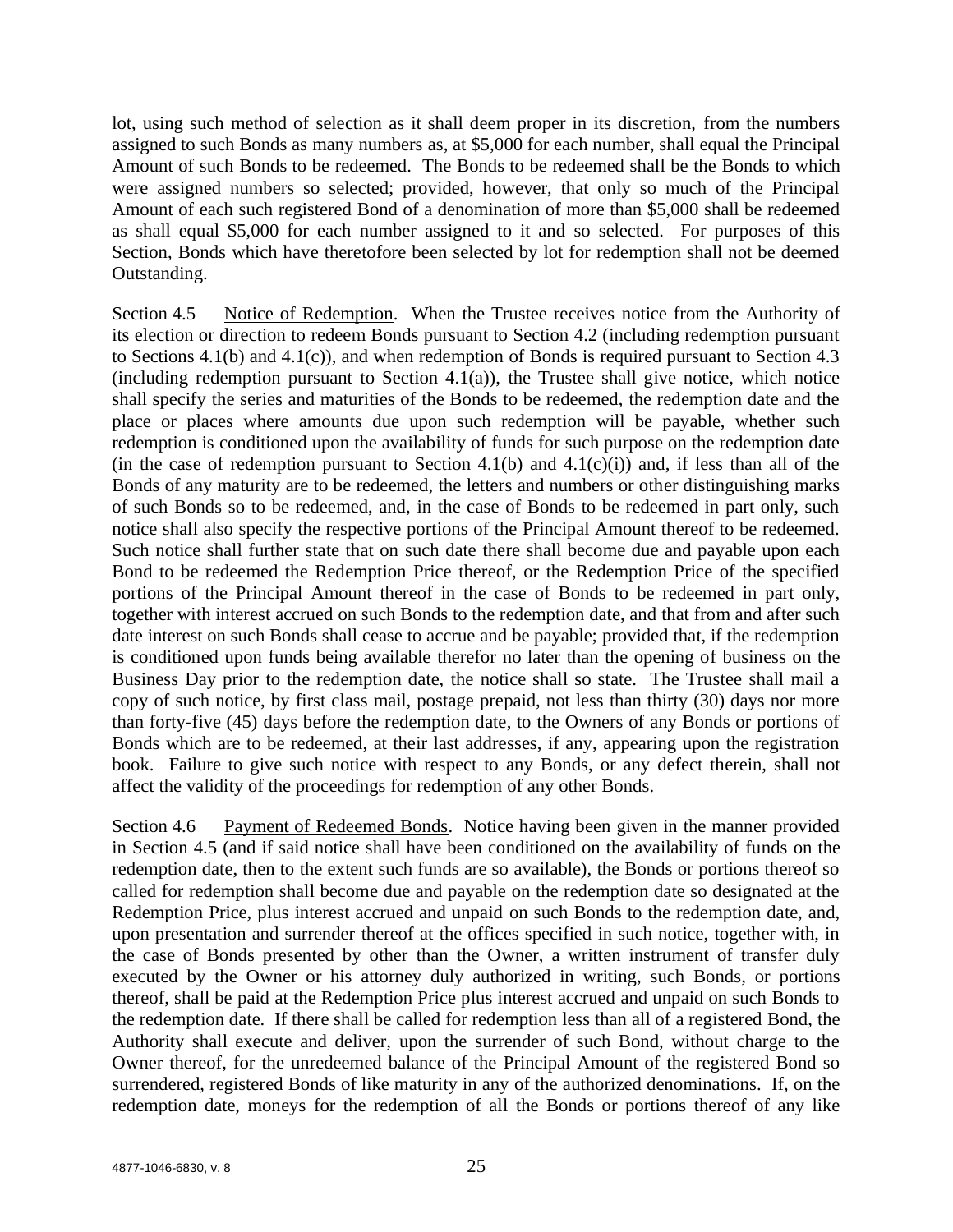lot, using such method of selection as it shall deem proper in its discretion, from the numbers assigned to such Bonds as many numbers as, at $5,000 for each number, shall equal the Principal Amount of such Bonds to be redeemed. The Bonds to be redeemed shall be the Bonds to which were assigned numbers so selected; provided, however, that only so much of the Principal Amount of each such registered Bond of a denomination of more than $5,000 shall be redeemed as shall equal $5,000 for each number assigned to it and so selected. For purposes of this Section, Bonds which have theretofore been selected by lot for redemption shall not be deemed Outstanding.

Section 4.5 Notice of Redemption. When the Trustee receives notice from the Authority of its election or direction to redeem Bonds pursuant to Section 4.2 (including redemption pursuant to Sections 4.1(b) and 4.1(c)), and when redemption of Bonds is required pursuant to Section 4.3 (including redemption pursuant to Section 4.1(a)), the Trustee shall give notice, which notice shall specify the series and maturities of the Bonds to be redeemed, the redemption date and the place or places where amounts due upon such redemption will be payable, whether such redemption is conditioned upon the availability of funds for such purpose on the redemption date (in the case of redemption pursuant to Section 4.1(b) and 4.1(c)(i)) and, if less than all of the Bonds of any maturity are to be redeemed, the letters and numbers or other distinguishing marks of such Bonds so to be redeemed, and, in the case of Bonds to be redeemed in part only, such notice shall also specify the respective portions of the Principal Amount thereof to be redeemed. Such notice shall further state that on such date there shall become due and payable upon each Bond to be redeemed the Redemption Price thereof, or the Redemption Price of the specified portions of the Principal Amount thereof in the case of Bonds to be redeemed in part only, together with interest accrued on such Bonds to the redemption date, and that from and after such date interest on such Bonds shall cease to accrue and be payable; provided that, if the redemption is conditioned upon funds being available therefor no later than the opening of business on the Business Day prior to the redemption date, the notice shall so state. The Trustee shall mail a copy of such notice, by first class mail, postage prepaid, not less than thirty (30) days nor more than forty-five (45) days before the redemption date, to the Owners of any Bonds or portions of Bonds which are to be redeemed, at their last addresses, if any, appearing upon the registration book. Failure to give such notice with respect to any Bonds, or any defect therein, shall not affect the validity of the proceedings for redemption of any other Bonds.

Section 4.6 Payment of Redeemed Bonds. Notice having been given in the manner provided in Section 4.5 (and if said notice shall have been conditioned on the availability of funds on the redemption date, then to the extent such funds are so available), the Bonds or portions thereof so called for redemption shall become due and payable on the redemption date so designated at the Redemption Price, plus interest accrued and unpaid on such Bonds to the redemption date, and, upon presentation and surrender thereof at the offices specified in such notice, together with, in the case of Bonds presented by other than the Owner, a written instrument of transfer duly executed by the Owner or his attorney duly authorized in writing, such Bonds, or portions thereof, shall be paid at the Redemption Price plus interest accrued and unpaid on such Bonds to the redemption date. If there shall be called for redemption less than all of a registered Bond, the Authority shall execute and deliver, upon the surrender of such Bond, without charge to the Owner thereof, for the unredeemed balance of the Principal Amount of the registered Bond so surrendered, registered Bonds of like maturity in any of the authorized denominations. If, on the redemption date, moneys for the redemption of all the Bonds or portions thereof of any like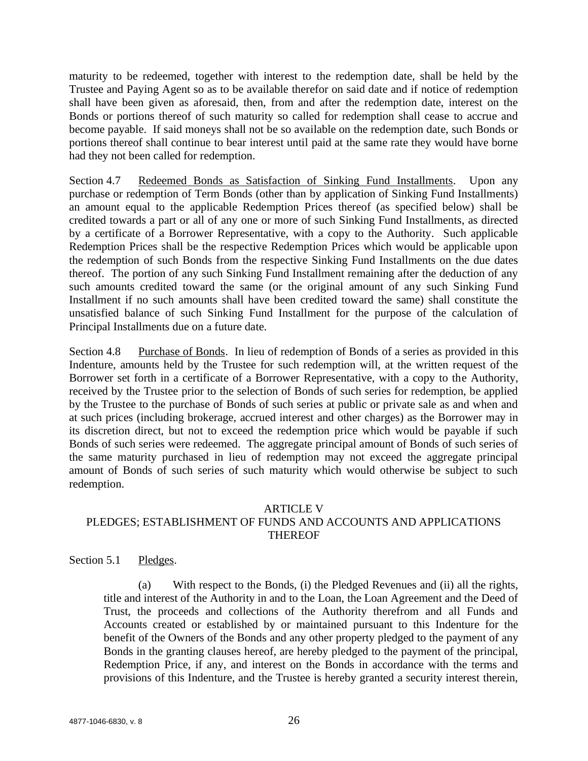maturity to be redeemed, together with interest to the redemption date, shall be held by the Trustee and Paying Agent so as to be available therefor on said date and if notice of redemption shall have been given as aforesaid, then, from and after the redemption date, interest on the Bonds or portions thereof of such maturity so called for redemption shall cease to accrue and become payable. If said moneys shall not be so available on the redemption date, such Bonds or portions thereof shall continue to bear interest until paid at the same rate they would have borne had they not been called for redemption.

Section 4.7 Redeemed Bonds as Satisfaction of Sinking Fund Installments. Upon any purchase or redemption of Term Bonds (other than by application of Sinking Fund Installments) an amount equal to the applicable Redemption Prices thereof (as specified below) shall be credited towards a part or all of any one or more of such Sinking Fund Installments, as directed by a certificate of a Borrower Representative, with a copy to the Authority. Such applicable Redemption Prices shall be the respective Redemption Prices which would be applicable upon the redemption of such Bonds from the respective Sinking Fund Installments on the due dates thereof. The portion of any such Sinking Fund Installment remaining after the deduction of any such amounts credited toward the same (or the original amount of any such Sinking Fund Installment if no such amounts shall have been credited toward the same) shall constitute the unsatisfied balance of such Sinking Fund Installment for the purpose of the calculation of Principal Installments due on a future date.

Section 4.8 Purchase of Bonds. In lieu of redemption of Bonds of a series as provided in this Indenture, amounts held by the Trustee for such redemption will, at the written request of the Borrower set forth in a certificate of a Borrower Representative, with a copy to the Authority, received by the Trustee prior to the selection of Bonds of such series for redemption, be applied by the Trustee to the purchase of Bonds of such series at public or private sale as and when and at such prices (including brokerage, accrued interest and other charges) as the Borrower may in its discretion direct, but not to exceed the redemption price which would be payable if such Bonds of such series were redeemed. The aggregate principal amount of Bonds of such series of the same maturity purchased in lieu of redemption may not exceed the aggregate principal amount of Bonds of such series of such maturity which would otherwise be subject to such redemption.

## ARTICLE V
## PLEDGES; ESTABLISHMENT OF FUNDS AND ACCOUNTS AND APPLICATIONS THEREOF

Section 5.1 Pledges.

(a) With respect to the Bonds, (i) the Pledged Revenues and (ii) all the rights, title and interest of the Authority in and to the Loan, the Loan Agreement and the Deed of Trust, the proceeds and collections of the Authority therefrom and all Funds and Accounts created or established by or maintained pursuant to this Indenture for the benefit of the Owners of the Bonds and any other property pledged to the payment of any Bonds in the granting clauses hereof, are hereby pledged to the payment of the principal, Redemption Price, if any, and interest on the Bonds in accordance with the terms and provisions of this Indenture, and the Trustee is hereby granted a security interest therein,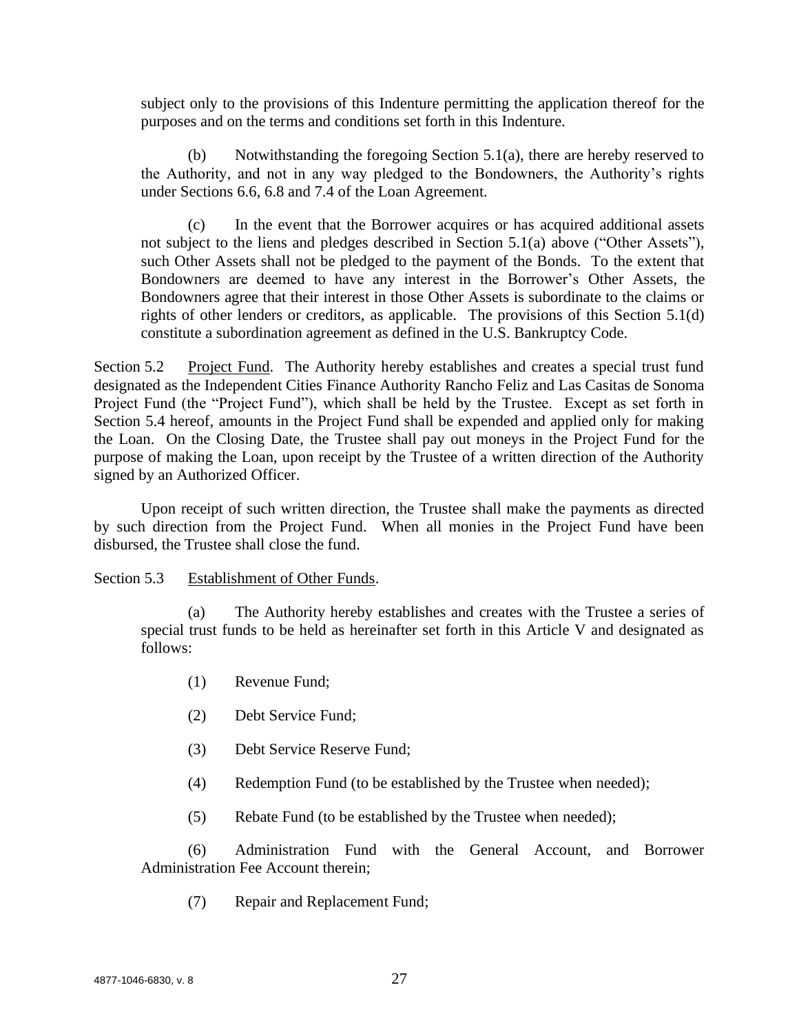subject only to the provisions of this Indenture permitting the application thereof for the purposes and on the terms and conditions set forth in this Indenture.

(b) Notwithstanding the foregoing Section 5.1(a), there are hereby reserved to the Authority, and not in any way pledged to the Bondowners, the Authority's rights under Sections 6.6, 6.8 and 7.4 of the Loan Agreement.

(c) In the event that the Borrower acquires or has acquired additional assets not subject to the liens and pledges described in Section 5.1(a) above ("Other Assets"), such Other Assets shall not be pledged to the payment of the Bonds. To the extent that Bondowners are deemed to have any interest in the Borrower's Other Assets, the Bondowners agree that their interest in those Other Assets is subordinate to the claims or rights of other lenders or creditors, as applicable. The provisions of this Section 5.1(d) constitute a subordination agreement as defined in the U.S. Bankruptcy Code.

Section 5.2 Project Fund. The Authority hereby establishes and creates a special trust fund designated as the Independent Cities Finance Authority Rancho Feliz and Las Casitas de Sonoma Project Fund (the "Project Fund"), which shall be held by the Trustee. Except as set forth in Section 5.4 hereof, amounts in the Project Fund shall be expended and applied only for making the Loan. On the Closing Date, the Trustee shall pay out moneys in the Project Fund for the purpose of making the Loan, upon receipt by the Trustee of a written direction of the Authority signed by an Authorized Officer.

Upon receipt of such written direction, the Trustee shall make the payments as directed by such direction from the Project Fund. When all monies in the Project Fund have been disbursed, the Trustee shall close the fund.

Section 5.3 Establishment of Other Funds.

(a) The Authority hereby establishes and creates with the Trustee a series of special trust funds to be held as hereinafter set forth in this Article V and designated as follows:

(1) Revenue Fund;

(2) Debt Service Fund;

(3) Debt Service Reserve Fund;

(4) Redemption Fund (to be established by the Trustee when needed);

(5) Rebate Fund (to be established by the Trustee when needed);

(6) Administration Fund with the General Account, and Borrower Administration Fee Account therein;

(7) Repair and Replacement Fund;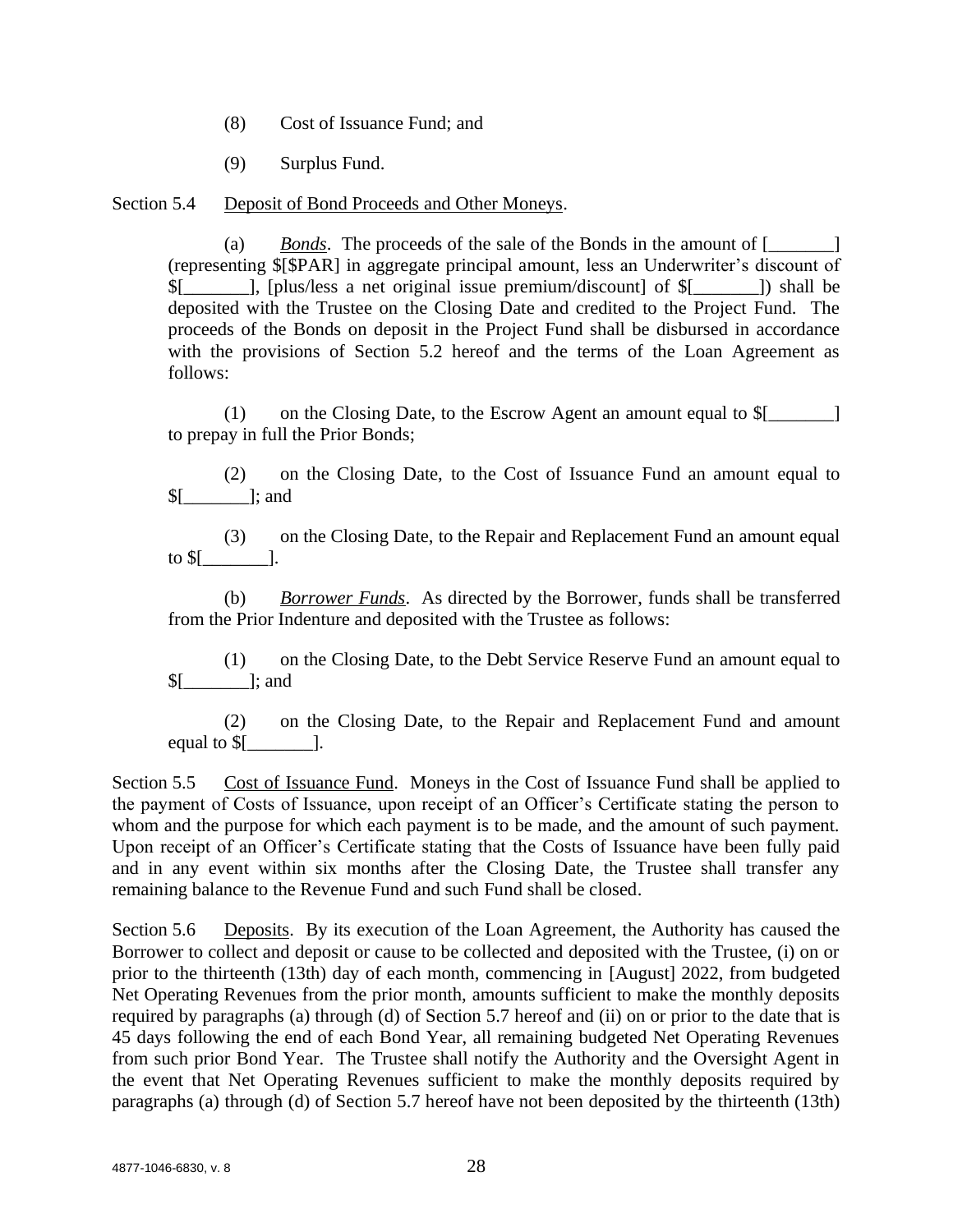(8) Cost of Issuance Fund; and

(9) Surplus Fund.

Section 5.4 Deposit of Bond Proceeds and Other Moneys.

(a) *Bonds*. The proceeds of the sale of the Bonds in the amount of [_______] (representing $[$PAR] in aggregate principal amount, less an Underwriter's discount of $[_______], [plus/less a net original issue premium/discount] of $[_______]) shall be deposited with the Trustee on the Closing Date and credited to the Project Fund. The proceeds of the Bonds on deposit in the Project Fund shall be disbursed in accordance with the provisions of Section 5.2 hereof and the terms of the Loan Agreement as follows:

(1) on the Closing Date, to the Escrow Agent an amount equal to $[_______] to prepay in full the Prior Bonds;

(2) on the Closing Date, to the Cost of Issuance Fund an amount equal to $[_______]; and

(3) on the Closing Date, to the Repair and Replacement Fund an amount equal to $[_______].

(b) *Borrower Funds*. As directed by the Borrower, funds shall be transferred from the Prior Indenture and deposited with the Trustee as follows:

(1) on the Closing Date, to the Debt Service Reserve Fund an amount equal to $[_______]; and

(2) on the Closing Date, to the Repair and Replacement Fund and amount equal to $[_______].

Section 5.5 Cost of Issuance Fund. Moneys in the Cost of Issuance Fund shall be applied to the payment of Costs of Issuance, upon receipt of an Officer's Certificate stating the person to whom and the purpose for which each payment is to be made, and the amount of such payment. Upon receipt of an Officer's Certificate stating that the Costs of Issuance have been fully paid and in any event within six months after the Closing Date, the Trustee shall transfer any remaining balance to the Revenue Fund and such Fund shall be closed.

Section 5.6 Deposits. By its execution of the Loan Agreement, the Authority has caused the Borrower to collect and deposit or cause to be collected and deposited with the Trustee, (i) on or prior to the thirteenth (13th) day of each month, commencing in [August] 2022, from budgeted Net Operating Revenues from the prior month, amounts sufficient to make the monthly deposits required by paragraphs (a) through (d) of Section 5.7 hereof and (ii) on or prior to the date that is 45 days following the end of each Bond Year, all remaining budgeted Net Operating Revenues from such prior Bond Year. The Trustee shall notify the Authority and the Oversight Agent in the event that Net Operating Revenues sufficient to make the monthly deposits required by paragraphs (a) through (d) of Section 5.7 hereof have not been deposited by the thirteenth (13th)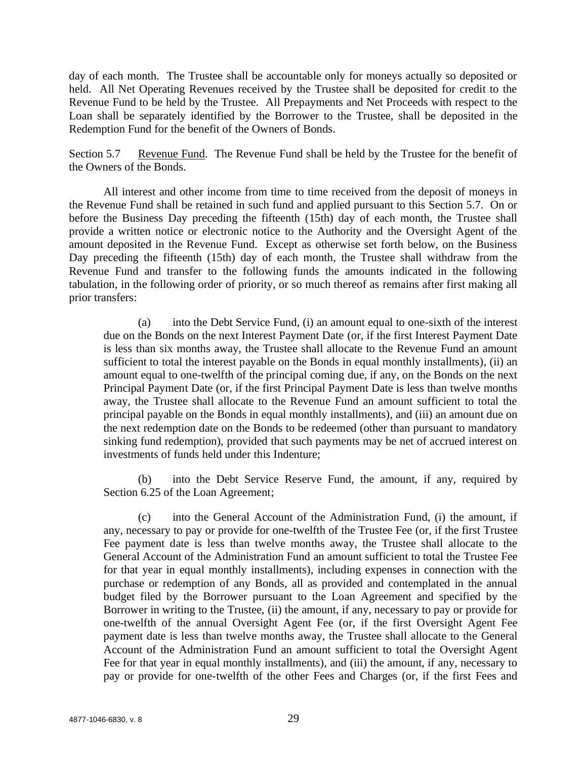day of each month. The Trustee shall be accountable only for moneys actually so deposited or held. All Net Operating Revenues received by the Trustee shall be deposited for credit to the Revenue Fund to be held by the Trustee. All Prepayments and Net Proceeds with respect to the Loan shall be separately identified by the Borrower to the Trustee, shall be deposited in the Redemption Fund for the benefit of the Owners of Bonds.

Section 5.7 Revenue Fund. The Revenue Fund shall be held by the Trustee for the benefit of the Owners of the Bonds.

All interest and other income from time to time received from the deposit of moneys in the Revenue Fund shall be retained in such fund and applied pursuant to this Section 5.7. On or before the Business Day preceding the fifteenth (15th) day of each month, the Trustee shall provide a written notice or electronic notice to the Authority and the Oversight Agent of the amount deposited in the Revenue Fund. Except as otherwise set forth below, on the Business Day preceding the fifteenth (15th) day of each month, the Trustee shall withdraw from the Revenue Fund and transfer to the following funds the amounts indicated in the following tabulation, in the following order of priority, or so much thereof as remains after first making all prior transfers:

(a) into the Debt Service Fund, (i) an amount equal to one-sixth of the interest due on the Bonds on the next Interest Payment Date (or, if the first Interest Payment Date is less than six months away, the Trustee shall allocate to the Revenue Fund an amount sufficient to total the interest payable on the Bonds in equal monthly installments), (ii) an amount equal to one-twelfth of the principal coming due, if any, on the Bonds on the next Principal Payment Date (or, if the first Principal Payment Date is less than twelve months away, the Trustee shall allocate to the Revenue Fund an amount sufficient to total the principal payable on the Bonds in equal monthly installments), and (iii) an amount due on the next redemption date on the Bonds to be redeemed (other than pursuant to mandatory sinking fund redemption), provided that such payments may be net of accrued interest on investments of funds held under this Indenture;

(b) into the Debt Service Reserve Fund, the amount, if any, required by Section 6.25 of the Loan Agreement;

(c) into the General Account of the Administration Fund, (i) the amount, if any, necessary to pay or provide for one-twelfth of the Trustee Fee (or, if the first Trustee Fee payment date is less than twelve months away, the Trustee shall allocate to the General Account of the Administration Fund an amount sufficient to total the Trustee Fee for that year in equal monthly installments), including expenses in connection with the purchase or redemption of any Bonds, all as provided and contemplated in the annual budget filed by the Borrower pursuant to the Loan Agreement and specified by the Borrower in writing to the Trustee, (ii) the amount, if any, necessary to pay or provide for one-twelfth of the annual Oversight Agent Fee (or, if the first Oversight Agent Fee payment date is less than twelve months away, the Trustee shall allocate to the General Account of the Administration Fund an amount sufficient to total the Oversight Agent Fee for that year in equal monthly installments), and (iii) the amount, if any, necessary to pay or provide for one-twelfth of the other Fees and Charges (or, if the first Fees and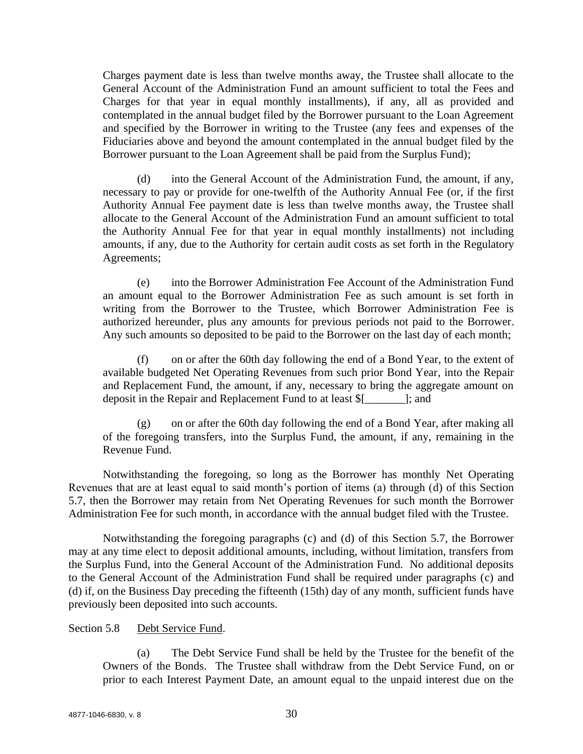Charges payment date is less than twelve months away, the Trustee shall allocate to the General Account of the Administration Fund an amount sufficient to total the Fees and Charges for that year in equal monthly installments), if any, all as provided and contemplated in the annual budget filed by the Borrower pursuant to the Loan Agreement and specified by the Borrower in writing to the Trustee (any fees and expenses of the Fiduciaries above and beyond the amount contemplated in the annual budget filed by the Borrower pursuant to the Loan Agreement shall be paid from the Surplus Fund);

(d) into the General Account of the Administration Fund, the amount, if any, necessary to pay or provide for one-twelfth of the Authority Annual Fee (or, if the first Authority Annual Fee payment date is less than twelve months away, the Trustee shall allocate to the General Account of the Administration Fund an amount sufficient to total the Authority Annual Fee for that year in equal monthly installments) not including amounts, if any, due to the Authority for certain audit costs as set forth in the Regulatory Agreements;

(e) into the Borrower Administration Fee Account of the Administration Fund an amount equal to the Borrower Administration Fee as such amount is set forth in writing from the Borrower to the Trustee, which Borrower Administration Fee is authorized hereunder, plus any amounts for previous periods not paid to the Borrower. Any such amounts so deposited to be paid to the Borrower on the last day of each month;

(f) on or after the 60th day following the end of a Bond Year, to the extent of available budgeted Net Operating Revenues from such prior Bond Year, into the Repair and Replacement Fund, the amount, if any, necessary to bring the aggregate amount on deposit in the Repair and Replacement Fund to at least $[_______]; and

(g) on or after the 60th day following the end of a Bond Year, after making all of the foregoing transfers, into the Surplus Fund, the amount, if any, remaining in the Revenue Fund.

Notwithstanding the foregoing, so long as the Borrower has monthly Net Operating Revenues that are at least equal to said month's portion of items (a) through (d) of this Section 5.7, then the Borrower may retain from Net Operating Revenues for such month the Borrower Administration Fee for such month, in accordance with the annual budget filed with the Trustee.

Notwithstanding the foregoing paragraphs (c) and (d) of this Section 5.7, the Borrower may at any time elect to deposit additional amounts, including, without limitation, transfers from the Surplus Fund, into the General Account of the Administration Fund. No additional deposits to the General Account of the Administration Fund shall be required under paragraphs (c) and (d) if, on the Business Day preceding the fifteenth (15th) day of any month, sufficient funds have previously been deposited into such accounts.

Section 5.8 Debt Service Fund.

(a) The Debt Service Fund shall be held by the Trustee for the benefit of the Owners of the Bonds. The Trustee shall withdraw from the Debt Service Fund, on or prior to each Interest Payment Date, an amount equal to the unpaid interest due on the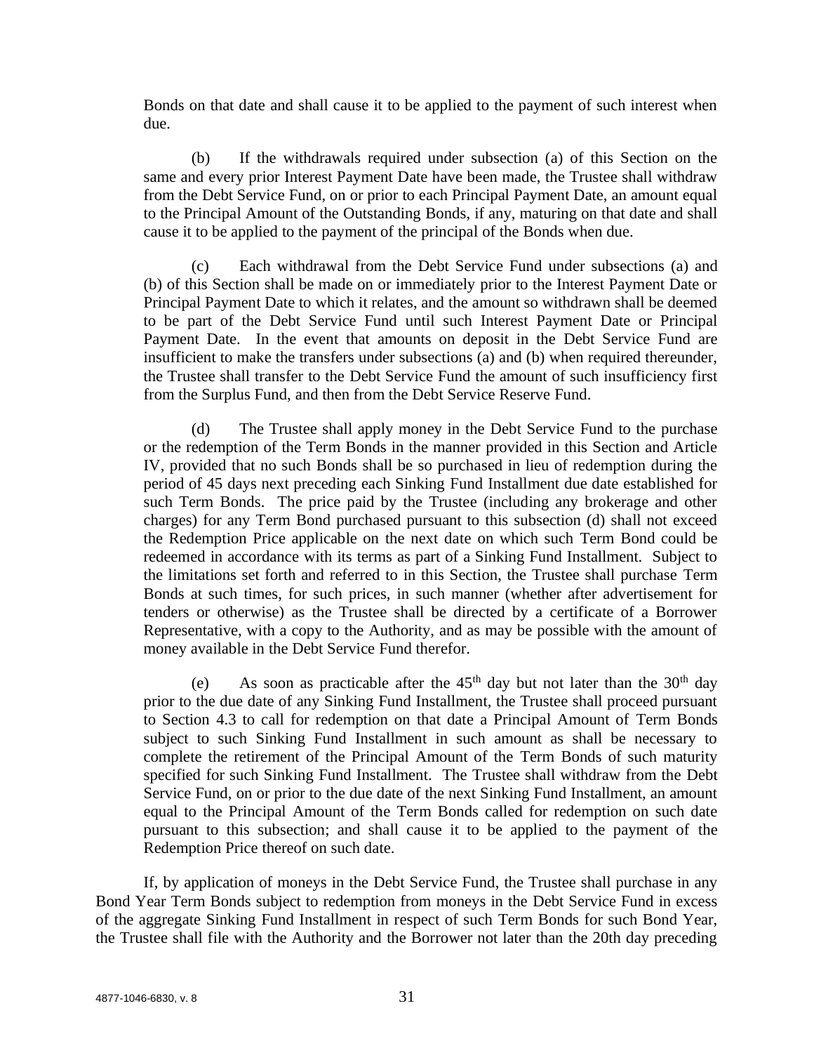Bonds on that date and shall cause it to be applied to the payment of such interest when due.

(b) If the withdrawals required under subsection (a) of this Section on the same and every prior Interest Payment Date have been made, the Trustee shall withdraw from the Debt Service Fund, on or prior to each Principal Payment Date, an amount equal to the Principal Amount of the Outstanding Bonds, if any, maturing on that date and shall cause it to be applied to the payment of the principal of the Bonds when due.

(c) Each withdrawal from the Debt Service Fund under subsections (a) and (b) of this Section shall be made on or immediately prior to the Interest Payment Date or Principal Payment Date to which it relates, and the amount so withdrawn shall be deemed to be part of the Debt Service Fund until such Interest Payment Date or Principal Payment Date. In the event that amounts on deposit in the Debt Service Fund are insufficient to make the transfers under subsections (a) and (b) when required thereunder, the Trustee shall transfer to the Debt Service Fund the amount of such insufficiency first from the Surplus Fund, and then from the Debt Service Reserve Fund.

(d) The Trustee shall apply money in the Debt Service Fund to the purchase or the redemption of the Term Bonds in the manner provided in this Section and Article IV, provided that no such Bonds shall be so purchased in lieu of redemption during the period of 45 days next preceding each Sinking Fund Installment due date established for such Term Bonds. The price paid by the Trustee (including any brokerage and other charges) for any Term Bond purchased pursuant to this subsection (d) shall not exceed the Redemption Price applicable on the next date on which such Term Bond could be redeemed in accordance with its terms as part of a Sinking Fund Installment. Subject to the limitations set forth and referred to in this Section, the Trustee shall purchase Term Bonds at such times, for such prices, in such manner (whether after advertisement for tenders or otherwise) as the Trustee shall be directed by a certificate of a Borrower Representative, with a copy to the Authority, and as may be possible with the amount of money available in the Debt Service Fund therefor.

(e) As soon as practicable after the 45th day but not later than the 30th day prior to the due date of any Sinking Fund Installment, the Trustee shall proceed pursuant to Section 4.3 to call for redemption on that date a Principal Amount of Term Bonds subject to such Sinking Fund Installment in such amount as shall be necessary to complete the retirement of the Principal Amount of the Term Bonds of such maturity specified for such Sinking Fund Installment. The Trustee shall withdraw from the Debt Service Fund, on or prior to the due date of the next Sinking Fund Installment, an amount equal to the Principal Amount of the Term Bonds called for redemption on such date pursuant to this subsection; and shall cause it to be applied to the payment of the Redemption Price thereof on such date.

If, by application of moneys in the Debt Service Fund, the Trustee shall purchase in any Bond Year Term Bonds subject to redemption from moneys in the Debt Service Fund in excess of the aggregate Sinking Fund Installment in respect of such Term Bonds for such Bond Year, the Trustee shall file with the Authority and the Borrower not later than the 20th day preceding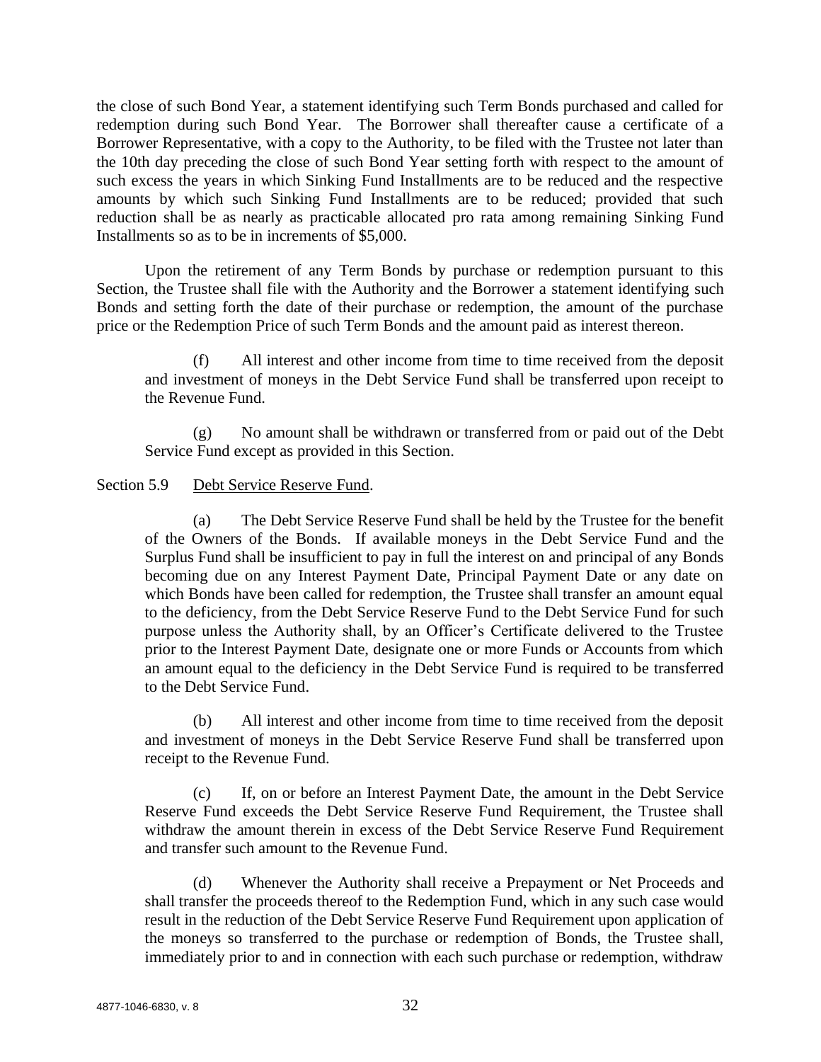the close of such Bond Year, a statement identifying such Term Bonds purchased and called for redemption during such Bond Year. The Borrower shall thereafter cause a certificate of a Borrower Representative, with a copy to the Authority, to be filed with the Trustee not later than the 10th day preceding the close of such Bond Year setting forth with respect to the amount of such excess the years in which Sinking Fund Installments are to be reduced and the respective amounts by which such Sinking Fund Installments are to be reduced; provided that such reduction shall be as nearly as practicable allocated pro rata among remaining Sinking Fund Installments so as to be in increments of $5,000.

Upon the retirement of any Term Bonds by purchase or redemption pursuant to this Section, the Trustee shall file with the Authority and the Borrower a statement identifying such Bonds and setting forth the date of their purchase or redemption, the amount of the purchase price or the Redemption Price of such Term Bonds and the amount paid as interest thereon.

(f) All interest and other income from time to time received from the deposit and investment of moneys in the Debt Service Fund shall be transferred upon receipt to the Revenue Fund.

(g) No amount shall be withdrawn or transferred from or paid out of the Debt Service Fund except as provided in this Section.

Section 5.9 Debt Service Reserve Fund.

(a) The Debt Service Reserve Fund shall be held by the Trustee for the benefit of the Owners of the Bonds. If available moneys in the Debt Service Fund and the Surplus Fund shall be insufficient to pay in full the interest on and principal of any Bonds becoming due on any Interest Payment Date, Principal Payment Date or any date on which Bonds have been called for redemption, the Trustee shall transfer an amount equal to the deficiency, from the Debt Service Reserve Fund to the Debt Service Fund for such purpose unless the Authority shall, by an Officer's Certificate delivered to the Trustee prior to the Interest Payment Date, designate one or more Funds or Accounts from which an amount equal to the deficiency in the Debt Service Fund is required to be transferred to the Debt Service Fund.

(b) All interest and other income from time to time received from the deposit and investment of moneys in the Debt Service Reserve Fund shall be transferred upon receipt to the Revenue Fund.

(c) If, on or before an Interest Payment Date, the amount in the Debt Service Reserve Fund exceeds the Debt Service Reserve Fund Requirement, the Trustee shall withdraw the amount therein in excess of the Debt Service Reserve Fund Requirement and transfer such amount to the Revenue Fund.

(d) Whenever the Authority shall receive a Prepayment or Net Proceeds and shall transfer the proceeds thereof to the Redemption Fund, which in any such case would result in the reduction of the Debt Service Reserve Fund Requirement upon application of the moneys so transferred to the purchase or redemption of Bonds, the Trustee shall, immediately prior to and in connection with each such purchase or redemption, withdraw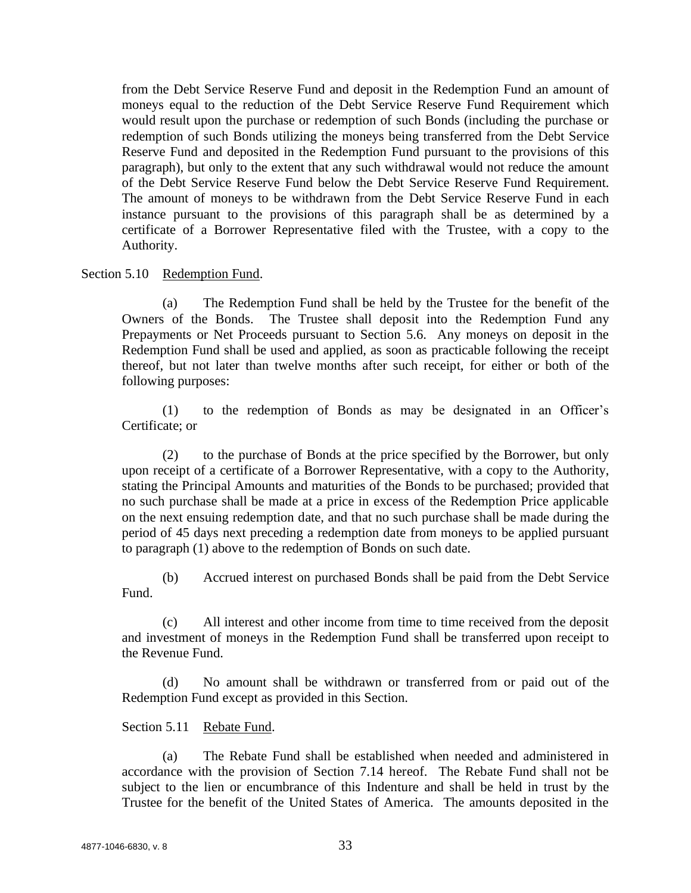from the Debt Service Reserve Fund and deposit in the Redemption Fund an amount of moneys equal to the reduction of the Debt Service Reserve Fund Requirement which would result upon the purchase or redemption of such Bonds (including the purchase or redemption of such Bonds utilizing the moneys being transferred from the Debt Service Reserve Fund and deposited in the Redemption Fund pursuant to the provisions of this paragraph), but only to the extent that any such withdrawal would not reduce the amount of the Debt Service Reserve Fund below the Debt Service Reserve Fund Requirement. The amount of moneys to be withdrawn from the Debt Service Reserve Fund in each instance pursuant to the provisions of this paragraph shall be as determined by a certificate of a Borrower Representative filed with the Trustee, with a copy to the Authority.

Section 5.10 Redemption Fund.

(a) The Redemption Fund shall be held by the Trustee for the benefit of the Owners of the Bonds. The Trustee shall deposit into the Redemption Fund any Prepayments or Net Proceeds pursuant to Section 5.6. Any moneys on deposit in the Redemption Fund shall be used and applied, as soon as practicable following the receipt thereof, but not later than twelve months after such receipt, for either or both of the following purposes:

(1) to the redemption of Bonds as may be designated in an Officer's Certificate; or

(2) to the purchase of Bonds at the price specified by the Borrower, but only upon receipt of a certificate of a Borrower Representative, with a copy to the Authority, stating the Principal Amounts and maturities of the Bonds to be purchased; provided that no such purchase shall be made at a price in excess of the Redemption Price applicable on the next ensuing redemption date, and that no such purchase shall be made during the period of 45 days next preceding a redemption date from moneys to be applied pursuant to paragraph (1) above to the redemption of Bonds on such date.

(b) Accrued interest on purchased Bonds shall be paid from the Debt Service Fund.

(c) All interest and other income from time to time received from the deposit and investment of moneys in the Redemption Fund shall be transferred upon receipt to the Revenue Fund.

(d) No amount shall be withdrawn or transferred from or paid out of the Redemption Fund except as provided in this Section.

Section 5.11 Rebate Fund.

(a) The Rebate Fund shall be established when needed and administered in accordance with the provision of Section 7.14 hereof. The Rebate Fund shall not be subject to the lien or encumbrance of this Indenture and shall be held in trust by the Trustee for the benefit of the United States of America. The amounts deposited in the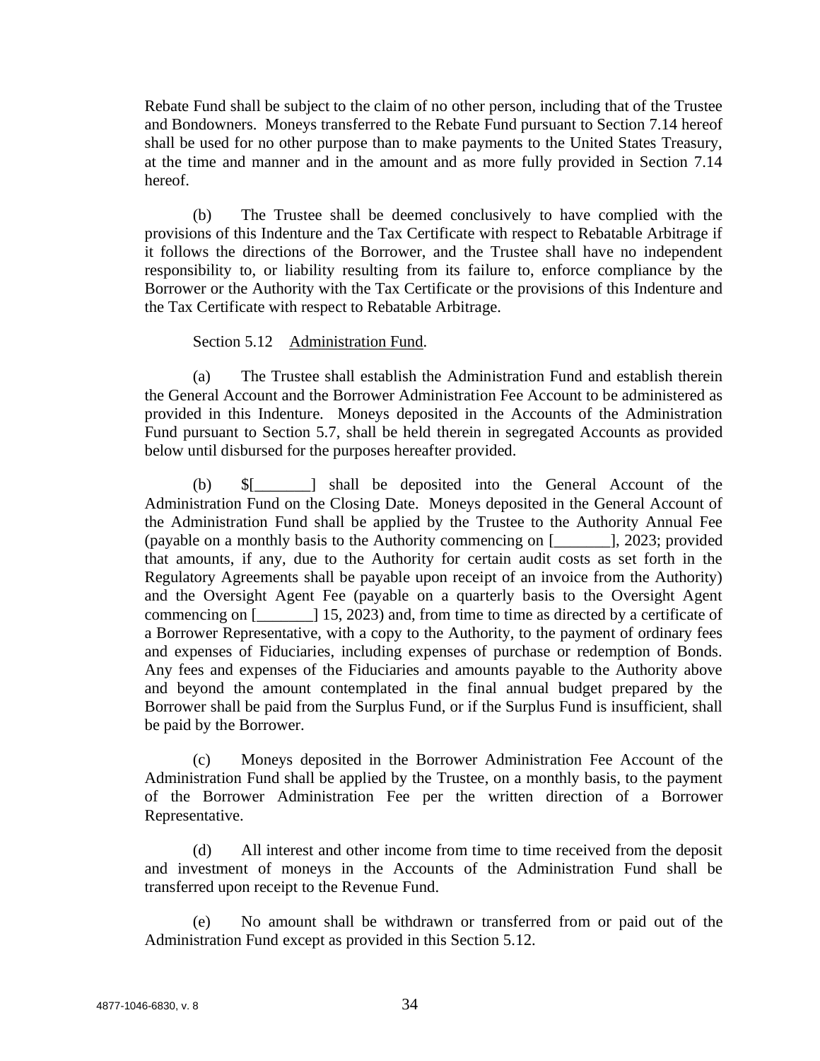Rebate Fund shall be subject to the claim of no other person, including that of the Trustee and Bondowners. Moneys transferred to the Rebate Fund pursuant to Section 7.14 hereof shall be used for no other purpose than to make payments to the United States Treasury, at the time and manner and in the amount and as more fully provided in Section 7.14 hereof.

(b) The Trustee shall be deemed conclusively to have complied with the provisions of this Indenture and the Tax Certificate with respect to Rebatable Arbitrage if it follows the directions of the Borrower, and the Trustee shall have no independent responsibility to, or liability resulting from its failure to, enforce compliance by the Borrower or the Authority with the Tax Certificate or the provisions of this Indenture and the Tax Certificate with respect to Rebatable Arbitrage.

Section 5.12 Administration Fund.

(a) The Trustee shall establish the Administration Fund and establish therein the General Account and the Borrower Administration Fee Account to be administered as provided in this Indenture. Moneys deposited in the Accounts of the Administration Fund pursuant to Section 5.7, shall be held therein in segregated Accounts as provided below until disbursed for the purposes hereafter provided.

(b) $[_______] shall be deposited into the General Account of the Administration Fund on the Closing Date. Moneys deposited in the General Account of the Administration Fund shall be applied by the Trustee to the Authority Annual Fee (payable on a monthly basis to the Authority commencing on [_______], 2023; provided that amounts, if any, due to the Authority for certain audit costs as set forth in the Regulatory Agreements shall be payable upon receipt of an invoice from the Authority) and the Oversight Agent Fee (payable on a quarterly basis to the Oversight Agent commencing on [_______] 15, 2023) and, from time to time as directed by a certificate of a Borrower Representative, with a copy to the Authority, to the payment of ordinary fees and expenses of Fiduciaries, including expenses of purchase or redemption of Bonds. Any fees and expenses of the Fiduciaries and amounts payable to the Authority above and beyond the amount contemplated in the final annual budget prepared by the Borrower shall be paid from the Surplus Fund, or if the Surplus Fund is insufficient, shall be paid by the Borrower.

(c) Moneys deposited in the Borrower Administration Fee Account of the Administration Fund shall be applied by the Trustee, on a monthly basis, to the payment of the Borrower Administration Fee per the written direction of a Borrower Representative.

(d) All interest and other income from time to time received from the deposit and investment of moneys in the Accounts of the Administration Fund shall be transferred upon receipt to the Revenue Fund.

(e) No amount shall be withdrawn or transferred from or paid out of the Administration Fund except as provided in this Section 5.12.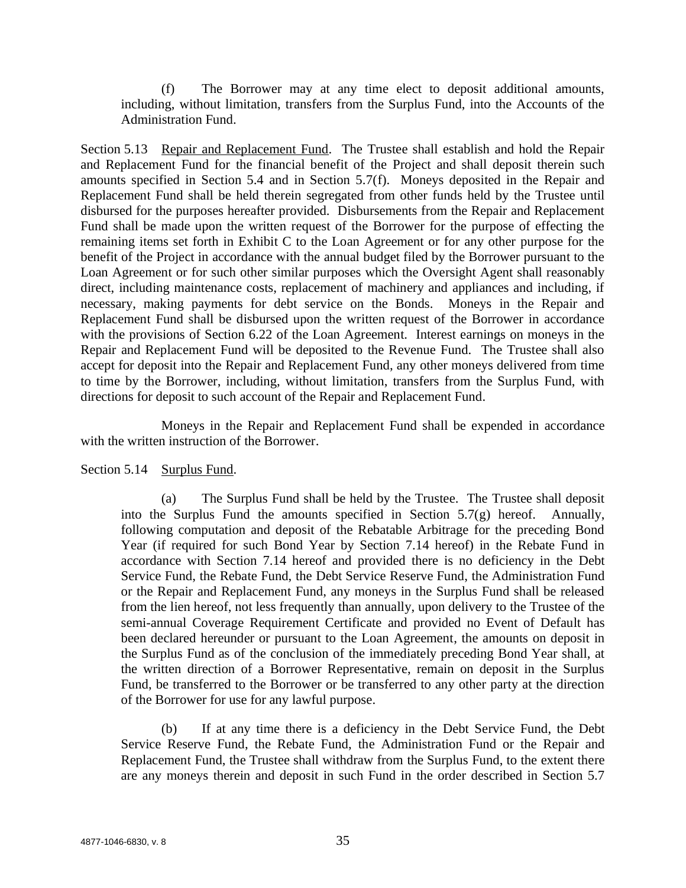(f) The Borrower may at any time elect to deposit additional amounts, including, without limitation, transfers from the Surplus Fund, into the Accounts of the Administration Fund.

Section 5.13 Repair and Replacement Fund. The Trustee shall establish and hold the Repair and Replacement Fund for the financial benefit of the Project and shall deposit therein such amounts specified in Section 5.4 and in Section 5.7(f). Moneys deposited in the Repair and Replacement Fund shall be held therein segregated from other funds held by the Trustee until disbursed for the purposes hereafter provided. Disbursements from the Repair and Replacement Fund shall be made upon the written request of the Borrower for the purpose of effecting the remaining items set forth in Exhibit C to the Loan Agreement or for any other purpose for the benefit of the Project in accordance with the annual budget filed by the Borrower pursuant to the Loan Agreement or for such other similar purposes which the Oversight Agent shall reasonably direct, including maintenance costs, replacement of machinery and appliances and including, if necessary, making payments for debt service on the Bonds. Moneys in the Repair and Replacement Fund shall be disbursed upon the written request of the Borrower in accordance with the provisions of Section 6.22 of the Loan Agreement. Interest earnings on moneys in the Repair and Replacement Fund will be deposited to the Revenue Fund. The Trustee shall also accept for deposit into the Repair and Replacement Fund, any other moneys delivered from time to time by the Borrower, including, without limitation, transfers from the Surplus Fund, with directions for deposit to such account of the Repair and Replacement Fund.

Moneys in the Repair and Replacement Fund shall be expended in accordance with the written instruction of the Borrower.

Section 5.14 Surplus Fund.

(a) The Surplus Fund shall be held by the Trustee. The Trustee shall deposit into the Surplus Fund the amounts specified in Section 5.7(g) hereof. Annually, following computation and deposit of the Rebatable Arbitrage for the preceding Bond Year (if required for such Bond Year by Section 7.14 hereof) in the Rebate Fund in accordance with Section 7.14 hereof and provided there is no deficiency in the Debt Service Fund, the Rebate Fund, the Debt Service Reserve Fund, the Administration Fund or the Repair and Replacement Fund, any moneys in the Surplus Fund shall be released from the lien hereof, not less frequently than annually, upon delivery to the Trustee of the semi-annual Coverage Requirement Certificate and provided no Event of Default has been declared hereunder or pursuant to the Loan Agreement, the amounts on deposit in the Surplus Fund as of the conclusion of the immediately preceding Bond Year shall, at the written direction of a Borrower Representative, remain on deposit in the Surplus Fund, be transferred to the Borrower or be transferred to any other party at the direction of the Borrower for use for any lawful purpose.

(b) If at any time there is a deficiency in the Debt Service Fund, the Debt Service Reserve Fund, the Rebate Fund, the Administration Fund or the Repair and Replacement Fund, the Trustee shall withdraw from the Surplus Fund, to the extent there are any moneys therein and deposit in such Fund in the order described in Section 5.7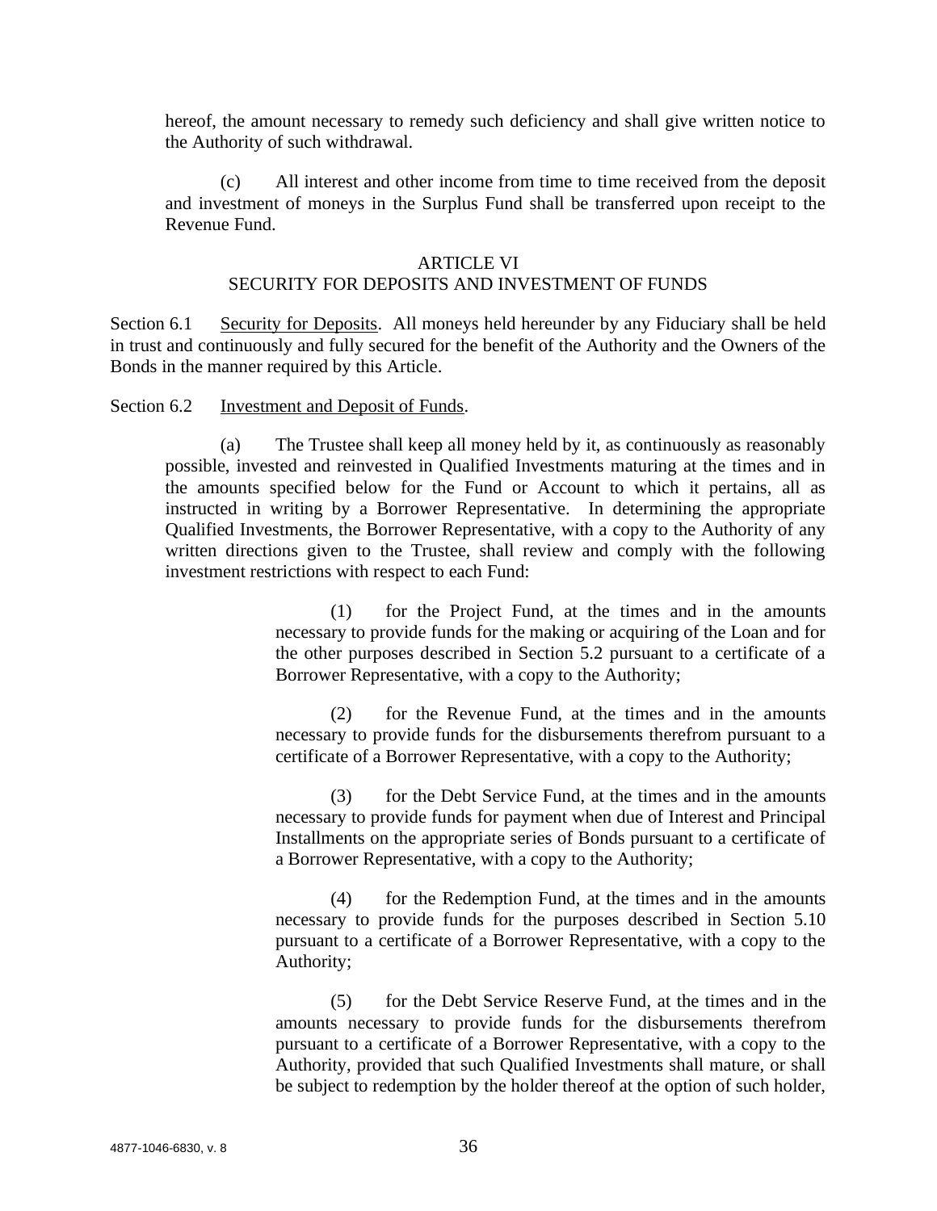hereof, the amount necessary to remedy such deficiency and shall give written notice to the Authority of such withdrawal.

(c) All interest and other income from time to time received from the deposit and investment of moneys in the Surplus Fund shall be transferred upon receipt to the Revenue Fund.

## ARTICLE VI
## SECURITY FOR DEPOSITS AND INVESTMENT OF FUNDS

Section 6.1 Security for Deposits. All moneys held hereunder by any Fiduciary shall be held in trust and continuously and fully secured for the benefit of the Authority and the Owners of the Bonds in the manner required by this Article.

Section 6.2 Investment and Deposit of Funds.

(a) The Trustee shall keep all money held by it, as continuously as reasonably possible, invested and reinvested in Qualified Investments maturing at the times and in the amounts specified below for the Fund or Account to which it pertains, all as instructed in writing by a Borrower Representative. In determining the appropriate Qualified Investments, the Borrower Representative, with a copy to the Authority of any written directions given to the Trustee, shall review and comply with the following investment restrictions with respect to each Fund:

(1) for the Project Fund, at the times and in the amounts necessary to provide funds for the making or acquiring of the Loan and for the other purposes described in Section 5.2 pursuant to a certificate of a Borrower Representative, with a copy to the Authority;

(2) for the Revenue Fund, at the times and in the amounts necessary to provide funds for the disbursements therefrom pursuant to a certificate of a Borrower Representative, with a copy to the Authority;

(3) for the Debt Service Fund, at the times and in the amounts necessary to provide funds for payment when due of Interest and Principal Installments on the appropriate series of Bonds pursuant to a certificate of a Borrower Representative, with a copy to the Authority;

(4) for the Redemption Fund, at the times and in the amounts necessary to provide funds for the purposes described in Section 5.10 pursuant to a certificate of a Borrower Representative, with a copy to the Authority;

(5) for the Debt Service Reserve Fund, at the times and in the amounts necessary to provide funds for the disbursements therefrom pursuant to a certificate of a Borrower Representative, with a copy to the Authority, provided that such Qualified Investments shall mature, or shall be subject to redemption by the holder thereof at the option of such holder,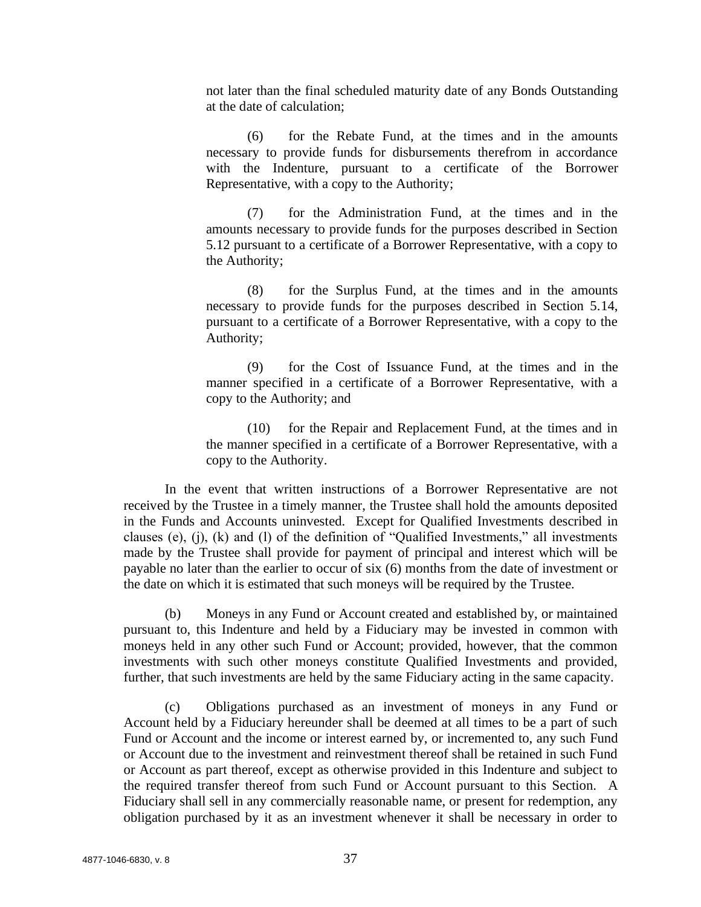not later than the final scheduled maturity date of any Bonds Outstanding at the date of calculation;

(6) for the Rebate Fund, at the times and in the amounts necessary to provide funds for disbursements therefrom in accordance with the Indenture, pursuant to a certificate of the Borrower Representative, with a copy to the Authority;

(7) for the Administration Fund, at the times and in the amounts necessary to provide funds for the purposes described in Section 5.12 pursuant to a certificate of a Borrower Representative, with a copy to the Authority;

(8) for the Surplus Fund, at the times and in the amounts necessary to provide funds for the purposes described in Section 5.14, pursuant to a certificate of a Borrower Representative, with a copy to the Authority;

(9) for the Cost of Issuance Fund, at the times and in the manner specified in a certificate of a Borrower Representative, with a copy to the Authority; and

(10) for the Repair and Replacement Fund, at the times and in the manner specified in a certificate of a Borrower Representative, with a copy to the Authority.

In the event that written instructions of a Borrower Representative are not received by the Trustee in a timely manner, the Trustee shall hold the amounts deposited in the Funds and Accounts uninvested. Except for Qualified Investments described in clauses (e), (j), (k) and (l) of the definition of "Qualified Investments," all investments made by the Trustee shall provide for payment of principal and interest which will be payable no later than the earlier to occur of six (6) months from the date of investment or the date on which it is estimated that such moneys will be required by the Trustee.

(b) Moneys in any Fund or Account created and established by, or maintained pursuant to, this Indenture and held by a Fiduciary may be invested in common with moneys held in any other such Fund or Account; provided, however, that the common investments with such other moneys constitute Qualified Investments and provided, further, that such investments are held by the same Fiduciary acting in the same capacity.

(c) Obligations purchased as an investment of moneys in any Fund or Account held by a Fiduciary hereunder shall be deemed at all times to be a part of such Fund or Account and the income or interest earned by, or incremented to, any such Fund or Account due to the investment and reinvestment thereof shall be retained in such Fund or Account as part thereof, except as otherwise provided in this Indenture and subject to the required transfer thereof from such Fund or Account pursuant to this Section. A Fiduciary shall sell in any commercially reasonable name, or present for redemption, any obligation purchased by it as an investment whenever it shall be necessary in order to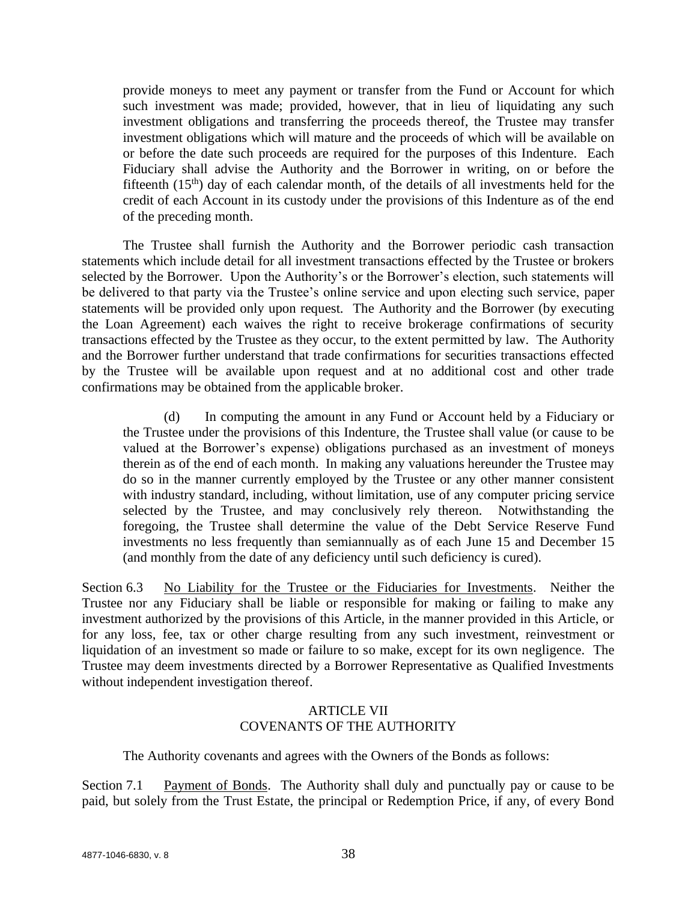provide moneys to meet any payment or transfer from the Fund or Account for which such investment was made; provided, however, that in lieu of liquidating any such investment obligations and transferring the proceeds thereof, the Trustee may transfer investment obligations which will mature and the proceeds of which will be available on or before the date such proceeds are required for the purposes of this Indenture. Each Fiduciary shall advise the Authority and the Borrower in writing, on or before the fifteenth (15th) day of each calendar month, of the details of all investments held for the credit of each Account in its custody under the provisions of this Indenture as of the end of the preceding month.

The Trustee shall furnish the Authority and the Borrower periodic cash transaction statements which include detail for all investment transactions effected by the Trustee or brokers selected by the Borrower. Upon the Authority's or the Borrower's election, such statements will be delivered to that party via the Trustee's online service and upon electing such service, paper statements will be provided only upon request. The Authority and the Borrower (by executing the Loan Agreement) each waives the right to receive brokerage confirmations of security transactions effected by the Trustee as they occur, to the extent permitted by law. The Authority and the Borrower further understand that trade confirmations for securities transactions effected by the Trustee will be available upon request and at no additional cost and other trade confirmations may be obtained from the applicable broker.

(d) In computing the amount in any Fund or Account held by a Fiduciary or the Trustee under the provisions of this Indenture, the Trustee shall value (or cause to be valued at the Borrower's expense) obligations purchased as an investment of moneys therein as of the end of each month. In making any valuations hereunder the Trustee may do so in the manner currently employed by the Trustee or any other manner consistent with industry standard, including, without limitation, use of any computer pricing service selected by the Trustee, and may conclusively rely thereon. Notwithstanding the foregoing, the Trustee shall determine the value of the Debt Service Reserve Fund investments no less frequently than semiannually as of each June 15 and December 15 (and monthly from the date of any deficiency until such deficiency is cured).

Section 6.3 No Liability for the Trustee or the Fiduciaries for Investments. Neither the Trustee nor any Fiduciary shall be liable or responsible for making or failing to make any investment authorized by the provisions of this Article, in the manner provided in this Article, or for any loss, fee, tax or other charge resulting from any such investment, reinvestment or liquidation of an investment so made or failure to so make, except for its own negligence. The Trustee may deem investments directed by a Borrower Representative as Qualified Investments without independent investigation thereof.

## ARTICLE VII
## COVENANTS OF THE AUTHORITY

The Authority covenants and agrees with the Owners of the Bonds as follows:

Section 7.1 Payment of Bonds. The Authority shall duly and punctually pay or cause to be paid, but solely from the Trust Estate, the principal or Redemption Price, if any, of every Bond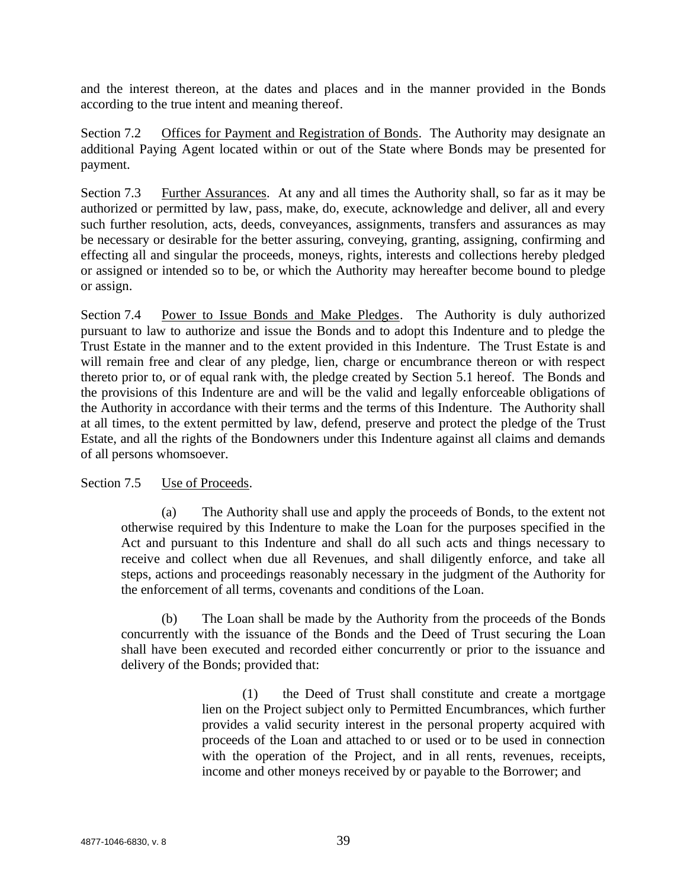and the interest thereon, at the dates and places and in the manner provided in the Bonds according to the true intent and meaning thereof.

Section 7.2 Offices for Payment and Registration of Bonds. The Authority may designate an additional Paying Agent located within or out of the State where Bonds may be presented for payment.

Section 7.3 Further Assurances. At any and all times the Authority shall, so far as it may be authorized or permitted by law, pass, make, do, execute, acknowledge and deliver, all and every such further resolution, acts, deeds, conveyances, assignments, transfers and assurances as may be necessary or desirable for the better assuring, conveying, granting, assigning, confirming and effecting all and singular the proceeds, moneys, rights, interests and collections hereby pledged or assigned or intended so to be, or which the Authority may hereafter become bound to pledge or assign.

Section 7.4 Power to Issue Bonds and Make Pledges. The Authority is duly authorized pursuant to law to authorize and issue the Bonds and to adopt this Indenture and to pledge the Trust Estate in the manner and to the extent provided in this Indenture. The Trust Estate is and will remain free and clear of any pledge, lien, charge or encumbrance thereon or with respect thereto prior to, or of equal rank with, the pledge created by Section 5.1 hereof. The Bonds and the provisions of this Indenture are and will be the valid and legally enforceable obligations of the Authority in accordance with their terms and the terms of this Indenture. The Authority shall at all times, to the extent permitted by law, defend, preserve and protect the pledge of the Trust Estate, and all the rights of the Bondowners under this Indenture against all claims and demands of all persons whomsoever.

Section 7.5 Use of Proceeds.

(a) The Authority shall use and apply the proceeds of Bonds, to the extent not otherwise required by this Indenture to make the Loan for the purposes specified in the Act and pursuant to this Indenture and shall do all such acts and things necessary to receive and collect when due all Revenues, and shall diligently enforce, and take all steps, actions and proceedings reasonably necessary in the judgment of the Authority for the enforcement of all terms, covenants and conditions of the Loan.

(b) The Loan shall be made by the Authority from the proceeds of the Bonds concurrently with the issuance of the Bonds and the Deed of Trust securing the Loan shall have been executed and recorded either concurrently or prior to the issuance and delivery of the Bonds; provided that:

(1) the Deed of Trust shall constitute and create a mortgage lien on the Project subject only to Permitted Encumbrances, which further provides a valid security interest in the personal property acquired with proceeds of the Loan and attached to or used or to be used in connection with the operation of the Project, and in all rents, revenues, receipts, income and other moneys received by or payable to the Borrower; and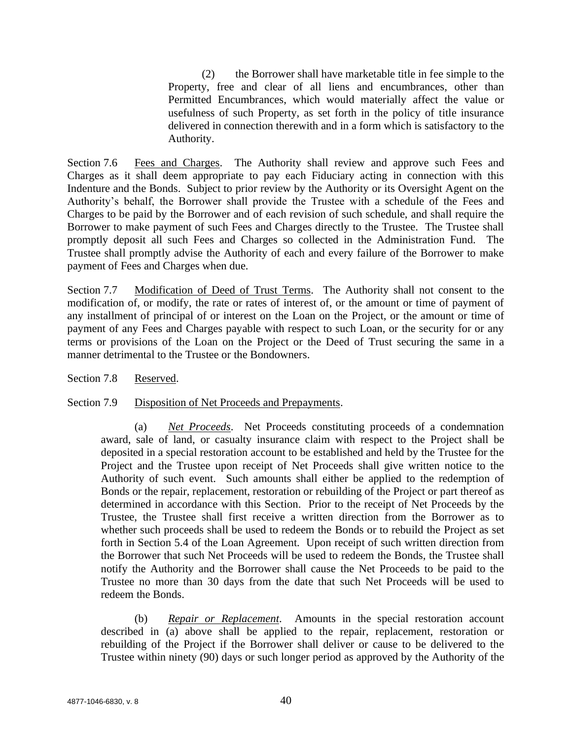(2) the Borrower shall have marketable title in fee simple to the Property, free and clear of all liens and encumbrances, other than Permitted Encumbrances, which would materially affect the value or usefulness of such Property, as set forth in the policy of title insurance delivered in connection therewith and in a form which is satisfactory to the Authority.

Section 7.6 Fees and Charges. The Authority shall review and approve such Fees and Charges as it shall deem appropriate to pay each Fiduciary acting in connection with this Indenture and the Bonds. Subject to prior review by the Authority or its Oversight Agent on the Authority's behalf, the Borrower shall provide the Trustee with a schedule of the Fees and Charges to be paid by the Borrower and of each revision of such schedule, and shall require the Borrower to make payment of such Fees and Charges directly to the Trustee. The Trustee shall promptly deposit all such Fees and Charges so collected in the Administration Fund. The Trustee shall promptly advise the Authority of each and every failure of the Borrower to make payment of Fees and Charges when due.

Section 7.7 Modification of Deed of Trust Terms. The Authority shall not consent to the modification of, or modify, the rate or rates of interest of, or the amount or time of payment of any installment of principal of or interest on the Loan on the Project, or the amount or time of payment of any Fees and Charges payable with respect to such Loan, or the security for or any terms or provisions of the Loan on the Project or the Deed of Trust securing the same in a manner detrimental to the Trustee or the Bondowners.

Section 7.8 Reserved.

Section 7.9 Disposition of Net Proceeds and Prepayments.

(a) *Net Proceeds*. Net Proceeds constituting proceeds of a condemnation award, sale of land, or casualty insurance claim with respect to the Project shall be deposited in a special restoration account to be established and held by the Trustee for the Project and the Trustee upon receipt of Net Proceeds shall give written notice to the Authority of such event. Such amounts shall either be applied to the redemption of Bonds or the repair, replacement, restoration or rebuilding of the Project or part thereof as determined in accordance with this Section. Prior to the receipt of Net Proceeds by the Trustee, the Trustee shall first receive a written direction from the Borrower as to whether such proceeds shall be used to redeem the Bonds or to rebuild the Project as set forth in Section 5.4 of the Loan Agreement. Upon receipt of such written direction from the Borrower that such Net Proceeds will be used to redeem the Bonds, the Trustee shall notify the Authority and the Borrower shall cause the Net Proceeds to be paid to the Trustee no more than 30 days from the date that such Net Proceeds will be used to redeem the Bonds.

(b) *Repair or Replacement*. Amounts in the special restoration account described in (a) above shall be applied to the repair, replacement, restoration or rebuilding of the Project if the Borrower shall deliver or cause to be delivered to the Trustee within ninety (90) days or such longer period as approved by the Authority of the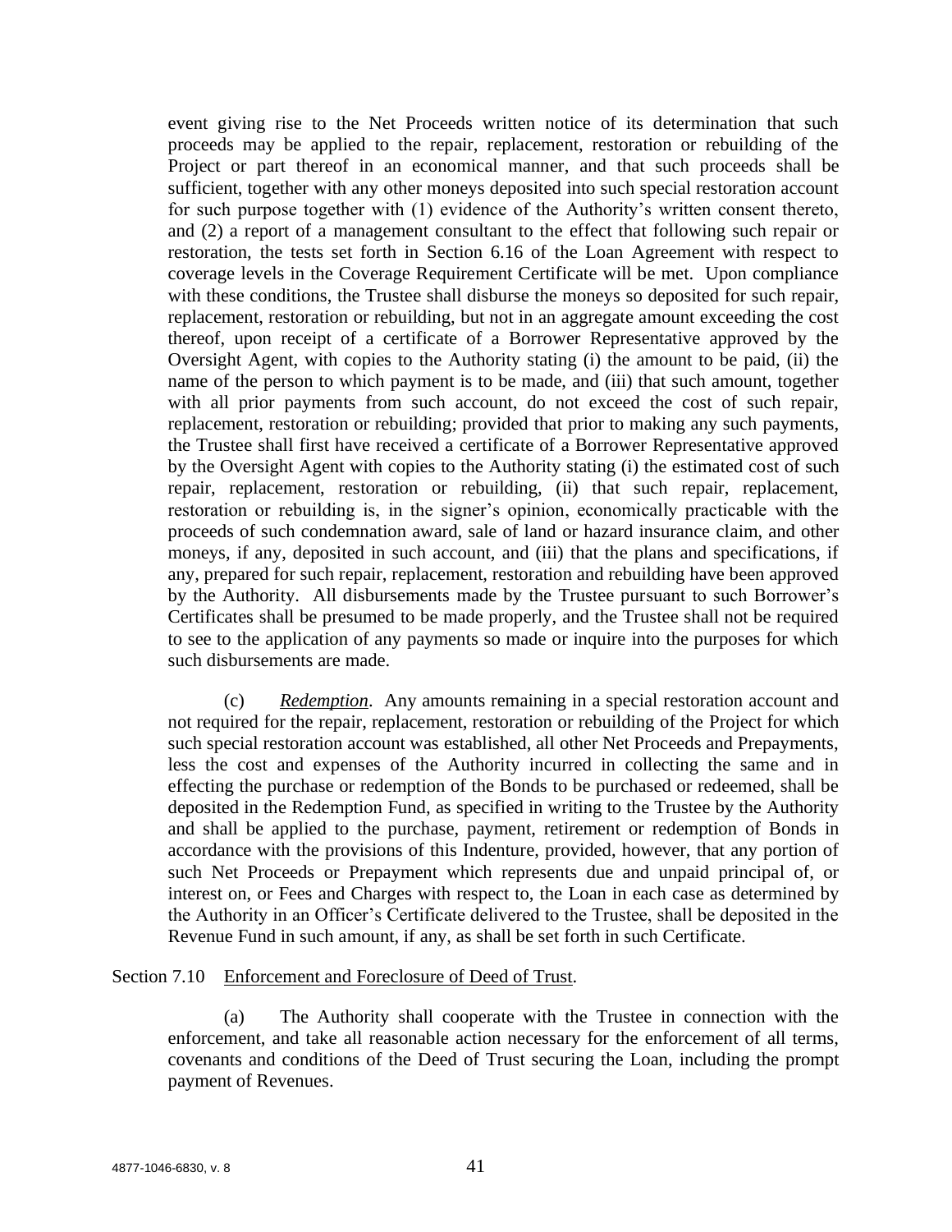event giving rise to the Net Proceeds written notice of its determination that such proceeds may be applied to the repair, replacement, restoration or rebuilding of the Project or part thereof in an economical manner, and that such proceeds shall be sufficient, together with any other moneys deposited into such special restoration account for such purpose together with (1) evidence of the Authority's written consent thereto, and (2) a report of a management consultant to the effect that following such repair or restoration, the tests set forth in Section 6.16 of the Loan Agreement with respect to coverage levels in the Coverage Requirement Certificate will be met. Upon compliance with these conditions, the Trustee shall disburse the moneys so deposited for such repair, replacement, restoration or rebuilding, but not in an aggregate amount exceeding the cost thereof, upon receipt of a certificate of a Borrower Representative approved by the Oversight Agent, with copies to the Authority stating (i) the amount to be paid, (ii) the name of the person to which payment is to be made, and (iii) that such amount, together with all prior payments from such account, do not exceed the cost of such repair, replacement, restoration or rebuilding; provided that prior to making any such payments, the Trustee shall first have received a certificate of a Borrower Representative approved by the Oversight Agent with copies to the Authority stating (i) the estimated cost of such repair, replacement, restoration or rebuilding, (ii) that such repair, replacement, restoration or rebuilding is, in the signer's opinion, economically practicable with the proceeds of such condemnation award, sale of land or hazard insurance claim, and other moneys, if any, deposited in such account, and (iii) that the plans and specifications, if any, prepared for such repair, replacement, restoration and rebuilding have been approved by the Authority. All disbursements made by the Trustee pursuant to such Borrower's Certificates shall be presumed to be made properly, and the Trustee shall not be required to see to the application of any payments so made or inquire into the purposes for which such disbursements are made.

(c) *Redemption*. Any amounts remaining in a special restoration account and not required for the repair, replacement, restoration or rebuilding of the Project for which such special restoration account was established, all other Net Proceeds and Prepayments, less the cost and expenses of the Authority incurred in collecting the same and in effecting the purchase or redemption of the Bonds to be purchased or redeemed, shall be deposited in the Redemption Fund, as specified in writing to the Trustee by the Authority and shall be applied to the purchase, payment, retirement or redemption of Bonds in accordance with the provisions of this Indenture, provided, however, that any portion of such Net Proceeds or Prepayment which represents due and unpaid principal of, or interest on, or Fees and Charges with respect to, the Loan in each case as determined by the Authority in an Officer's Certificate delivered to the Trustee, shall be deposited in the Revenue Fund in such amount, if any, as shall be set forth in such Certificate.

Section 7.10 Enforcement and Foreclosure of Deed of Trust.

(a) The Authority shall cooperate with the Trustee in connection with the enforcement, and take all reasonable action necessary for the enforcement of all terms, covenants and conditions of the Deed of Trust securing the Loan, including the prompt payment of Revenues.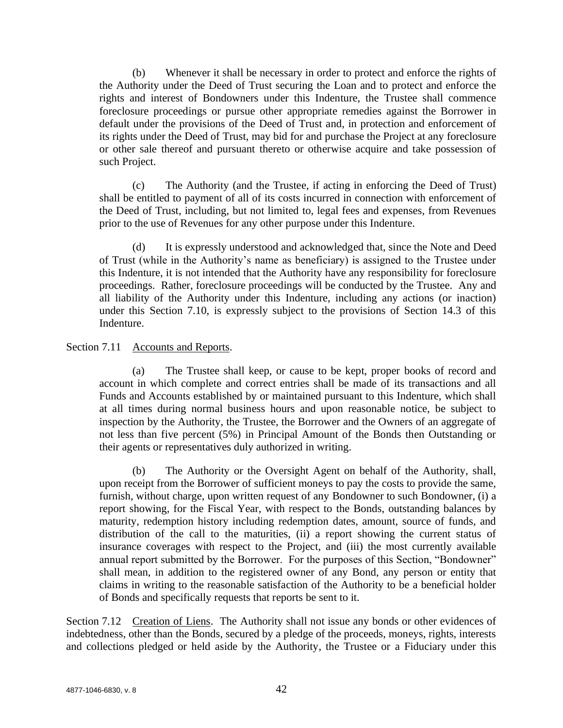(b) Whenever it shall be necessary in order to protect and enforce the rights of the Authority under the Deed of Trust securing the Loan and to protect and enforce the rights and interest of Bondowners under this Indenture, the Trustee shall commence foreclosure proceedings or pursue other appropriate remedies against the Borrower in default under the provisions of the Deed of Trust and, in protection and enforcement of its rights under the Deed of Trust, may bid for and purchase the Project at any foreclosure or other sale thereof and pursuant thereto or otherwise acquire and take possession of such Project.

(c) The Authority (and the Trustee, if acting in enforcing the Deed of Trust) shall be entitled to payment of all of its costs incurred in connection with enforcement of the Deed of Trust, including, but not limited to, legal fees and expenses, from Revenues prior to the use of Revenues for any other purpose under this Indenture.

(d) It is expressly understood and acknowledged that, since the Note and Deed of Trust (while in the Authority's name as beneficiary) is assigned to the Trustee under this Indenture, it is not intended that the Authority have any responsibility for foreclosure proceedings. Rather, foreclosure proceedings will be conducted by the Trustee. Any and all liability of the Authority under this Indenture, including any actions (or inaction) under this Section 7.10, is expressly subject to the provisions of Section 14.3 of this Indenture.

Section 7.11 Accounts and Reports.

(a) The Trustee shall keep, or cause to be kept, proper books of record and account in which complete and correct entries shall be made of its transactions and all Funds and Accounts established by or maintained pursuant to this Indenture, which shall at all times during normal business hours and upon reasonable notice, be subject to inspection by the Authority, the Trustee, the Borrower and the Owners of an aggregate of not less than five percent (5%) in Principal Amount of the Bonds then Outstanding or their agents or representatives duly authorized in writing.

(b) The Authority or the Oversight Agent on behalf of the Authority, shall, upon receipt from the Borrower of sufficient moneys to pay the costs to provide the same, furnish, without charge, upon written request of any Bondowner to such Bondowner, (i) a report showing, for the Fiscal Year, with respect to the Bonds, outstanding balances by maturity, redemption history including redemption dates, amount, source of funds, and distribution of the call to the maturities, (ii) a report showing the current status of insurance coverages with respect to the Project, and (iii) the most currently available annual report submitted by the Borrower. For the purposes of this Section, "Bondowner" shall mean, in addition to the registered owner of any Bond, any person or entity that claims in writing to the reasonable satisfaction of the Authority to be a beneficial holder of Bonds and specifically requests that reports be sent to it.

Section 7.12 Creation of Liens. The Authority shall not issue any bonds or other evidences of indebtedness, other than the Bonds, secured by a pledge of the proceeds, moneys, rights, interests and collections pledged or held aside by the Authority, the Trustee or a Fiduciary under this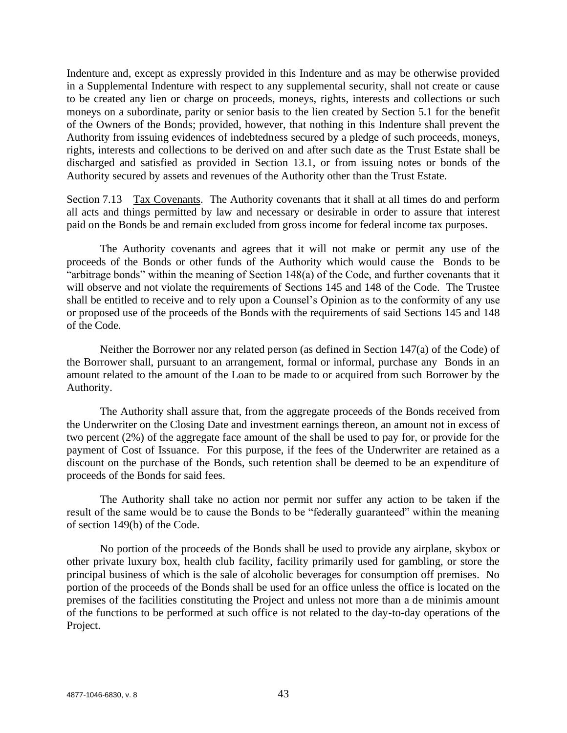Indenture and, except as expressly provided in this Indenture and as may be otherwise provided in a Supplemental Indenture with respect to any supplemental security, shall not create or cause to be created any lien or charge on proceeds, moneys, rights, interests and collections or such moneys on a subordinate, parity or senior basis to the lien created by Section 5.1 for the benefit of the Owners of the Bonds; provided, however, that nothing in this Indenture shall prevent the Authority from issuing evidences of indebtedness secured by a pledge of such proceeds, moneys, rights, interests and collections to be derived on and after such date as the Trust Estate shall be discharged and satisfied as provided in Section 13.1, or from issuing notes or bonds of the Authority secured by assets and revenues of the Authority other than the Trust Estate.

Section 7.13 Tax Covenants. The Authority covenants that it shall at all times do and perform all acts and things permitted by law and necessary or desirable in order to assure that interest paid on the Bonds be and remain excluded from gross income for federal income tax purposes.

The Authority covenants and agrees that it will not make or permit any use of the proceeds of the Bonds or other funds of the Authority which would cause the Bonds to be "arbitrage bonds" within the meaning of Section 148(a) of the Code, and further covenants that it will observe and not violate the requirements of Sections 145 and 148 of the Code. The Trustee shall be entitled to receive and to rely upon a Counsel's Opinion as to the conformity of any use or proposed use of the proceeds of the Bonds with the requirements of said Sections 145 and 148 of the Code.

Neither the Borrower nor any related person (as defined in Section 147(a) of the Code) of the Borrower shall, pursuant to an arrangement, formal or informal, purchase any Bonds in an amount related to the amount of the Loan to be made to or acquired from such Borrower by the Authority.

The Authority shall assure that, from the aggregate proceeds of the Bonds received from the Underwriter on the Closing Date and investment earnings thereon, an amount not in excess of two percent (2%) of the aggregate face amount of the shall be used to pay for, or provide for the payment of Cost of Issuance. For this purpose, if the fees of the Underwriter are retained as a discount on the purchase of the Bonds, such retention shall be deemed to be an expenditure of proceeds of the Bonds for said fees.

The Authority shall take no action nor permit nor suffer any action to be taken if the result of the same would be to cause the Bonds to be "federally guaranteed" within the meaning of section 149(b) of the Code.

No portion of the proceeds of the Bonds shall be used to provide any airplane, skybox or other private luxury box, health club facility, facility primarily used for gambling, or store the principal business of which is the sale of alcoholic beverages for consumption off premises. No portion of the proceeds of the Bonds shall be used for an office unless the office is located on the premises of the facilities constituting the Project and unless not more than a de minimis amount of the functions to be performed at such office is not related to the day-to-day operations of the Project.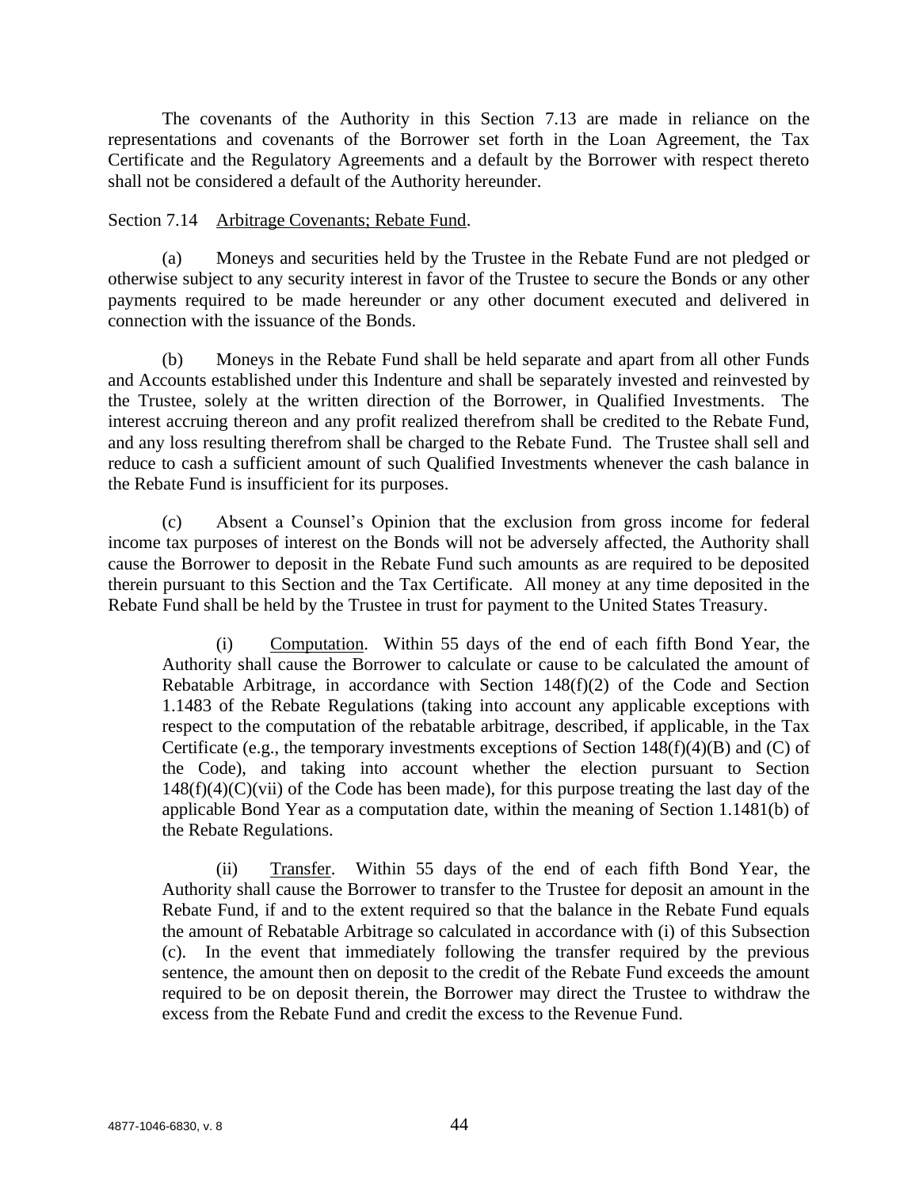The covenants of the Authority in this Section 7.13 are made in reliance on the representations and covenants of the Borrower set forth in the Loan Agreement, the Tax Certificate and the Regulatory Agreements and a default by the Borrower with respect thereto shall not be considered a default of the Authority hereunder.

Section 7.14 Arbitrage Covenants; Rebate Fund.

(a) Moneys and securities held by the Trustee in the Rebate Fund are not pledged or otherwise subject to any security interest in favor of the Trustee to secure the Bonds or any other payments required to be made hereunder or any other document executed and delivered in connection with the issuance of the Bonds.

(b) Moneys in the Rebate Fund shall be held separate and apart from all other Funds and Accounts established under this Indenture and shall be separately invested and reinvested by the Trustee, solely at the written direction of the Borrower, in Qualified Investments. The interest accruing thereon and any profit realized therefrom shall be credited to the Rebate Fund, and any loss resulting therefrom shall be charged to the Rebate Fund. The Trustee shall sell and reduce to cash a sufficient amount of such Qualified Investments whenever the cash balance in the Rebate Fund is insufficient for its purposes.

(c) Absent a Counsel's Opinion that the exclusion from gross income for federal income tax purposes of interest on the Bonds will not be adversely affected, the Authority shall cause the Borrower to deposit in the Rebate Fund such amounts as are required to be deposited therein pursuant to this Section and the Tax Certificate. All money at any time deposited in the Rebate Fund shall be held by the Trustee in trust for payment to the United States Treasury.

> (i) Computation. Within 55 days of the end of each fifth Bond Year, the Authority shall cause the Borrower to calculate or cause to be calculated the amount of Rebatable Arbitrage, in accordance with Section 148(f)(2) of the Code and Section 1.1483 of the Rebate Regulations (taking into account any applicable exceptions with respect to the computation of the rebatable arbitrage, described, if applicable, in the Tax Certificate (e.g., the temporary investments exceptions of Section 148(f)(4)(B) and (C) of the Code), and taking into account whether the election pursuant to Section 148(f)(4)(C)(vii) of the Code has been made), for this purpose treating the last day of the applicable Bond Year as a computation date, within the meaning of Section 1.1481(b) of the Rebate Regulations.
>
> (ii) Transfer. Within 55 days of the end of each fifth Bond Year, the Authority shall cause the Borrower to transfer to the Trustee for deposit an amount in the Rebate Fund, if and to the extent required so that the balance in the Rebate Fund equals the amount of Rebatable Arbitrage so calculated in accordance with (i) of this Subsection (c). In the event that immediately following the transfer required by the previous sentence, the amount then on deposit to the credit of the Rebate Fund exceeds the amount required to be on deposit therein, the Borrower may direct the Trustee to withdraw the excess from the Rebate Fund and credit the excess to the Revenue Fund.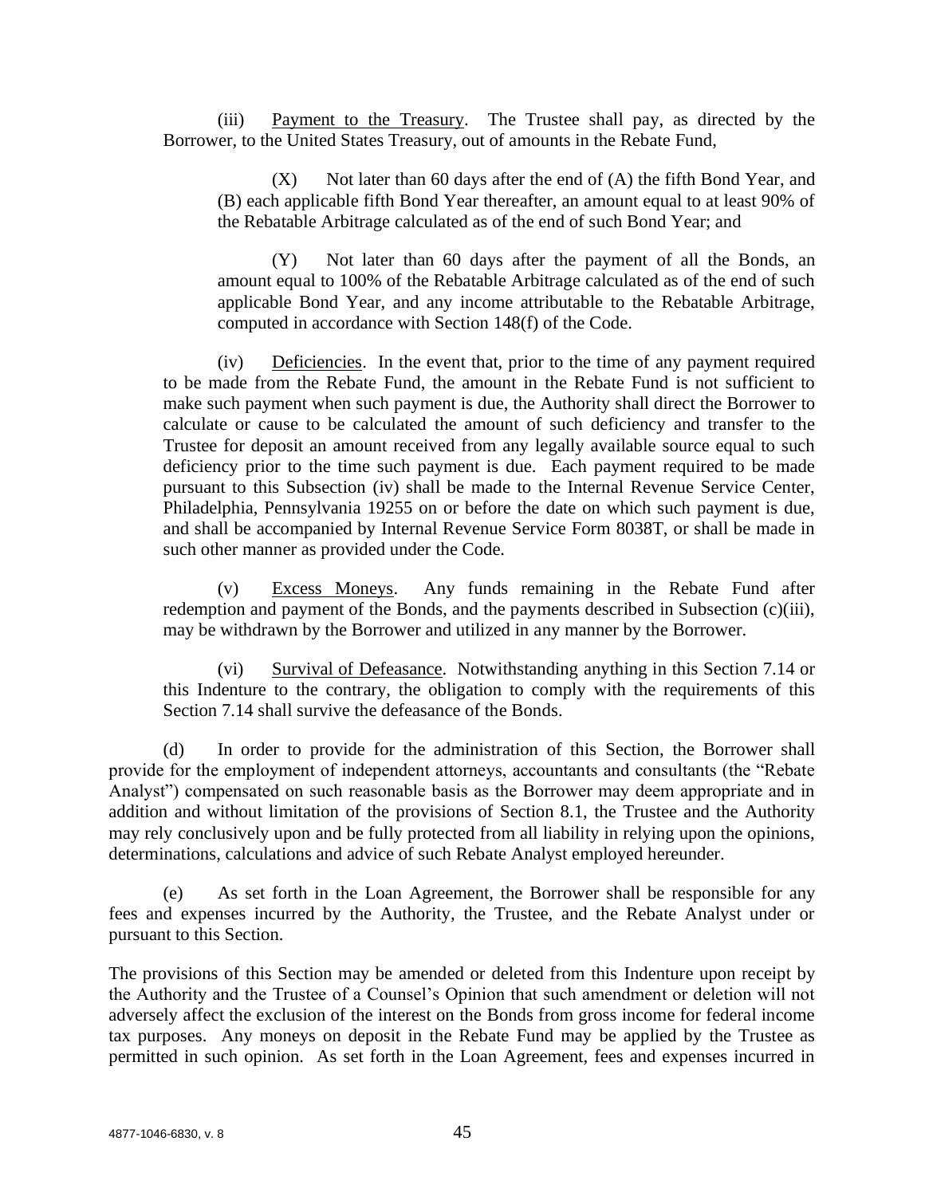(iii) Payment to the Treasury. The Trustee shall pay, as directed by the Borrower, to the United States Treasury, out of amounts in the Rebate Fund,

(X) Not later than 60 days after the end of (A) the fifth Bond Year, and (B) each applicable fifth Bond Year thereafter, an amount equal to at least 90% of the Rebatable Arbitrage calculated as of the end of such Bond Year; and

(Y) Not later than 60 days after the payment of all the Bonds, an amount equal to 100% of the Rebatable Arbitrage calculated as of the end of such applicable Bond Year, and any income attributable to the Rebatable Arbitrage, computed in accordance with Section 148(f) of the Code.

(iv) Deficiencies. In the event that, prior to the time of any payment required to be made from the Rebate Fund, the amount in the Rebate Fund is not sufficient to make such payment when such payment is due, the Authority shall direct the Borrower to calculate or cause to be calculated the amount of such deficiency and transfer to the Trustee for deposit an amount received from any legally available source equal to such deficiency prior to the time such payment is due. Each payment required to be made pursuant to this Subsection (iv) shall be made to the Internal Revenue Service Center, Philadelphia, Pennsylvania 19255 on or before the date on which such payment is due, and shall be accompanied by Internal Revenue Service Form 8038T, or shall be made in such other manner as provided under the Code.

(v) Excess Moneys. Any funds remaining in the Rebate Fund after redemption and payment of the Bonds, and the payments described in Subsection (c)(iii), may be withdrawn by the Borrower and utilized in any manner by the Borrower.

(vi) Survival of Defeasance. Notwithstanding anything in this Section 7.14 or this Indenture to the contrary, the obligation to comply with the requirements of this Section 7.14 shall survive the defeasance of the Bonds.

(d) In order to provide for the administration of this Section, the Borrower shall provide for the employment of independent attorneys, accountants and consultants (the "Rebate Analyst") compensated on such reasonable basis as the Borrower may deem appropriate and in addition and without limitation of the provisions of Section 8.1, the Trustee and the Authority may rely conclusively upon and be fully protected from all liability in relying upon the opinions, determinations, calculations and advice of such Rebate Analyst employed hereunder.

(e) As set forth in the Loan Agreement, the Borrower shall be responsible for any fees and expenses incurred by the Authority, the Trustee, and the Rebate Analyst under or pursuant to this Section.

The provisions of this Section may be amended or deleted from this Indenture upon receipt by the Authority and the Trustee of a Counsel's Opinion that such amendment or deletion will not adversely affect the exclusion of the interest on the Bonds from gross income for federal income tax purposes. Any moneys on deposit in the Rebate Fund may be applied by the Trustee as permitted in such opinion. As set forth in the Loan Agreement, fees and expenses incurred in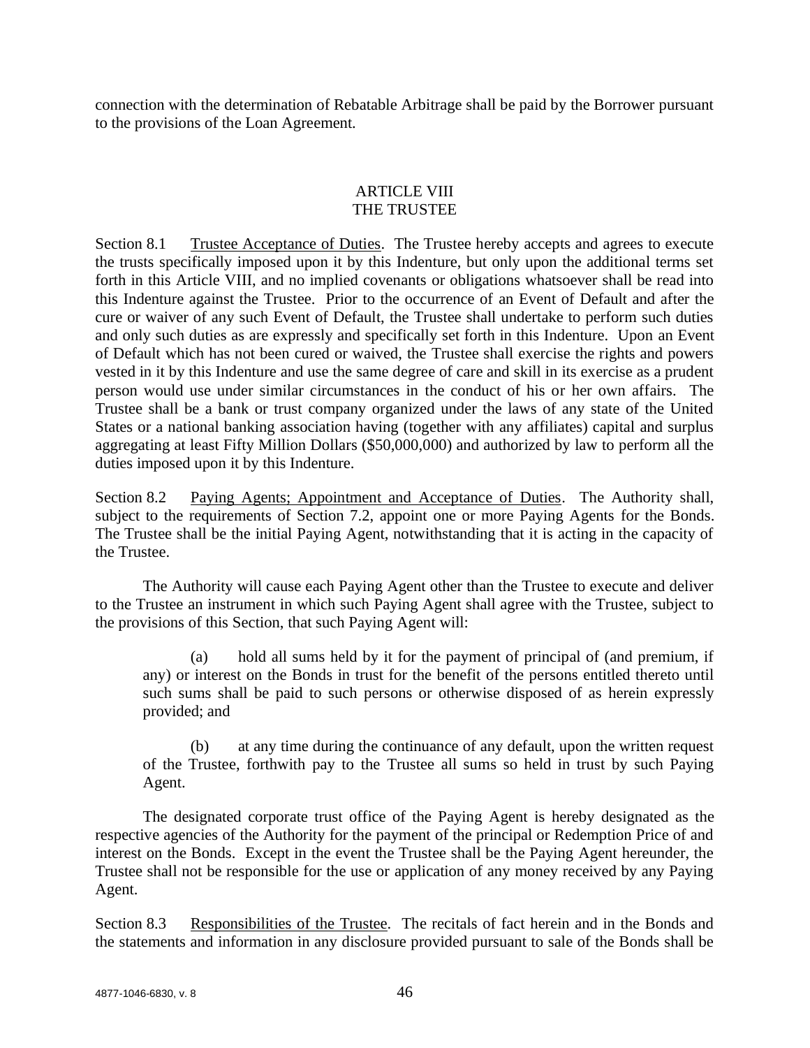connection with the determination of Rebatable Arbitrage shall be paid by the Borrower pursuant to the provisions of the Loan Agreement.

## ARTICLE VIII
## THE TRUSTEE

Section 8.1 Trustee Acceptance of Duties. The Trustee hereby accepts and agrees to execute the trusts specifically imposed upon it by this Indenture, but only upon the additional terms set forth in this Article VIII, and no implied covenants or obligations whatsoever shall be read into this Indenture against the Trustee. Prior to the occurrence of an Event of Default and after the cure or waiver of any such Event of Default, the Trustee shall undertake to perform such duties and only such duties as are expressly and specifically set forth in this Indenture. Upon an Event of Default which has not been cured or waived, the Trustee shall exercise the rights and powers vested in it by this Indenture and use the same degree of care and skill in its exercise as a prudent person would use under similar circumstances in the conduct of his or her own affairs. The Trustee shall be a bank or trust company organized under the laws of any state of the United States or a national banking association having (together with any affiliates) capital and surplus aggregating at least Fifty Million Dollars ($50,000,000) and authorized by law to perform all the duties imposed upon it by this Indenture.

Section 8.2 Paying Agents; Appointment and Acceptance of Duties. The Authority shall, subject to the requirements of Section 7.2, appoint one or more Paying Agents for the Bonds. The Trustee shall be the initial Paying Agent, notwithstanding that it is acting in the capacity of the Trustee.

The Authority will cause each Paying Agent other than the Trustee to execute and deliver to the Trustee an instrument in which such Paying Agent shall agree with the Trustee, subject to the provisions of this Section, that such Paying Agent will:

(a) hold all sums held by it for the payment of principal of (and premium, if any) or interest on the Bonds in trust for the benefit of the persons entitled thereto until such sums shall be paid to such persons or otherwise disposed of as herein expressly provided; and

(b) at any time during the continuance of any default, upon the written request of the Trustee, forthwith pay to the Trustee all sums so held in trust by such Paying Agent.

The designated corporate trust office of the Paying Agent is hereby designated as the respective agencies of the Authority for the payment of the principal or Redemption Price of and interest on the Bonds. Except in the event the Trustee shall be the Paying Agent hereunder, the Trustee shall not be responsible for the use or application of any money received by any Paying Agent.

Section 8.3 Responsibilities of the Trustee. The recitals of fact herein and in the Bonds and the statements and information in any disclosure provided pursuant to sale of the Bonds shall be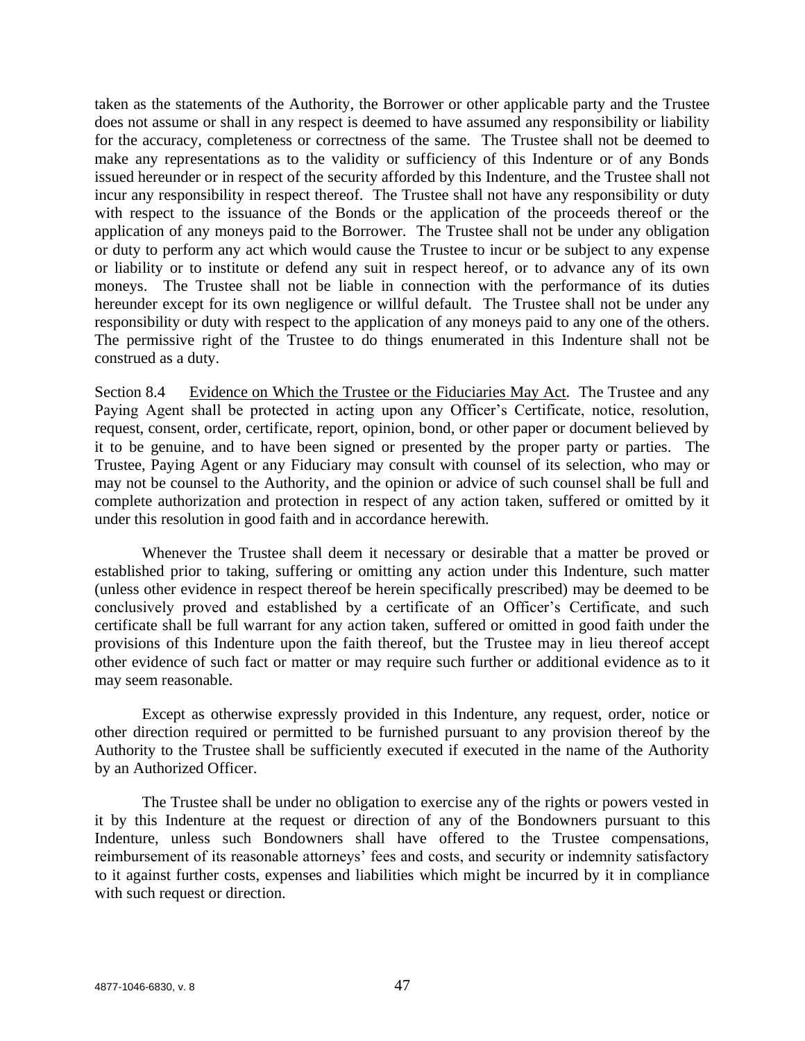taken as the statements of the Authority, the Borrower or other applicable party and the Trustee does not assume or shall in any respect is deemed to have assumed any responsibility or liability for the accuracy, completeness or correctness of the same. The Trustee shall not be deemed to make any representations as to the validity or sufficiency of this Indenture or of any Bonds issued hereunder or in respect of the security afforded by this Indenture, and the Trustee shall not incur any responsibility in respect thereof. The Trustee shall not have any responsibility or duty with respect to the issuance of the Bonds or the application of the proceeds thereof or the application of any moneys paid to the Borrower. The Trustee shall not be under any obligation or duty to perform any act which would cause the Trustee to incur or be subject to any expense or liability or to institute or defend any suit in respect hereof, or to advance any of its own moneys. The Trustee shall not be liable in connection with the performance of its duties hereunder except for its own negligence or willful default. The Trustee shall not be under any responsibility or duty with respect to the application of any moneys paid to any one of the others. The permissive right of the Trustee to do things enumerated in this Indenture shall not be construed as a duty.

Section 8.4 Evidence on Which the Trustee or the Fiduciaries May Act. The Trustee and any Paying Agent shall be protected in acting upon any Officer's Certificate, notice, resolution, request, consent, order, certificate, report, opinion, bond, or other paper or document believed by it to be genuine, and to have been signed or presented by the proper party or parties. The Trustee, Paying Agent or any Fiduciary may consult with counsel of its selection, who may or may not be counsel to the Authority, and the opinion or advice of such counsel shall be full and complete authorization and protection in respect of any action taken, suffered or omitted by it under this resolution in good faith and in accordance herewith.

Whenever the Trustee shall deem it necessary or desirable that a matter be proved or established prior to taking, suffering or omitting any action under this Indenture, such matter (unless other evidence in respect thereof be herein specifically prescribed) may be deemed to be conclusively proved and established by a certificate of an Officer's Certificate, and such certificate shall be full warrant for any action taken, suffered or omitted in good faith under the provisions of this Indenture upon the faith thereof, but the Trustee may in lieu thereof accept other evidence of such fact or matter or may require such further or additional evidence as to it may seem reasonable.

Except as otherwise expressly provided in this Indenture, any request, order, notice or other direction required or permitted to be furnished pursuant to any provision thereof by the Authority to the Trustee shall be sufficiently executed if executed in the name of the Authority by an Authorized Officer.

The Trustee shall be under no obligation to exercise any of the rights or powers vested in it by this Indenture at the request or direction of any of the Bondowners pursuant to this Indenture, unless such Bondowners shall have offered to the Trustee compensations, reimbursement of its reasonable attorneys' fees and costs, and security or indemnity satisfactory to it against further costs, expenses and liabilities which might be incurred by it in compliance with such request or direction.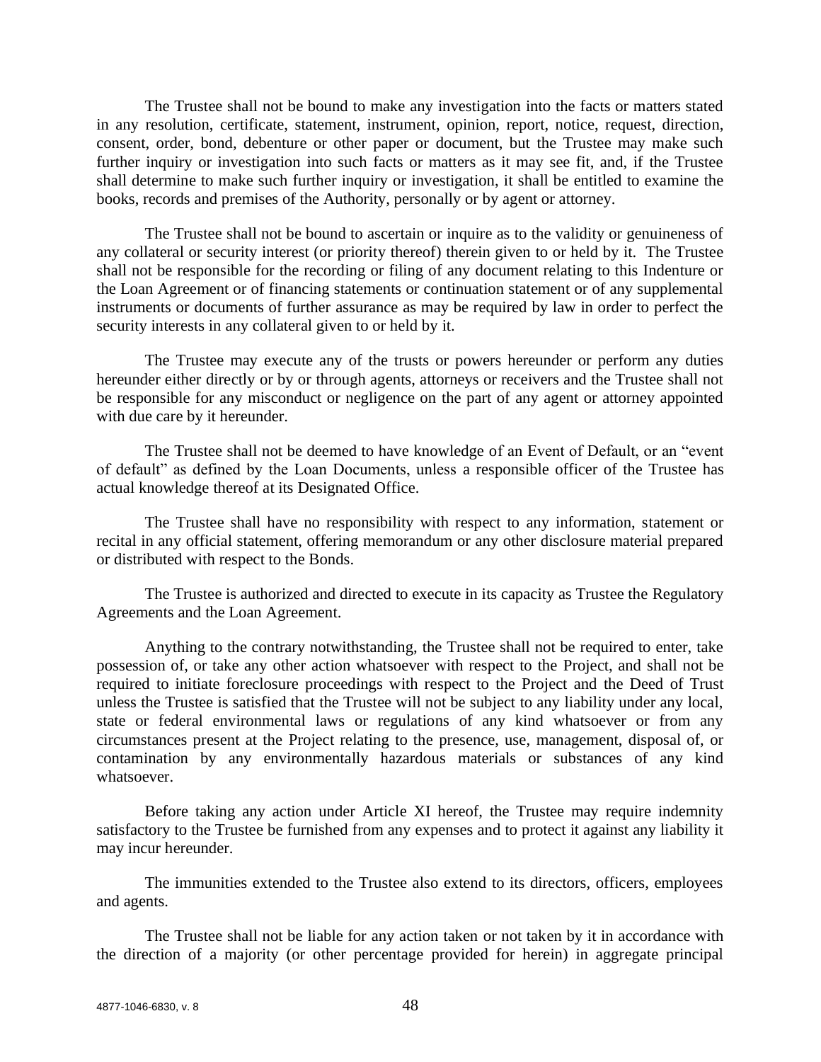The Trustee shall not be bound to make any investigation into the facts or matters stated in any resolution, certificate, statement, instrument, opinion, report, notice, request, direction, consent, order, bond, debenture or other paper or document, but the Trustee may make such further inquiry or investigation into such facts or matters as it may see fit, and, if the Trustee shall determine to make such further inquiry or investigation, it shall be entitled to examine the books, records and premises of the Authority, personally or by agent or attorney.

The Trustee shall not be bound to ascertain or inquire as to the validity or genuineness of any collateral or security interest (or priority thereof) therein given to or held by it. The Trustee shall not be responsible for the recording or filing of any document relating to this Indenture or the Loan Agreement or of financing statements or continuation statement or of any supplemental instruments or documents of further assurance as may be required by law in order to perfect the security interests in any collateral given to or held by it.

The Trustee may execute any of the trusts or powers hereunder or perform any duties hereunder either directly or by or through agents, attorneys or receivers and the Trustee shall not be responsible for any misconduct or negligence on the part of any agent or attorney appointed with due care by it hereunder.

The Trustee shall not be deemed to have knowledge of an Event of Default, or an "event of default" as defined by the Loan Documents, unless a responsible officer of the Trustee has actual knowledge thereof at its Designated Office.

The Trustee shall have no responsibility with respect to any information, statement or recital in any official statement, offering memorandum or any other disclosure material prepared or distributed with respect to the Bonds.

The Trustee is authorized and directed to execute in its capacity as Trustee the Regulatory Agreements and the Loan Agreement.

Anything to the contrary notwithstanding, the Trustee shall not be required to enter, take possession of, or take any other action whatsoever with respect to the Project, and shall not be required to initiate foreclosure proceedings with respect to the Project and the Deed of Trust unless the Trustee is satisfied that the Trustee will not be subject to any liability under any local, state or federal environmental laws or regulations of any kind whatsoever or from any circumstances present at the Project relating to the presence, use, management, disposal of, or contamination by any environmentally hazardous materials or substances of any kind whatsoever.

Before taking any action under Article XI hereof, the Trustee may require indemnity satisfactory to the Trustee be furnished from any expenses and to protect it against any liability it may incur hereunder.

The immunities extended to the Trustee also extend to its directors, officers, employees and agents.

The Trustee shall not be liable for any action taken or not taken by it in accordance with the direction of a majority (or other percentage provided for herein) in aggregate principal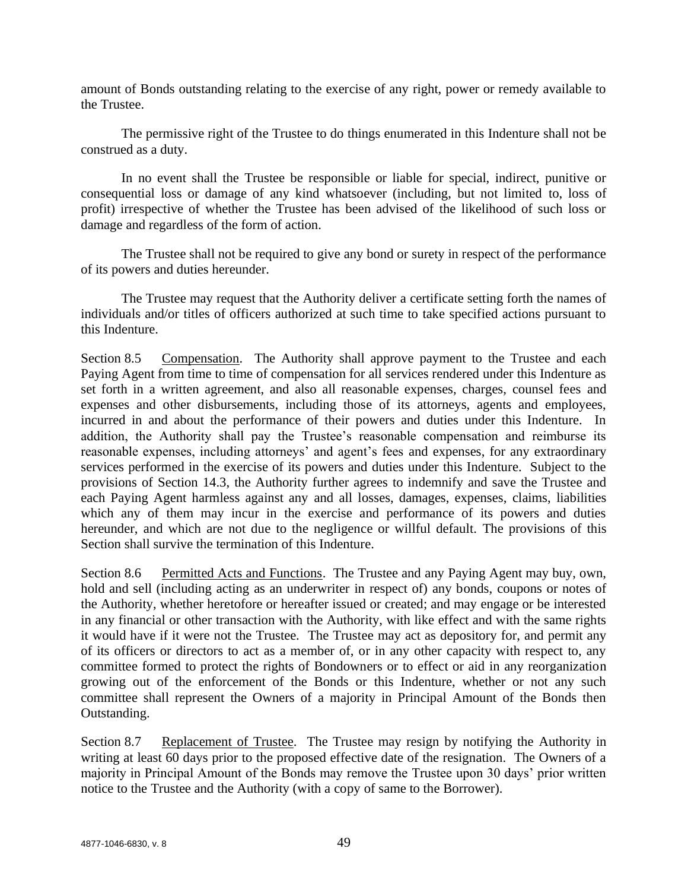amount of Bonds outstanding relating to the exercise of any right, power or remedy available to the Trustee.

The permissive right of the Trustee to do things enumerated in this Indenture shall not be construed as a duty.

In no event shall the Trustee be responsible or liable for special, indirect, punitive or consequential loss or damage of any kind whatsoever (including, but not limited to, loss of profit) irrespective of whether the Trustee has been advised of the likelihood of such loss or damage and regardless of the form of action.

The Trustee shall not be required to give any bond or surety in respect of the performance of its powers and duties hereunder.

The Trustee may request that the Authority deliver a certificate setting forth the names of individuals and/or titles of officers authorized at such time to take specified actions pursuant to this Indenture.

Section 8.5 Compensation. The Authority shall approve payment to the Trustee and each Paying Agent from time to time of compensation for all services rendered under this Indenture as set forth in a written agreement, and also all reasonable expenses, charges, counsel fees and expenses and other disbursements, including those of its attorneys, agents and employees, incurred in and about the performance of their powers and duties under this Indenture. In addition, the Authority shall pay the Trustee's reasonable compensation and reimburse its reasonable expenses, including attorneys' and agent's fees and expenses, for any extraordinary services performed in the exercise of its powers and duties under this Indenture. Subject to the provisions of Section 14.3, the Authority further agrees to indemnify and save the Trustee and each Paying Agent harmless against any and all losses, damages, expenses, claims, liabilities which any of them may incur in the exercise and performance of its powers and duties hereunder, and which are not due to the negligence or willful default. The provisions of this Section shall survive the termination of this Indenture.

Section 8.6 Permitted Acts and Functions. The Trustee and any Paying Agent may buy, own, hold and sell (including acting as an underwriter in respect of) any bonds, coupons or notes of the Authority, whether heretofore or hereafter issued or created; and may engage or be interested in any financial or other transaction with the Authority, with like effect and with the same rights it would have if it were not the Trustee. The Trustee may act as depository for, and permit any of its officers or directors to act as a member of, or in any other capacity with respect to, any committee formed to protect the rights of Bondowners or to effect or aid in any reorganization growing out of the enforcement of the Bonds or this Indenture, whether or not any such committee shall represent the Owners of a majority in Principal Amount of the Bonds then Outstanding.

Section 8.7 Replacement of Trustee. The Trustee may resign by notifying the Authority in writing at least 60 days prior to the proposed effective date of the resignation. The Owners of a majority in Principal Amount of the Bonds may remove the Trustee upon 30 days' prior written notice to the Trustee and the Authority (with a copy of same to the Borrower).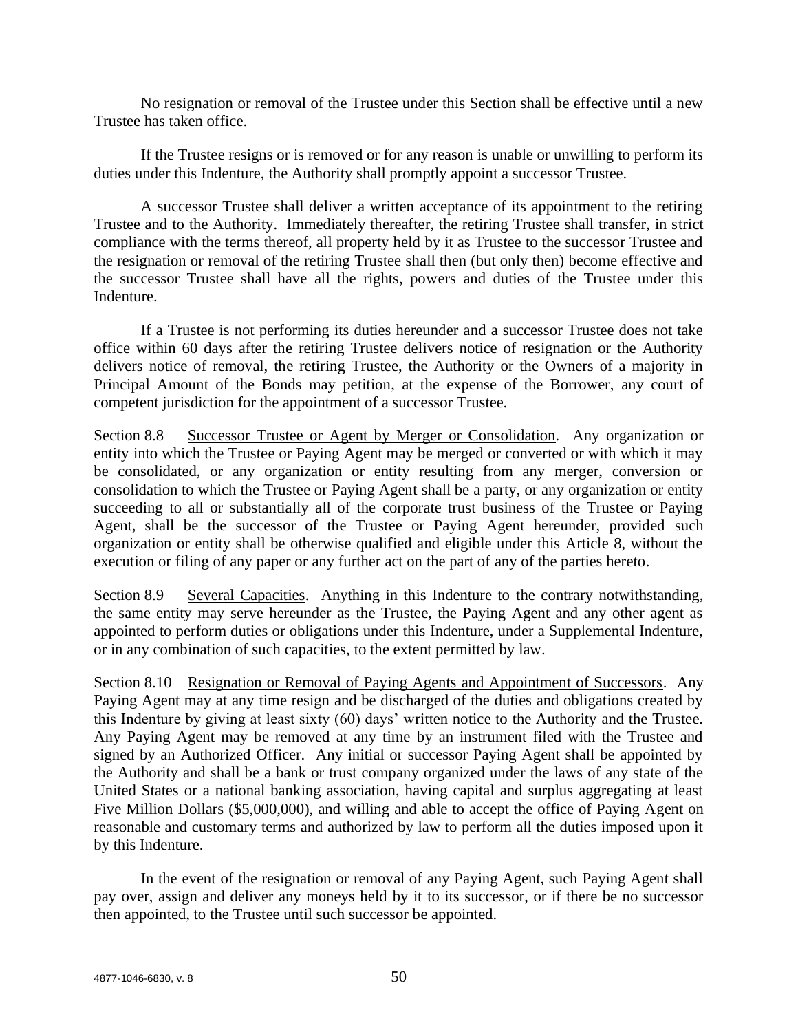No resignation or removal of the Trustee under this Section shall be effective until a new Trustee has taken office.

If the Trustee resigns or is removed or for any reason is unable or unwilling to perform its duties under this Indenture, the Authority shall promptly appoint a successor Trustee.

A successor Trustee shall deliver a written acceptance of its appointment to the retiring Trustee and to the Authority. Immediately thereafter, the retiring Trustee shall transfer, in strict compliance with the terms thereof, all property held by it as Trustee to the successor Trustee and the resignation or removal of the retiring Trustee shall then (but only then) become effective and the successor Trustee shall have all the rights, powers and duties of the Trustee under this Indenture.

If a Trustee is not performing its duties hereunder and a successor Trustee does not take office within 60 days after the retiring Trustee delivers notice of resignation or the Authority delivers notice of removal, the retiring Trustee, the Authority or the Owners of a majority in Principal Amount of the Bonds may petition, at the expense of the Borrower, any court of competent jurisdiction for the appointment of a successor Trustee.

Section 8.8 Successor Trustee or Agent by Merger or Consolidation. Any organization or entity into which the Trustee or Paying Agent may be merged or converted or with which it may be consolidated, or any organization or entity resulting from any merger, conversion or consolidation to which the Trustee or Paying Agent shall be a party, or any organization or entity succeeding to all or substantially all of the corporate trust business of the Trustee or Paying Agent, shall be the successor of the Trustee or Paying Agent hereunder, provided such organization or entity shall be otherwise qualified and eligible under this Article 8, without the execution or filing of any paper or any further act on the part of any of the parties hereto.

Section 8.9 Several Capacities. Anything in this Indenture to the contrary notwithstanding, the same entity may serve hereunder as the Trustee, the Paying Agent and any other agent as appointed to perform duties or obligations under this Indenture, under a Supplemental Indenture, or in any combination of such capacities, to the extent permitted by law.

Section 8.10 Resignation or Removal of Paying Agents and Appointment of Successors. Any Paying Agent may at any time resign and be discharged of the duties and obligations created by this Indenture by giving at least sixty (60) days' written notice to the Authority and the Trustee. Any Paying Agent may be removed at any time by an instrument filed with the Trustee and signed by an Authorized Officer. Any initial or successor Paying Agent shall be appointed by the Authority and shall be a bank or trust company organized under the laws of any state of the United States or a national banking association, having capital and surplus aggregating at least Five Million Dollars ($5,000,000), and willing and able to accept the office of Paying Agent on reasonable and customary terms and authorized by law to perform all the duties imposed upon it by this Indenture.

In the event of the resignation or removal of any Paying Agent, such Paying Agent shall pay over, assign and deliver any moneys held by it to its successor, or if there be no successor then appointed, to the Trustee until such successor be appointed.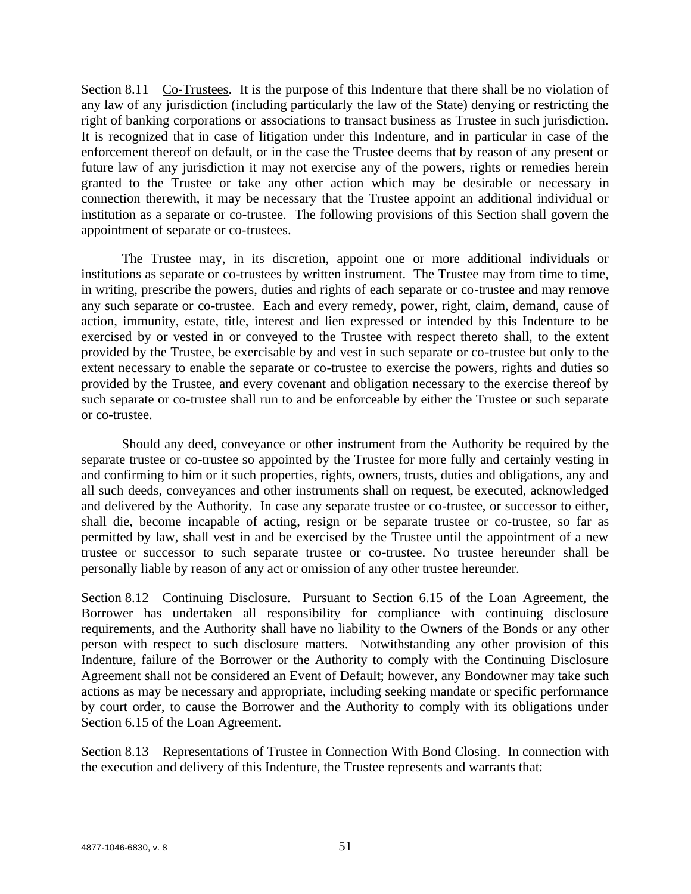Section 8.11 Co-Trustees. It is the purpose of this Indenture that there shall be no violation of any law of any jurisdiction (including particularly the law of the State) denying or restricting the right of banking corporations or associations to transact business as Trustee in such jurisdiction. It is recognized that in case of litigation under this Indenture, and in particular in case of the enforcement thereof on default, or in the case the Trustee deems that by reason of any present or future law of any jurisdiction it may not exercise any of the powers, rights or remedies herein granted to the Trustee or take any other action which may be desirable or necessary in connection therewith, it may be necessary that the Trustee appoint an additional individual or institution as a separate or co-trustee. The following provisions of this Section shall govern the appointment of separate or co-trustees.

The Trustee may, in its discretion, appoint one or more additional individuals or institutions as separate or co-trustees by written instrument. The Trustee may from time to time, in writing, prescribe the powers, duties and rights of each separate or co-trustee and may remove any such separate or co-trustee. Each and every remedy, power, right, claim, demand, cause of action, immunity, estate, title, interest and lien expressed or intended by this Indenture to be exercised by or vested in or conveyed to the Trustee with respect thereto shall, to the extent provided by the Trustee, be exercisable by and vest in such separate or co-trustee but only to the extent necessary to enable the separate or co-trustee to exercise the powers, rights and duties so provided by the Trustee, and every covenant and obligation necessary to the exercise thereof by such separate or co-trustee shall run to and be enforceable by either the Trustee or such separate or co-trustee.

Should any deed, conveyance or other instrument from the Authority be required by the separate trustee or co-trustee so appointed by the Trustee for more fully and certainly vesting in and confirming to him or it such properties, rights, owners, trusts, duties and obligations, any and all such deeds, conveyances and other instruments shall on request, be executed, acknowledged and delivered by the Authority. In case any separate trustee or co-trustee, or successor to either, shall die, become incapable of acting, resign or be separate trustee or co-trustee, so far as permitted by law, shall vest in and be exercised by the Trustee until the appointment of a new trustee or successor to such separate trustee or co-trustee. No trustee hereunder shall be personally liable by reason of any act or omission of any other trustee hereunder.

Section 8.12 Continuing Disclosure. Pursuant to Section 6.15 of the Loan Agreement, the Borrower has undertaken all responsibility for compliance with continuing disclosure requirements, and the Authority shall have no liability to the Owners of the Bonds or any other person with respect to such disclosure matters. Notwithstanding any other provision of this Indenture, failure of the Borrower or the Authority to comply with the Continuing Disclosure Agreement shall not be considered an Event of Default; however, any Bondowner may take such actions as may be necessary and appropriate, including seeking mandate or specific performance by court order, to cause the Borrower and the Authority to comply with its obligations under Section 6.15 of the Loan Agreement.

Section 8.13 Representations of Trustee in Connection With Bond Closing. In connection with the execution and delivery of this Indenture, the Trustee represents and warrants that: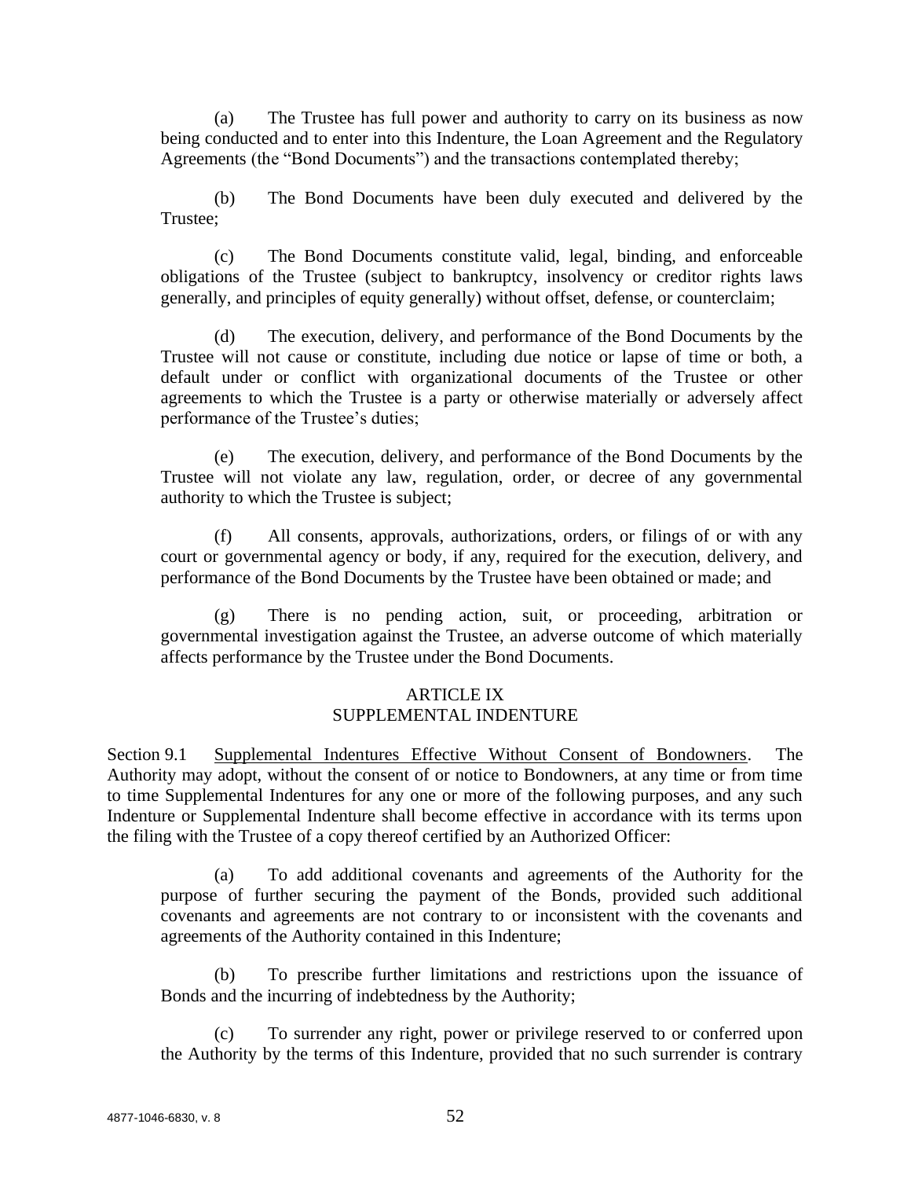(a) The Trustee has full power and authority to carry on its business as now being conducted and to enter into this Indenture, the Loan Agreement and the Regulatory Agreements (the "Bond Documents") and the transactions contemplated thereby;

(b) The Bond Documents have been duly executed and delivered by the Trustee;

(c) The Bond Documents constitute valid, legal, binding, and enforceable obligations of the Trustee (subject to bankruptcy, insolvency or creditor rights laws generally, and principles of equity generally) without offset, defense, or counterclaim;

(d) The execution, delivery, and performance of the Bond Documents by the Trustee will not cause or constitute, including due notice or lapse of time or both, a default under or conflict with organizational documents of the Trustee or other agreements to which the Trustee is a party or otherwise materially or adversely affect performance of the Trustee's duties;

(e) The execution, delivery, and performance of the Bond Documents by the Trustee will not violate any law, regulation, order, or decree of any governmental authority to which the Trustee is subject;

(f) All consents, approvals, authorizations, orders, or filings of or with any court or governmental agency or body, if any, required for the execution, delivery, and performance of the Bond Documents by the Trustee have been obtained or made; and

(g) There is no pending action, suit, or proceeding, arbitration or governmental investigation against the Trustee, an adverse outcome of which materially affects performance by the Trustee under the Bond Documents.

## ARTICLE IX
## SUPPLEMENTAL INDENTURE

Section 9.1 Supplemental Indentures Effective Without Consent of Bondowners. The Authority may adopt, without the consent of or notice to Bondowners, at any time or from time to time Supplemental Indentures for any one or more of the following purposes, and any such Indenture or Supplemental Indenture shall become effective in accordance with its terms upon the filing with the Trustee of a copy thereof certified by an Authorized Officer:

(a) To add additional covenants and agreements of the Authority for the purpose of further securing the payment of the Bonds, provided such additional covenants and agreements are not contrary to or inconsistent with the covenants and agreements of the Authority contained in this Indenture;

(b) To prescribe further limitations and restrictions upon the issuance of Bonds and the incurring of indebtedness by the Authority;

(c) To surrender any right, power or privilege reserved to or conferred upon the Authority by the terms of this Indenture, provided that no such surrender is contrary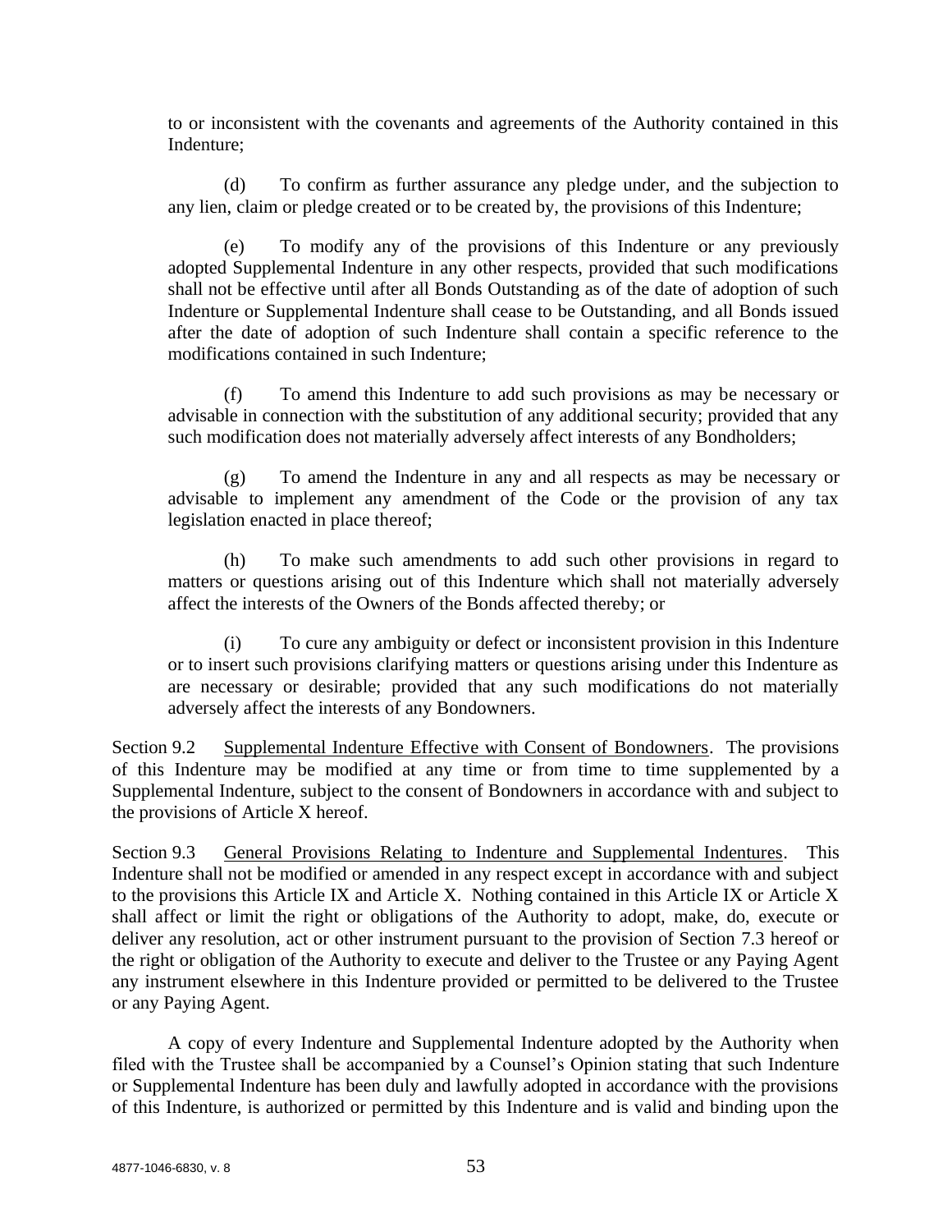to or inconsistent with the covenants and agreements of the Authority contained in this Indenture;

(d) To confirm as further assurance any pledge under, and the subjection to any lien, claim or pledge created or to be created by, the provisions of this Indenture;

(e) To modify any of the provisions of this Indenture or any previously adopted Supplemental Indenture in any other respects, provided that such modifications shall not be effective until after all Bonds Outstanding as of the date of adoption of such Indenture or Supplemental Indenture shall cease to be Outstanding, and all Bonds issued after the date of adoption of such Indenture shall contain a specific reference to the modifications contained in such Indenture;

(f) To amend this Indenture to add such provisions as may be necessary or advisable in connection with the substitution of any additional security; provided that any such modification does not materially adversely affect interests of any Bondholders;

(g) To amend the Indenture in any and all respects as may be necessary or advisable to implement any amendment of the Code or the provision of any tax legislation enacted in place thereof;

(h) To make such amendments to add such other provisions in regard to matters or questions arising out of this Indenture which shall not materially adversely affect the interests of the Owners of the Bonds affected thereby; or

(i) To cure any ambiguity or defect or inconsistent provision in this Indenture or to insert such provisions clarifying matters or questions arising under this Indenture as are necessary or desirable; provided that any such modifications do not materially adversely affect the interests of any Bondowners.

Section 9.2 Supplemental Indenture Effective with Consent of Bondowners. The provisions of this Indenture may be modified at any time or from time to time supplemented by a Supplemental Indenture, subject to the consent of Bondowners in accordance with and subject to the provisions of Article X hereof.

Section 9.3 General Provisions Relating to Indenture and Supplemental Indentures. This Indenture shall not be modified or amended in any respect except in accordance with and subject to the provisions this Article IX and Article X. Nothing contained in this Article IX or Article X shall affect or limit the right or obligations of the Authority to adopt, make, do, execute or deliver any resolution, act or other instrument pursuant to the provision of Section 7.3 hereof or the right or obligation of the Authority to execute and deliver to the Trustee or any Paying Agent any instrument elsewhere in this Indenture provided or permitted to be delivered to the Trustee or any Paying Agent.

A copy of every Indenture and Supplemental Indenture adopted by the Authority when filed with the Trustee shall be accompanied by a Counsel's Opinion stating that such Indenture or Supplemental Indenture has been duly and lawfully adopted in accordance with the provisions of this Indenture, is authorized or permitted by this Indenture and is valid and binding upon the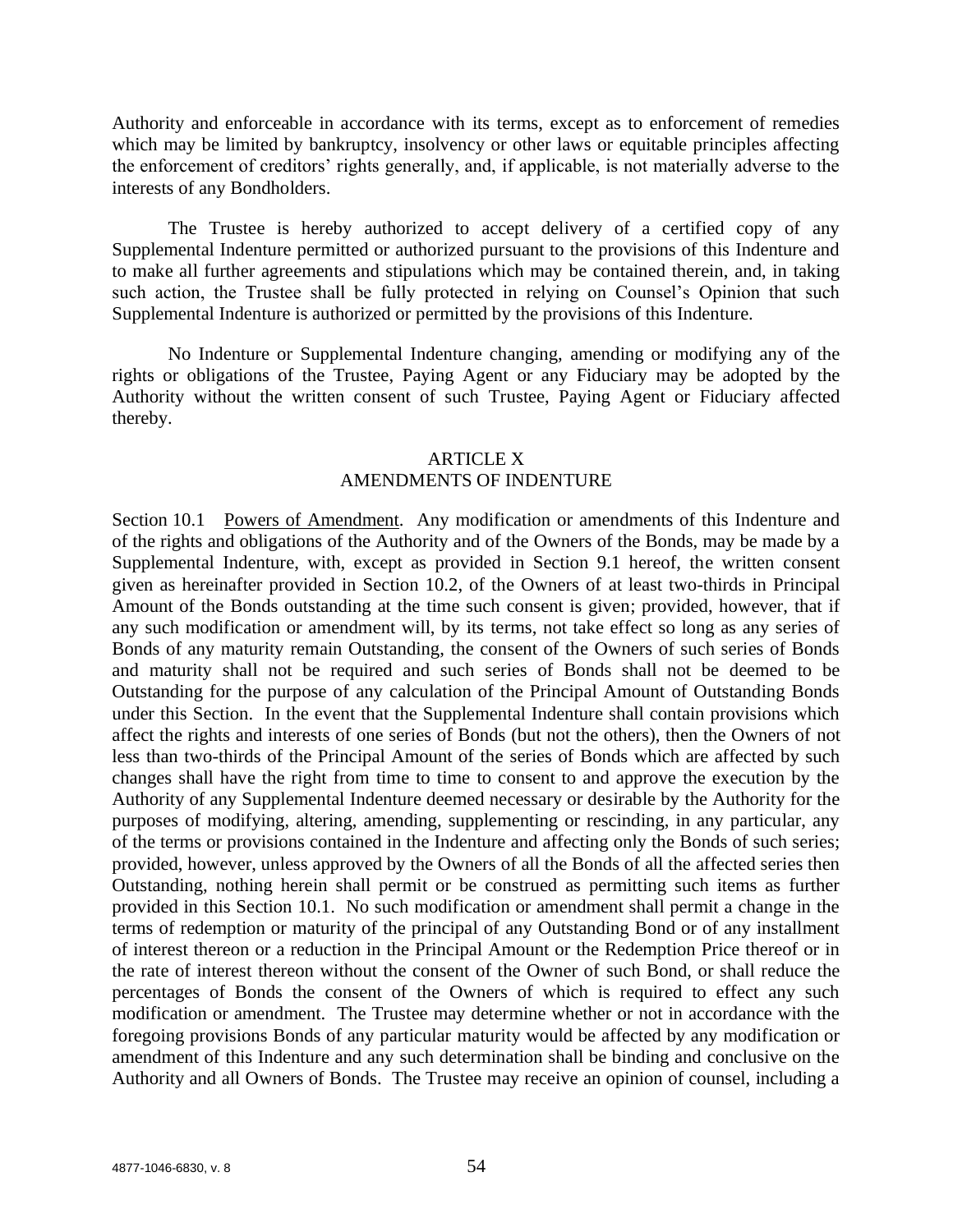Authority and enforceable in accordance with its terms, except as to enforcement of remedies which may be limited by bankruptcy, insolvency or other laws or equitable principles affecting the enforcement of creditors' rights generally, and, if applicable, is not materially adverse to the interests of any Bondholders.

The Trustee is hereby authorized to accept delivery of a certified copy of any Supplemental Indenture permitted or authorized pursuant to the provisions of this Indenture and to make all further agreements and stipulations which may be contained therein, and, in taking such action, the Trustee shall be fully protected in relying on Counsel's Opinion that such Supplemental Indenture is authorized or permitted by the provisions of this Indenture.

No Indenture or Supplemental Indenture changing, amending or modifying any of the rights or obligations of the Trustee, Paying Agent or any Fiduciary may be adopted by the Authority without the written consent of such Trustee, Paying Agent or Fiduciary affected thereby.

## ARTICLE X
## AMENDMENTS OF INDENTURE

Section 10.1 Powers of Amendment. Any modification or amendments of this Indenture and of the rights and obligations of the Authority and of the Owners of the Bonds, may be made by a Supplemental Indenture, with, except as provided in Section 9.1 hereof, the written consent given as hereinafter provided in Section 10.2, of the Owners of at least two-thirds in Principal Amount of the Bonds outstanding at the time such consent is given; provided, however, that if any such modification or amendment will, by its terms, not take effect so long as any series of Bonds of any maturity remain Outstanding, the consent of the Owners of such series of Bonds and maturity shall not be required and such series of Bonds shall not be deemed to be Outstanding for the purpose of any calculation of the Principal Amount of Outstanding Bonds under this Section. In the event that the Supplemental Indenture shall contain provisions which affect the rights and interests of one series of Bonds (but not the others), then the Owners of not less than two-thirds of the Principal Amount of the series of Bonds which are affected by such changes shall have the right from time to time to consent to and approve the execution by the Authority of any Supplemental Indenture deemed necessary or desirable by the Authority for the purposes of modifying, altering, amending, supplementing or rescinding, in any particular, any of the terms or provisions contained in the Indenture and affecting only the Bonds of such series; provided, however, unless approved by the Owners of all the Bonds of all the affected series then Outstanding, nothing herein shall permit or be construed as permitting such items as further provided in this Section 10.1. No such modification or amendment shall permit a change in the terms of redemption or maturity of the principal of any Outstanding Bond or of any installment of interest thereon or a reduction in the Principal Amount or the Redemption Price thereof or in the rate of interest thereon without the consent of the Owner of such Bond, or shall reduce the percentages of Bonds the consent of the Owners of which is required to effect any such modification or amendment. The Trustee may determine whether or not in accordance with the foregoing provisions Bonds of any particular maturity would be affected by any modification or amendment of this Indenture and any such determination shall be binding and conclusive on the Authority and all Owners of Bonds. The Trustee may receive an opinion of counsel, including a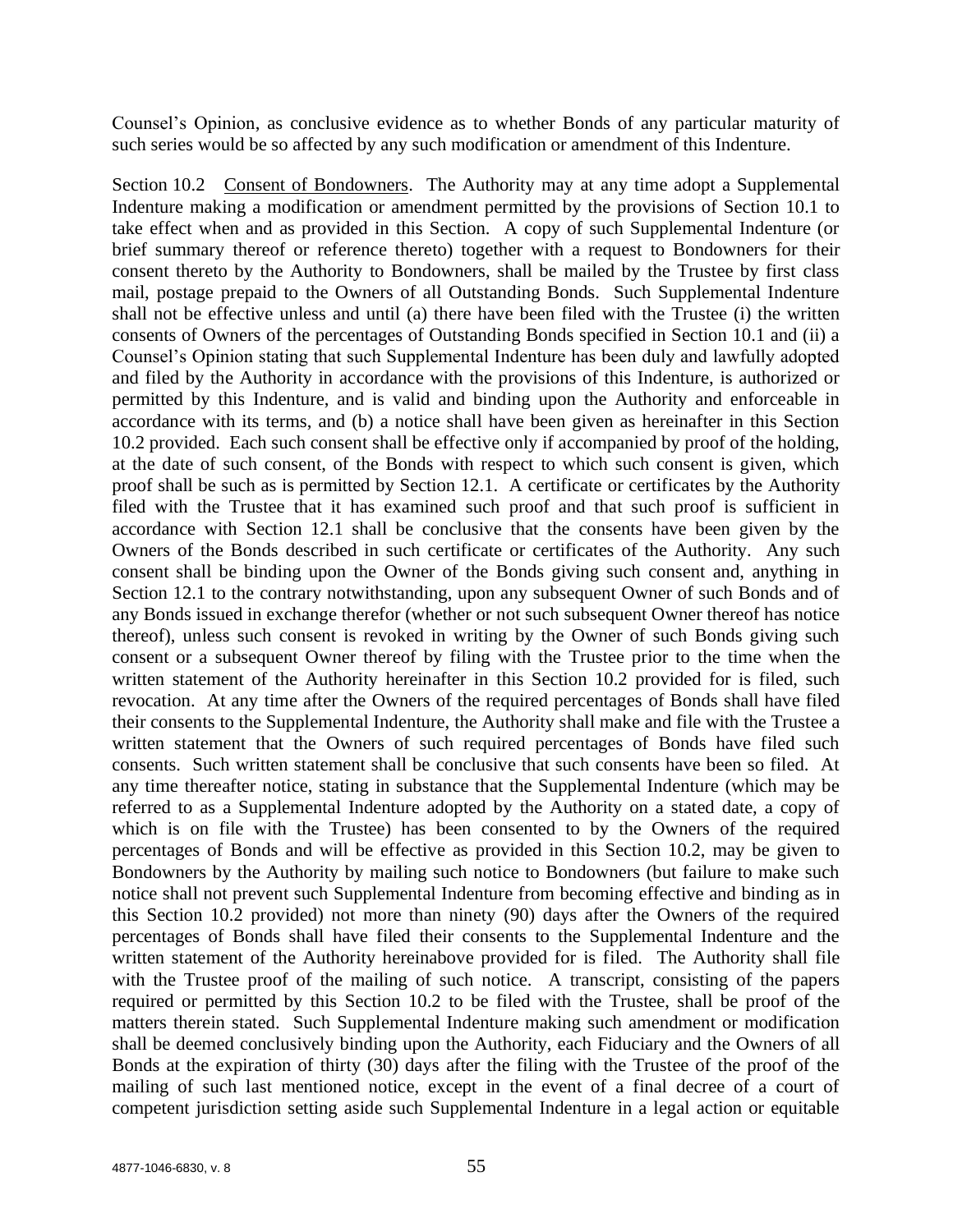Counsel's Opinion, as conclusive evidence as to whether Bonds of any particular maturity of such series would be so affected by any such modification or amendment of this Indenture.

Section 10.2 Consent of Bondowners. The Authority may at any time adopt a Supplemental Indenture making a modification or amendment permitted by the provisions of Section 10.1 to take effect when and as provided in this Section. A copy of such Supplemental Indenture (or brief summary thereof or reference thereto) together with a request to Bondowners for their consent thereto by the Authority to Bondowners, shall be mailed by the Trustee by first class mail, postage prepaid to the Owners of all Outstanding Bonds. Such Supplemental Indenture shall not be effective unless and until (a) there have been filed with the Trustee (i) the written consents of Owners of the percentages of Outstanding Bonds specified in Section 10.1 and (ii) a Counsel's Opinion stating that such Supplemental Indenture has been duly and lawfully adopted and filed by the Authority in accordance with the provisions of this Indenture, is authorized or permitted by this Indenture, and is valid and binding upon the Authority and enforceable in accordance with its terms, and (b) a notice shall have been given as hereinafter in this Section 10.2 provided. Each such consent shall be effective only if accompanied by proof of the holding, at the date of such consent, of the Bonds with respect to which such consent is given, which proof shall be such as is permitted by Section 12.1. A certificate or certificates by the Authority filed with the Trustee that it has examined such proof and that such proof is sufficient in accordance with Section 12.1 shall be conclusive that the consents have been given by the Owners of the Bonds described in such certificate or certificates of the Authority. Any such consent shall be binding upon the Owner of the Bonds giving such consent and, anything in Section 12.1 to the contrary notwithstanding, upon any subsequent Owner of such Bonds and of any Bonds issued in exchange therefor (whether or not such subsequent Owner thereof has notice thereof), unless such consent is revoked in writing by the Owner of such Bonds giving such consent or a subsequent Owner thereof by filing with the Trustee prior to the time when the written statement of the Authority hereinafter in this Section 10.2 provided for is filed, such revocation. At any time after the Owners of the required percentages of Bonds shall have filed their consents to the Supplemental Indenture, the Authority shall make and file with the Trustee a written statement that the Owners of such required percentages of Bonds have filed such consents. Such written statement shall be conclusive that such consents have been so filed. At any time thereafter notice, stating in substance that the Supplemental Indenture (which may be referred to as a Supplemental Indenture adopted by the Authority on a stated date, a copy of which is on file with the Trustee) has been consented to by the Owners of the required percentages of Bonds and will be effective as provided in this Section 10.2, may be given to Bondowners by the Authority by mailing such notice to Bondowners (but failure to make such notice shall not prevent such Supplemental Indenture from becoming effective and binding as in this Section 10.2 provided) not more than ninety (90) days after the Owners of the required percentages of Bonds shall have filed their consents to the Supplemental Indenture and the written statement of the Authority hereinabove provided for is filed. The Authority shall file with the Trustee proof of the mailing of such notice. A transcript, consisting of the papers required or permitted by this Section 10.2 to be filed with the Trustee, shall be proof of the matters therein stated. Such Supplemental Indenture making such amendment or modification shall be deemed conclusively binding upon the Authority, each Fiduciary and the Owners of all Bonds at the expiration of thirty (30) days after the filing with the Trustee of the proof of the mailing of such last mentioned notice, except in the event of a final decree of a court of competent jurisdiction setting aside such Supplemental Indenture in a legal action or equitable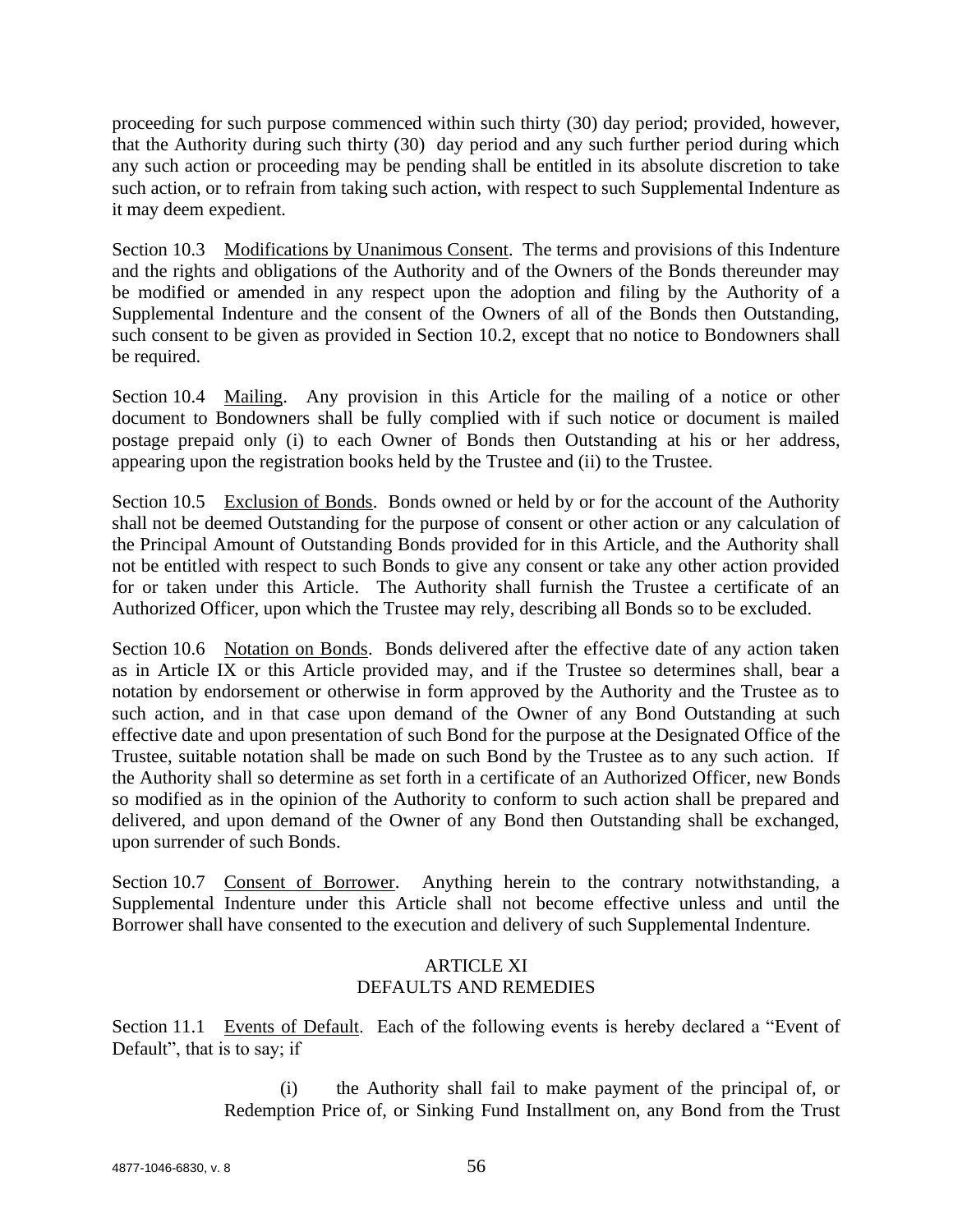proceeding for such purpose commenced within such thirty (30) day period; provided, however, that the Authority during such thirty (30) day period and any such further period during which any such action or proceeding may be pending shall be entitled in its absolute discretion to take such action, or to refrain from taking such action, with respect to such Supplemental Indenture as it may deem expedient.

Section 10.3 Modifications by Unanimous Consent. The terms and provisions of this Indenture and the rights and obligations of the Authority and of the Owners of the Bonds thereunder may be modified or amended in any respect upon the adoption and filing by the Authority of a Supplemental Indenture and the consent of the Owners of all of the Bonds then Outstanding, such consent to be given as provided in Section 10.2, except that no notice to Bondowners shall be required.

Section 10.4 Mailing. Any provision in this Article for the mailing of a notice or other document to Bondowners shall be fully complied with if such notice or document is mailed postage prepaid only (i) to each Owner of Bonds then Outstanding at his or her address, appearing upon the registration books held by the Trustee and (ii) to the Trustee.

Section 10.5 Exclusion of Bonds. Bonds owned or held by or for the account of the Authority shall not be deemed Outstanding for the purpose of consent or other action or any calculation of the Principal Amount of Outstanding Bonds provided for in this Article, and the Authority shall not be entitled with respect to such Bonds to give any consent or take any other action provided for or taken under this Article. The Authority shall furnish the Trustee a certificate of an Authorized Officer, upon which the Trustee may rely, describing all Bonds so to be excluded.

Section 10.6 Notation on Bonds. Bonds delivered after the effective date of any action taken as in Article IX or this Article provided may, and if the Trustee so determines shall, bear a notation by endorsement or otherwise in form approved by the Authority and the Trustee as to such action, and in that case upon demand of the Owner of any Bond Outstanding at such effective date and upon presentation of such Bond for the purpose at the Designated Office of the Trustee, suitable notation shall be made on such Bond by the Trustee as to any such action. If the Authority shall so determine as set forth in a certificate of an Authorized Officer, new Bonds so modified as in the opinion of the Authority to conform to such action shall be prepared and delivered, and upon demand of the Owner of any Bond then Outstanding shall be exchanged, upon surrender of such Bonds.

Section 10.7 Consent of Borrower. Anything herein to the contrary notwithstanding, a Supplemental Indenture under this Article shall not become effective unless and until the Borrower shall have consented to the execution and delivery of such Supplemental Indenture.

## ARTICLE XI
## DEFAULTS AND REMEDIES

Section 11.1 Events of Default. Each of the following events is hereby declared a "Event of Default", that is to say; if

(i) the Authority shall fail to make payment of the principal of, or Redemption Price of, or Sinking Fund Installment on, any Bond from the Trust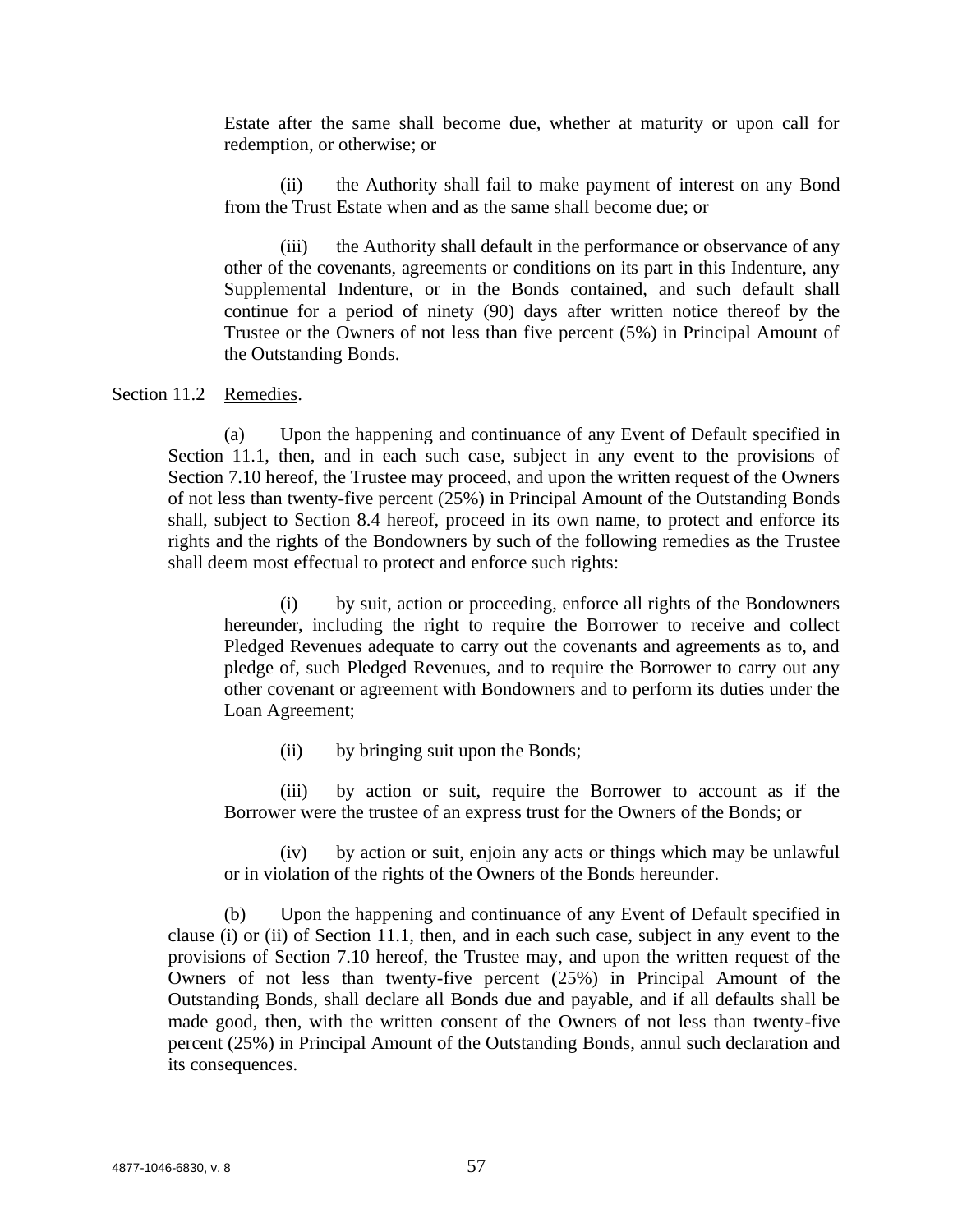Estate after the same shall become due, whether at maturity or upon call for redemption, or otherwise; or

(ii) the Authority shall fail to make payment of interest on any Bond from the Trust Estate when and as the same shall become due; or

(iii) the Authority shall default in the performance or observance of any other of the covenants, agreements or conditions on its part in this Indenture, any Supplemental Indenture, or in the Bonds contained, and such default shall continue for a period of ninety (90) days after written notice thereof by the Trustee or the Owners of not less than five percent (5%) in Principal Amount of the Outstanding Bonds.

Section 11.2 Remedies.

(a) Upon the happening and continuance of any Event of Default specified in Section 11.1, then, and in each such case, subject in any event to the provisions of Section 7.10 hereof, the Trustee may proceed, and upon the written request of the Owners of not less than twenty-five percent (25%) in Principal Amount of the Outstanding Bonds shall, subject to Section 8.4 hereof, proceed in its own name, to protect and enforce its rights and the rights of the Bondowners by such of the following remedies as the Trustee shall deem most effectual to protect and enforce such rights:

(i) by suit, action or proceeding, enforce all rights of the Bondowners hereunder, including the right to require the Borrower to receive and collect Pledged Revenues adequate to carry out the covenants and agreements as to, and pledge of, such Pledged Revenues, and to require the Borrower to carry out any other covenant or agreement with Bondowners and to perform its duties under the Loan Agreement;

(ii) by bringing suit upon the Bonds;

(iii) by action or suit, require the Borrower to account as if the Borrower were the trustee of an express trust for the Owners of the Bonds; or

(iv) by action or suit, enjoin any acts or things which may be unlawful or in violation of the rights of the Owners of the Bonds hereunder.

(b) Upon the happening and continuance of any Event of Default specified in clause (i) or (ii) of Section 11.1, then, and in each such case, subject in any event to the provisions of Section 7.10 hereof, the Trustee may, and upon the written request of the Owners of not less than twenty-five percent (25%) in Principal Amount of the Outstanding Bonds, shall declare all Bonds due and payable, and if all defaults shall be made good, then, with the written consent of the Owners of not less than twenty-five percent (25%) in Principal Amount of the Outstanding Bonds, annul such declaration and its consequences.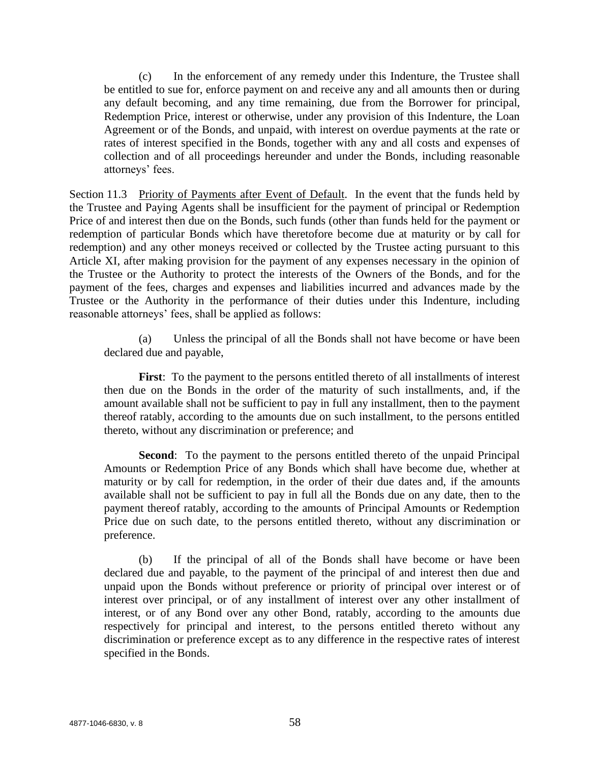(c) In the enforcement of any remedy under this Indenture, the Trustee shall be entitled to sue for, enforce payment on and receive any and all amounts then or during any default becoming, and any time remaining, due from the Borrower for principal, Redemption Price, interest or otherwise, under any provision of this Indenture, the Loan Agreement or of the Bonds, and unpaid, with interest on overdue payments at the rate or rates of interest specified in the Bonds, together with any and all costs and expenses of collection and of all proceedings hereunder and under the Bonds, including reasonable attorneys' fees.

Section 11.3 Priority of Payments after Event of Default. In the event that the funds held by the Trustee and Paying Agents shall be insufficient for the payment of principal or Redemption Price of and interest then due on the Bonds, such funds (other than funds held for the payment or redemption of particular Bonds which have theretofore become due at maturity or by call for redemption) and any other moneys received or collected by the Trustee acting pursuant to this Article XI, after making provision for the payment of any expenses necessary in the opinion of the Trustee or the Authority to protect the interests of the Owners of the Bonds, and for the payment of the fees, charges and expenses and liabilities incurred and advances made by the Trustee or the Authority in the performance of their duties under this Indenture, including reasonable attorneys' fees, shall be applied as follows:

(a) Unless the principal of all the Bonds shall not have become or have been declared due and payable,

**First**: To the payment to the persons entitled thereto of all installments of interest then due on the Bonds in the order of the maturity of such installments, and, if the amount available shall not be sufficient to pay in full any installment, then to the payment thereof ratably, according to the amounts due on such installment, to the persons entitled thereto, without any discrimination or preference; and

**Second**: To the payment to the persons entitled thereto of the unpaid Principal Amounts or Redemption Price of any Bonds which shall have become due, whether at maturity or by call for redemption, in the order of their due dates and, if the amounts available shall not be sufficient to pay in full all the Bonds due on any date, then to the payment thereof ratably, according to the amounts of Principal Amounts or Redemption Price due on such date, to the persons entitled thereto, without any discrimination or preference.

(b) If the principal of all of the Bonds shall have become or have been declared due and payable, to the payment of the principal of and interest then due and unpaid upon the Bonds without preference or priority of principal over interest or of interest over principal, or of any installment of interest over any other installment of interest, or of any Bond over any other Bond, ratably, according to the amounts due respectively for principal and interest, to the persons entitled thereto without any discrimination or preference except as to any difference in the respective rates of interest specified in the Bonds.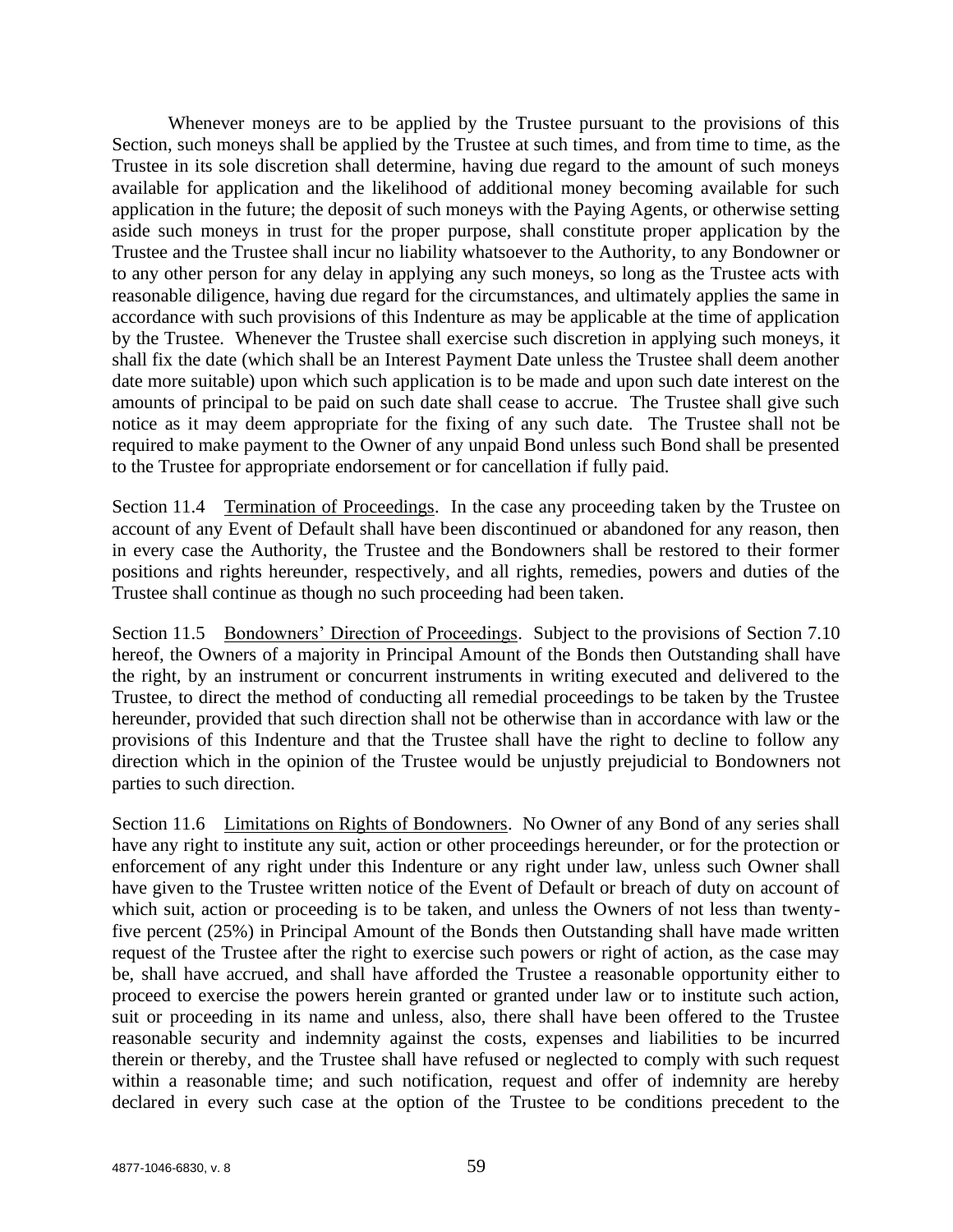Whenever moneys are to be applied by the Trustee pursuant to the provisions of this Section, such moneys shall be applied by the Trustee at such times, and from time to time, as the Trustee in its sole discretion shall determine, having due regard to the amount of such moneys available for application and the likelihood of additional money becoming available for such application in the future; the deposit of such moneys with the Paying Agents, or otherwise setting aside such moneys in trust for the proper purpose, shall constitute proper application by the Trustee and the Trustee shall incur no liability whatsoever to the Authority, to any Bondowner or to any other person for any delay in applying any such moneys, so long as the Trustee acts with reasonable diligence, having due regard for the circumstances, and ultimately applies the same in accordance with such provisions of this Indenture as may be applicable at the time of application by the Trustee. Whenever the Trustee shall exercise such discretion in applying such moneys, it shall fix the date (which shall be an Interest Payment Date unless the Trustee shall deem another date more suitable) upon which such application is to be made and upon such date interest on the amounts of principal to be paid on such date shall cease to accrue. The Trustee shall give such notice as it may deem appropriate for the fixing of any such date. The Trustee shall not be required to make payment to the Owner of any unpaid Bond unless such Bond shall be presented to the Trustee for appropriate endorsement or for cancellation if fully paid.

Section 11.4 Termination of Proceedings. In the case any proceeding taken by the Trustee on account of any Event of Default shall have been discontinued or abandoned for any reason, then in every case the Authority, the Trustee and the Bondowners shall be restored to their former positions and rights hereunder, respectively, and all rights, remedies, powers and duties of the Trustee shall continue as though no such proceeding had been taken.

Section 11.5 Bondowners' Direction of Proceedings. Subject to the provisions of Section 7.10 hereof, the Owners of a majority in Principal Amount of the Bonds then Outstanding shall have the right, by an instrument or concurrent instruments in writing executed and delivered to the Trustee, to direct the method of conducting all remedial proceedings to be taken by the Trustee hereunder, provided that such direction shall not be otherwise than in accordance with law or the provisions of this Indenture and that the Trustee shall have the right to decline to follow any direction which in the opinion of the Trustee would be unjustly prejudicial to Bondowners not parties to such direction.

Section 11.6 Limitations on Rights of Bondowners. No Owner of any Bond of any series shall have any right to institute any suit, action or other proceedings hereunder, or for the protection or enforcement of any right under this Indenture or any right under law, unless such Owner shall have given to the Trustee written notice of the Event of Default or breach of duty on account of which suit, action or proceeding is to be taken, and unless the Owners of not less than twenty-five percent (25%) in Principal Amount of the Bonds then Outstanding shall have made written request of the Trustee after the right to exercise such powers or right of action, as the case may be, shall have accrued, and shall have afforded the Trustee a reasonable opportunity either to proceed to exercise the powers herein granted or granted under law or to institute such action, suit or proceeding in its name and unless, also, there shall have been offered to the Trustee reasonable security and indemnity against the costs, expenses and liabilities to be incurred therein or thereby, and the Trustee shall have refused or neglected to comply with such request within a reasonable time; and such notification, request and offer of indemnity are hereby declared in every such case at the option of the Trustee to be conditions precedent to the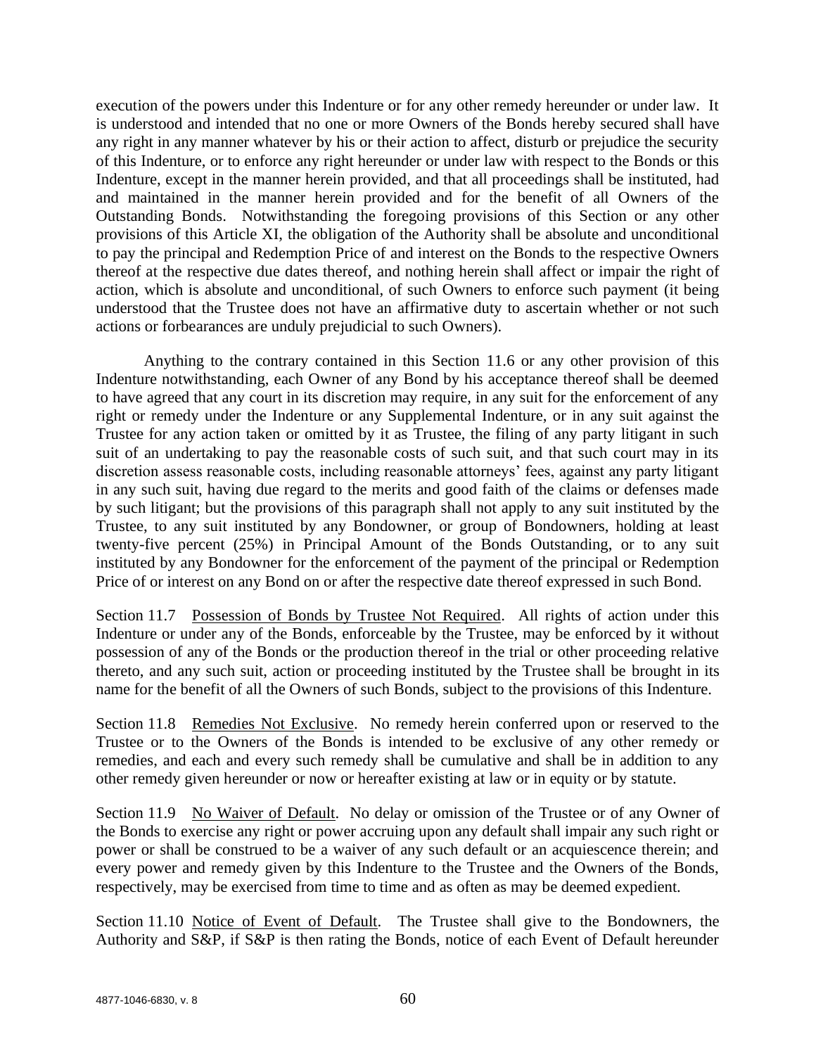execution of the powers under this Indenture or for any other remedy hereunder or under law. It is understood and intended that no one or more Owners of the Bonds hereby secured shall have any right in any manner whatever by his or their action to affect, disturb or prejudice the security of this Indenture, or to enforce any right hereunder or under law with respect to the Bonds or this Indenture, except in the manner herein provided, and that all proceedings shall be instituted, had and maintained in the manner herein provided and for the benefit of all Owners of the Outstanding Bonds. Notwithstanding the foregoing provisions of this Section or any other provisions of this Article XI, the obligation of the Authority shall be absolute and unconditional to pay the principal and Redemption Price of and interest on the Bonds to the respective Owners thereof at the respective due dates thereof, and nothing herein shall affect or impair the right of action, which is absolute and unconditional, of such Owners to enforce such payment (it being understood that the Trustee does not have an affirmative duty to ascertain whether or not such actions or forbearances are unduly prejudicial to such Owners).

Anything to the contrary contained in this Section 11.6 or any other provision of this Indenture notwithstanding, each Owner of any Bond by his acceptance thereof shall be deemed to have agreed that any court in its discretion may require, in any suit for the enforcement of any right or remedy under the Indenture or any Supplemental Indenture, or in any suit against the Trustee for any action taken or omitted by it as Trustee, the filing of any party litigant in such suit of an undertaking to pay the reasonable costs of such suit, and that such court may in its discretion assess reasonable costs, including reasonable attorneys' fees, against any party litigant in any such suit, having due regard to the merits and good faith of the claims or defenses made by such litigant; but the provisions of this paragraph shall not apply to any suit instituted by the Trustee, to any suit instituted by any Bondowner, or group of Bondowners, holding at least twenty-five percent (25%) in Principal Amount of the Bonds Outstanding, or to any suit instituted by any Bondowner for the enforcement of the payment of the principal or Redemption Price of or interest on any Bond on or after the respective date thereof expressed in such Bond.

Section 11.7 Possession of Bonds by Trustee Not Required. All rights of action under this Indenture or under any of the Bonds, enforceable by the Trustee, may be enforced by it without possession of any of the Bonds or the production thereof in the trial or other proceeding relative thereto, and any such suit, action or proceeding instituted by the Trustee shall be brought in its name for the benefit of all the Owners of such Bonds, subject to the provisions of this Indenture.

Section 11.8 Remedies Not Exclusive. No remedy herein conferred upon or reserved to the Trustee or to the Owners of the Bonds is intended to be exclusive of any other remedy or remedies, and each and every such remedy shall be cumulative and shall be in addition to any other remedy given hereunder or now or hereafter existing at law or in equity or by statute.

Section 11.9 No Waiver of Default. No delay or omission of the Trustee or of any Owner of the Bonds to exercise any right or power accruing upon any default shall impair any such right or power or shall be construed to be a waiver of any such default or an acquiescence therein; and every power and remedy given by this Indenture to the Trustee and the Owners of the Bonds, respectively, may be exercised from time to time and as often as may be deemed expedient.

Section 11.10 Notice of Event of Default. The Trustee shall give to the Bondowners, the Authority and S&P, if S&P is then rating the Bonds, notice of each Event of Default hereunder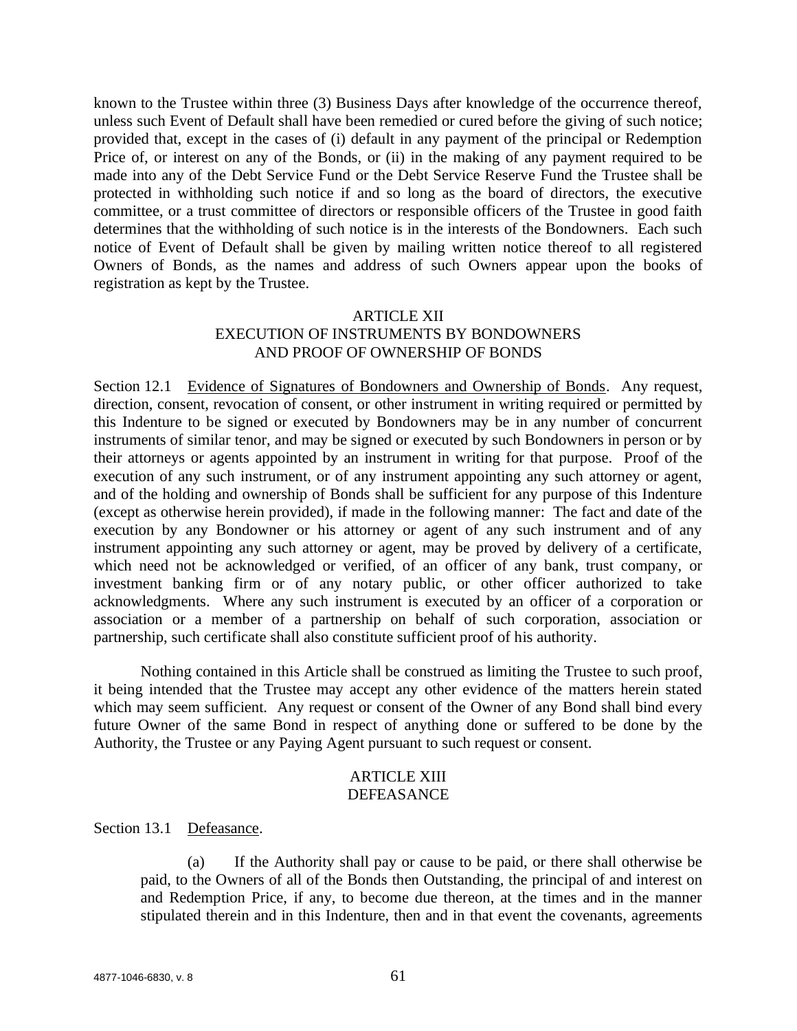known to the Trustee within three (3) Business Days after knowledge of the occurrence thereof, unless such Event of Default shall have been remedied or cured before the giving of such notice; provided that, except in the cases of (i) default in any payment of the principal or Redemption Price of, or interest on any of the Bonds, or (ii) in the making of any payment required to be made into any of the Debt Service Fund or the Debt Service Reserve Fund the Trustee shall be protected in withholding such notice if and so long as the board of directors, the executive committee, or a trust committee of directors or responsible officers of the Trustee in good faith determines that the withholding of such notice is in the interests of the Bondowners. Each such notice of Event of Default shall be given by mailing written notice thereof to all registered Owners of Bonds, as the names and address of such Owners appear upon the books of registration as kept by the Trustee.

## ARTICLE XII
## EXECUTION OF INSTRUMENTS BY BONDOWNERS AND PROOF OF OWNERSHIP OF BONDS

Section 12.1 Evidence of Signatures of Bondowners and Ownership of Bonds. Any request, direction, consent, revocation of consent, or other instrument in writing required or permitted by this Indenture to be signed or executed by Bondowners may be in any number of concurrent instruments of similar tenor, and may be signed or executed by such Bondowners in person or by their attorneys or agents appointed by an instrument in writing for that purpose. Proof of the execution of any such instrument, or of any instrument appointing any such attorney or agent, and of the holding and ownership of Bonds shall be sufficient for any purpose of this Indenture (except as otherwise herein provided), if made in the following manner: The fact and date of the execution by any Bondowner or his attorney or agent of any such instrument and of any instrument appointing any such attorney or agent, may be proved by delivery of a certificate, which need not be acknowledged or verified, of an officer of any bank, trust company, or investment banking firm or of any notary public, or other officer authorized to take acknowledgments. Where any such instrument is executed by an officer of a corporation or association or a member of a partnership on behalf of such corporation, association or partnership, such certificate shall also constitute sufficient proof of his authority.

Nothing contained in this Article shall be construed as limiting the Trustee to such proof, it being intended that the Trustee may accept any other evidence of the matters herein stated which may seem sufficient. Any request or consent of the Owner of any Bond shall bind every future Owner of the same Bond in respect of anything done or suffered to be done by the Authority, the Trustee or any Paying Agent pursuant to such request or consent.

## ARTICLE XIII
## DEFEASANCE

Section 13.1 Defeasance.

(a) If the Authority shall pay or cause to be paid, or there shall otherwise be paid, to the Owners of all of the Bonds then Outstanding, the principal of and interest on and Redemption Price, if any, to become due thereon, at the times and in the manner stipulated therein and in this Indenture, then and in that event the covenants, agreements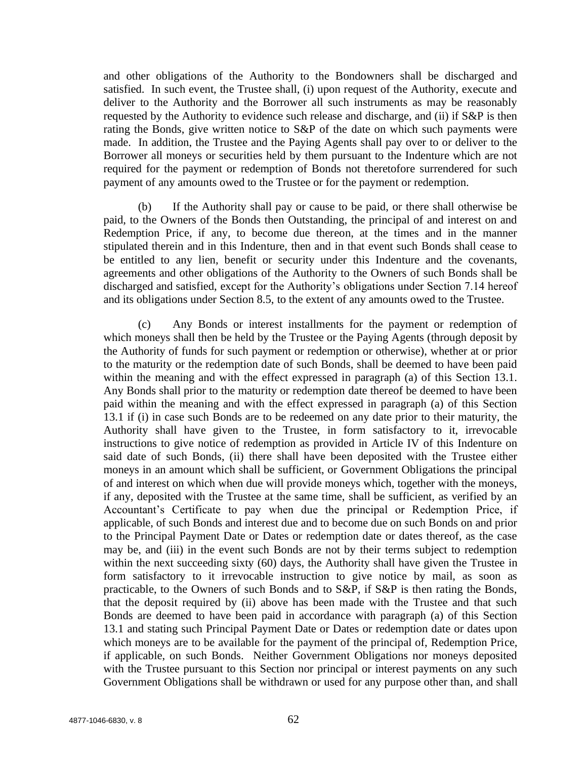and other obligations of the Authority to the Bondowners shall be discharged and satisfied. In such event, the Trustee shall, (i) upon request of the Authority, execute and deliver to the Authority and the Borrower all such instruments as may be reasonably requested by the Authority to evidence such release and discharge, and (ii) if S&P is then rating the Bonds, give written notice to S&P of the date on which such payments were made. In addition, the Trustee and the Paying Agents shall pay over to or deliver to the Borrower all moneys or securities held by them pursuant to the Indenture which are not required for the payment or redemption of Bonds not theretofore surrendered for such payment of any amounts owed to the Trustee or for the payment or redemption.

(b) If the Authority shall pay or cause to be paid, or there shall otherwise be paid, to the Owners of the Bonds then Outstanding, the principal of and interest on and Redemption Price, if any, to become due thereon, at the times and in the manner stipulated therein and in this Indenture, then and in that event such Bonds shall cease to be entitled to any lien, benefit or security under this Indenture and the covenants, agreements and other obligations of the Authority to the Owners of such Bonds shall be discharged and satisfied, except for the Authority's obligations under Section 7.14 hereof and its obligations under Section 8.5, to the extent of any amounts owed to the Trustee.

(c) Any Bonds or interest installments for the payment or redemption of which moneys shall then be held by the Trustee or the Paying Agents (through deposit by the Authority of funds for such payment or redemption or otherwise), whether at or prior to the maturity or the redemption date of such Bonds, shall be deemed to have been paid within the meaning and with the effect expressed in paragraph (a) of this Section 13.1. Any Bonds shall prior to the maturity or redemption date thereof be deemed to have been paid within the meaning and with the effect expressed in paragraph (a) of this Section 13.1 if (i) in case such Bonds are to be redeemed on any date prior to their maturity, the Authority shall have given to the Trustee, in form satisfactory to it, irrevocable instructions to give notice of redemption as provided in Article IV of this Indenture on said date of such Bonds, (ii) there shall have been deposited with the Trustee either moneys in an amount which shall be sufficient, or Government Obligations the principal of and interest on which when due will provide moneys which, together with the moneys, if any, deposited with the Trustee at the same time, shall be sufficient, as verified by an Accountant's Certificate to pay when due the principal or Redemption Price, if applicable, of such Bonds and interest due and to become due on such Bonds on and prior to the Principal Payment Date or Dates or redemption date or dates thereof, as the case may be, and (iii) in the event such Bonds are not by their terms subject to redemption within the next succeeding sixty (60) days, the Authority shall have given the Trustee in form satisfactory to it irrevocable instruction to give notice by mail, as soon as practicable, to the Owners of such Bonds and to S&P, if S&P is then rating the Bonds, that the deposit required by (ii) above has been made with the Trustee and that such Bonds are deemed to have been paid in accordance with paragraph (a) of this Section 13.1 and stating such Principal Payment Date or Dates or redemption date or dates upon which moneys are to be available for the payment of the principal of, Redemption Price, if applicable, on such Bonds. Neither Government Obligations nor moneys deposited with the Trustee pursuant to this Section nor principal or interest payments on any such Government Obligations shall be withdrawn or used for any purpose other than, and shall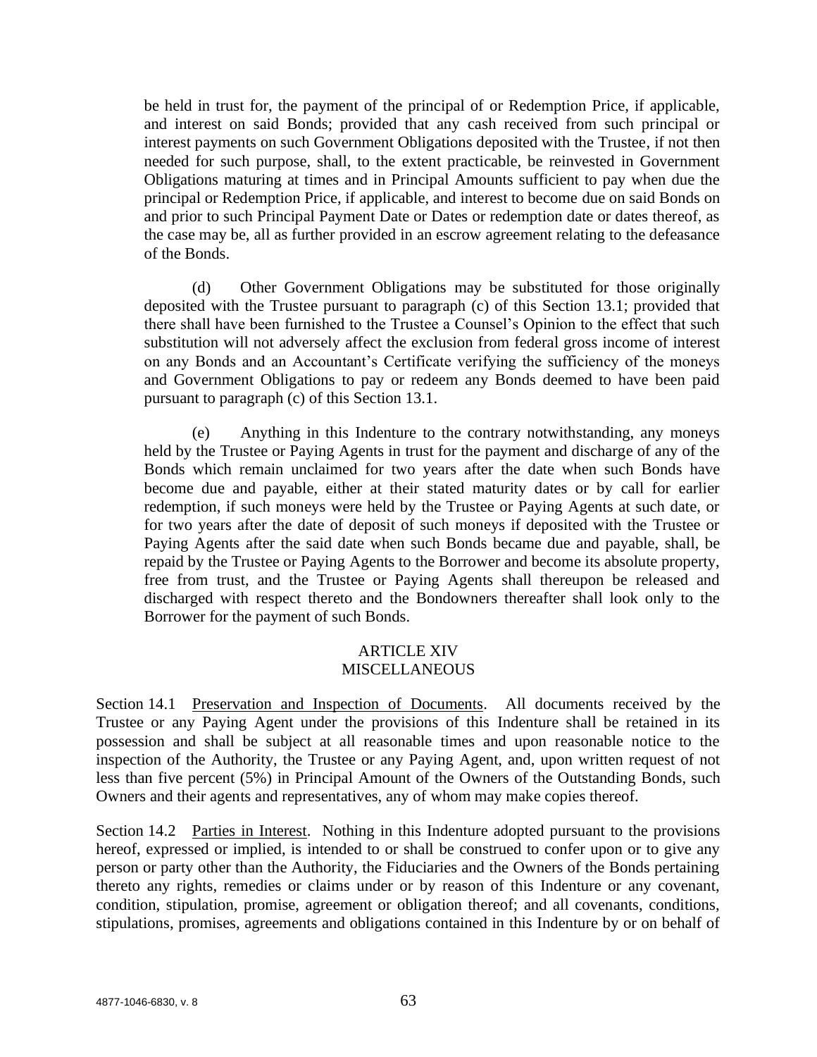be held in trust for, the payment of the principal of or Redemption Price, if applicable, and interest on said Bonds; provided that any cash received from such principal or interest payments on such Government Obligations deposited with the Trustee, if not then needed for such purpose, shall, to the extent practicable, be reinvested in Government Obligations maturing at times and in Principal Amounts sufficient to pay when due the principal or Redemption Price, if applicable, and interest to become due on said Bonds on and prior to such Principal Payment Date or Dates or redemption date or dates thereof, as the case may be, all as further provided in an escrow agreement relating to the defeasance of the Bonds.

(d) Other Government Obligations may be substituted for those originally deposited with the Trustee pursuant to paragraph (c) of this Section 13.1; provided that there shall have been furnished to the Trustee a Counsel's Opinion to the effect that such substitution will not adversely affect the exclusion from federal gross income of interest on any Bonds and an Accountant's Certificate verifying the sufficiency of the moneys and Government Obligations to pay or redeem any Bonds deemed to have been paid pursuant to paragraph (c) of this Section 13.1.

(e) Anything in this Indenture to the contrary notwithstanding, any moneys held by the Trustee or Paying Agents in trust for the payment and discharge of any of the Bonds which remain unclaimed for two years after the date when such Bonds have become due and payable, either at their stated maturity dates or by call for earlier redemption, if such moneys were held by the Trustee or Paying Agents at such date, or for two years after the date of deposit of such moneys if deposited with the Trustee or Paying Agents after the said date when such Bonds became due and payable, shall, be repaid by the Trustee or Paying Agents to the Borrower and become its absolute property, free from trust, and the Trustee or Paying Agents shall thereupon be released and discharged with respect thereto and the Bondowners thereafter shall look only to the Borrower for the payment of such Bonds.

## ARTICLE XIV
## MISCELLANEOUS

Section 14.1 Preservation and Inspection of Documents. All documents received by the Trustee or any Paying Agent under the provisions of this Indenture shall be retained in its possession and shall be subject at all reasonable times and upon reasonable notice to the inspection of the Authority, the Trustee or any Paying Agent, and, upon written request of not less than five percent (5%) in Principal Amount of the Owners of the Outstanding Bonds, such Owners and their agents and representatives, any of whom may make copies thereof.

Section 14.2 Parties in Interest. Nothing in this Indenture adopted pursuant to the provisions hereof, expressed or implied, is intended to or shall be construed to confer upon or to give any person or party other than the Authority, the Fiduciaries and the Owners of the Bonds pertaining thereto any rights, remedies or claims under or by reason of this Indenture or any covenant, condition, stipulation, promise, agreement or obligation thereof; and all covenants, conditions, stipulations, promises, agreements and obligations contained in this Indenture by or on behalf of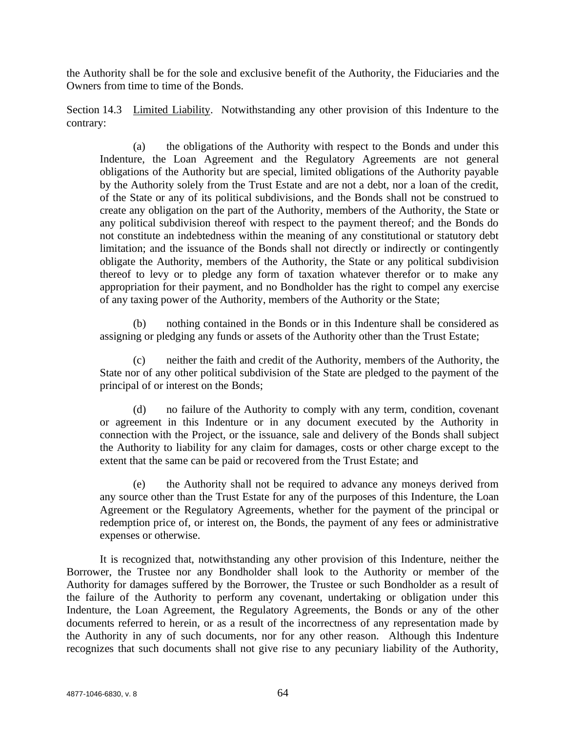the Authority shall be for the sole and exclusive benefit of the Authority, the Fiduciaries and the Owners from time to time of the Bonds.

Section 14.3 Limited Liability. Notwithstanding any other provision of this Indenture to the contrary:

(a) the obligations of the Authority with respect to the Bonds and under this Indenture, the Loan Agreement and the Regulatory Agreements are not general obligations of the Authority but are special, limited obligations of the Authority payable by the Authority solely from the Trust Estate and are not a debt, nor a loan of the credit, of the State or any of its political subdivisions, and the Bonds shall not be construed to create any obligation on the part of the Authority, members of the Authority, the State or any political subdivision thereof with respect to the payment thereof; and the Bonds do not constitute an indebtedness within the meaning of any constitutional or statutory debt limitation; and the issuance of the Bonds shall not directly or indirectly or contingently obligate the Authority, members of the Authority, the State or any political subdivision thereof to levy or to pledge any form of taxation whatever therefor or to make any appropriation for their payment, and no Bondholder has the right to compel any exercise of any taxing power of the Authority, members of the Authority or the State;

(b) nothing contained in the Bonds or in this Indenture shall be considered as assigning or pledging any funds or assets of the Authority other than the Trust Estate;

(c) neither the faith and credit of the Authority, members of the Authority, the State nor of any other political subdivision of the State are pledged to the payment of the principal of or interest on the Bonds;

(d) no failure of the Authority to comply with any term, condition, covenant or agreement in this Indenture or in any document executed by the Authority in connection with the Project, or the issuance, sale and delivery of the Bonds shall subject the Authority to liability for any claim for damages, costs or other charge except to the extent that the same can be paid or recovered from the Trust Estate; and

(e) the Authority shall not be required to advance any moneys derived from any source other than the Trust Estate for any of the purposes of this Indenture, the Loan Agreement or the Regulatory Agreements, whether for the payment of the principal or redemption price of, or interest on, the Bonds, the payment of any fees or administrative expenses or otherwise.

It is recognized that, notwithstanding any other provision of this Indenture, neither the Borrower, the Trustee nor any Bondholder shall look to the Authority or member of the Authority for damages suffered by the Borrower, the Trustee or such Bondholder as a result of the failure of the Authority to perform any covenant, undertaking or obligation under this Indenture, the Loan Agreement, the Regulatory Agreements, the Bonds or any of the other documents referred to herein, or as a result of the incorrectness of any representation made by the Authority in any of such documents, nor for any other reason. Although this Indenture recognizes that such documents shall not give rise to any pecuniary liability of the Authority,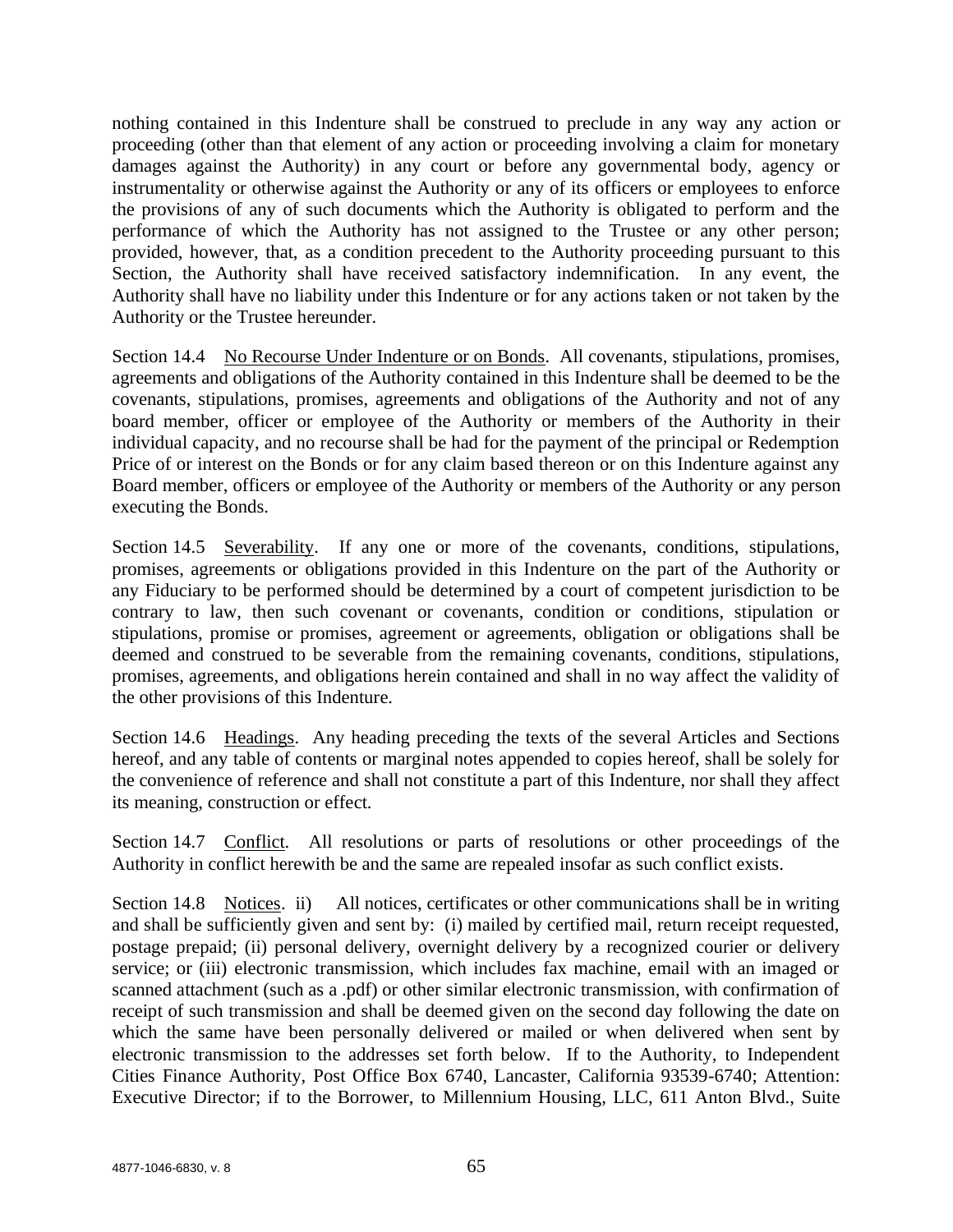nothing contained in this Indenture shall be construed to preclude in any way any action or proceeding (other than that element of any action or proceeding involving a claim for monetary damages against the Authority) in any court or before any governmental body, agency or instrumentality or otherwise against the Authority or any of its officers or employees to enforce the provisions of any of such documents which the Authority is obligated to perform and the performance of which the Authority has not assigned to the Trustee or any other person; provided, however, that, as a condition precedent to the Authority proceeding pursuant to this Section, the Authority shall have received satisfactory indemnification. In any event, the Authority shall have no liability under this Indenture or for any actions taken or not taken by the Authority or the Trustee hereunder.

Section 14.4 No Recourse Under Indenture or on Bonds. All covenants, stipulations, promises, agreements and obligations of the Authority contained in this Indenture shall be deemed to be the covenants, stipulations, promises, agreements and obligations of the Authority and not of any board member, officer or employee of the Authority or members of the Authority in their individual capacity, and no recourse shall be had for the payment of the principal or Redemption Price of or interest on the Bonds or for any claim based thereon or on this Indenture against any Board member, officers or employee of the Authority or members of the Authority or any person executing the Bonds.

Section 14.5 Severability. If any one or more of the covenants, conditions, stipulations, promises, agreements or obligations provided in this Indenture on the part of the Authority or any Fiduciary to be performed should be determined by a court of competent jurisdiction to be contrary to law, then such covenant or covenants, condition or conditions, stipulation or stipulations, promise or promises, agreement or agreements, obligation or obligations shall be deemed and construed to be severable from the remaining covenants, conditions, stipulations, promises, agreements, and obligations herein contained and shall in no way affect the validity of the other provisions of this Indenture.

Section 14.6 Headings. Any heading preceding the texts of the several Articles and Sections hereof, and any table of contents or marginal notes appended to copies hereof, shall be solely for the convenience of reference and shall not constitute a part of this Indenture, nor shall they affect its meaning, construction or effect.

Section 14.7 Conflict. All resolutions or parts of resolutions or other proceedings of the Authority in conflict herewith be and the same are repealed insofar as such conflict exists.

Section 14.8 Notices. ii) All notices, certificates or other communications shall be in writing and shall be sufficiently given and sent by: (i) mailed by certified mail, return receipt requested, postage prepaid; (ii) personal delivery, overnight delivery by a recognized courier or delivery service; or (iii) electronic transmission, which includes fax machine, email with an imaged or scanned attachment (such as a .pdf) or other similar electronic transmission, with confirmation of receipt of such transmission and shall be deemed given on the second day following the date on which the same have been personally delivered or mailed or when delivered when sent by electronic transmission to the addresses set forth below. If to the Authority, to Independent Cities Finance Authority, Post Office Box 6740, Lancaster, California 93539-6740; Attention: Executive Director; if to the Borrower, to Millennium Housing, LLC, 611 Anton Blvd., Suite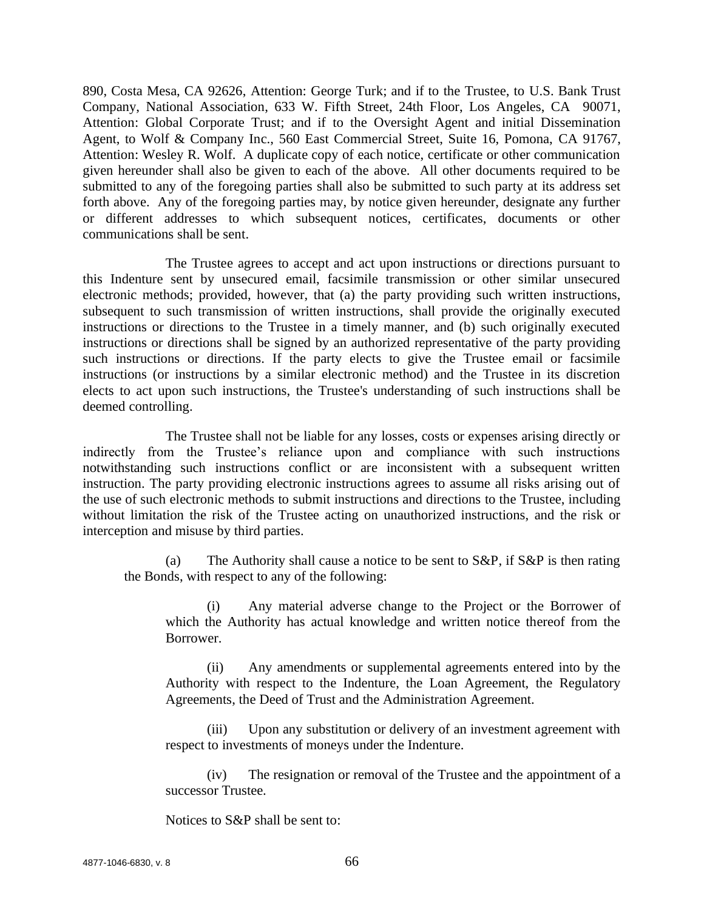890, Costa Mesa, CA 92626, Attention: George Turk; and if to the Trustee, to U.S. Bank Trust Company, National Association, 633 W. Fifth Street, 24th Floor, Los Angeles, CA 90071, Attention: Global Corporate Trust; and if to the Oversight Agent and initial Dissemination Agent, to Wolf & Company Inc., 560 East Commercial Street, Suite 16, Pomona, CA 91767, Attention: Wesley R. Wolf. A duplicate copy of each notice, certificate or other communication given hereunder shall also be given to each of the above. All other documents required to be submitted to any of the foregoing parties shall also be submitted to such party at its address set forth above. Any of the foregoing parties may, by notice given hereunder, designate any further or different addresses to which subsequent notices, certificates, documents or other communications shall be sent.

The Trustee agrees to accept and act upon instructions or directions pursuant to this Indenture sent by unsecured email, facsimile transmission or other similar unsecured electronic methods; provided, however, that (a) the party providing such written instructions, subsequent to such transmission of written instructions, shall provide the originally executed instructions or directions to the Trustee in a timely manner, and (b) such originally executed instructions or directions shall be signed by an authorized representative of the party providing such instructions or directions. If the party elects to give the Trustee email or facsimile instructions (or instructions by a similar electronic method) and the Trustee in its discretion elects to act upon such instructions, the Trustee's understanding of such instructions shall be deemed controlling.

The Trustee shall not be liable for any losses, costs or expenses arising directly or indirectly from the Trustee's reliance upon and compliance with such instructions notwithstanding such instructions conflict or are inconsistent with a subsequent written instruction. The party providing electronic instructions agrees to assume all risks arising out of the use of such electronic methods to submit instructions and directions to the Trustee, including without limitation the risk of the Trustee acting on unauthorized instructions, and the risk or interception and misuse by third parties.

(a) The Authority shall cause a notice to be sent to S&P, if S&P is then rating the Bonds, with respect to any of the following:

(i) Any material adverse change to the Project or the Borrower of which the Authority has actual knowledge and written notice thereof from the Borrower.

(ii) Any amendments or supplemental agreements entered into by the Authority with respect to the Indenture, the Loan Agreement, the Regulatory Agreements, the Deed of Trust and the Administration Agreement.

(iii) Upon any substitution or delivery of an investment agreement with respect to investments of moneys under the Indenture.

(iv) The resignation or removal of the Trustee and the appointment of a successor Trustee.

Notices to S&P shall be sent to: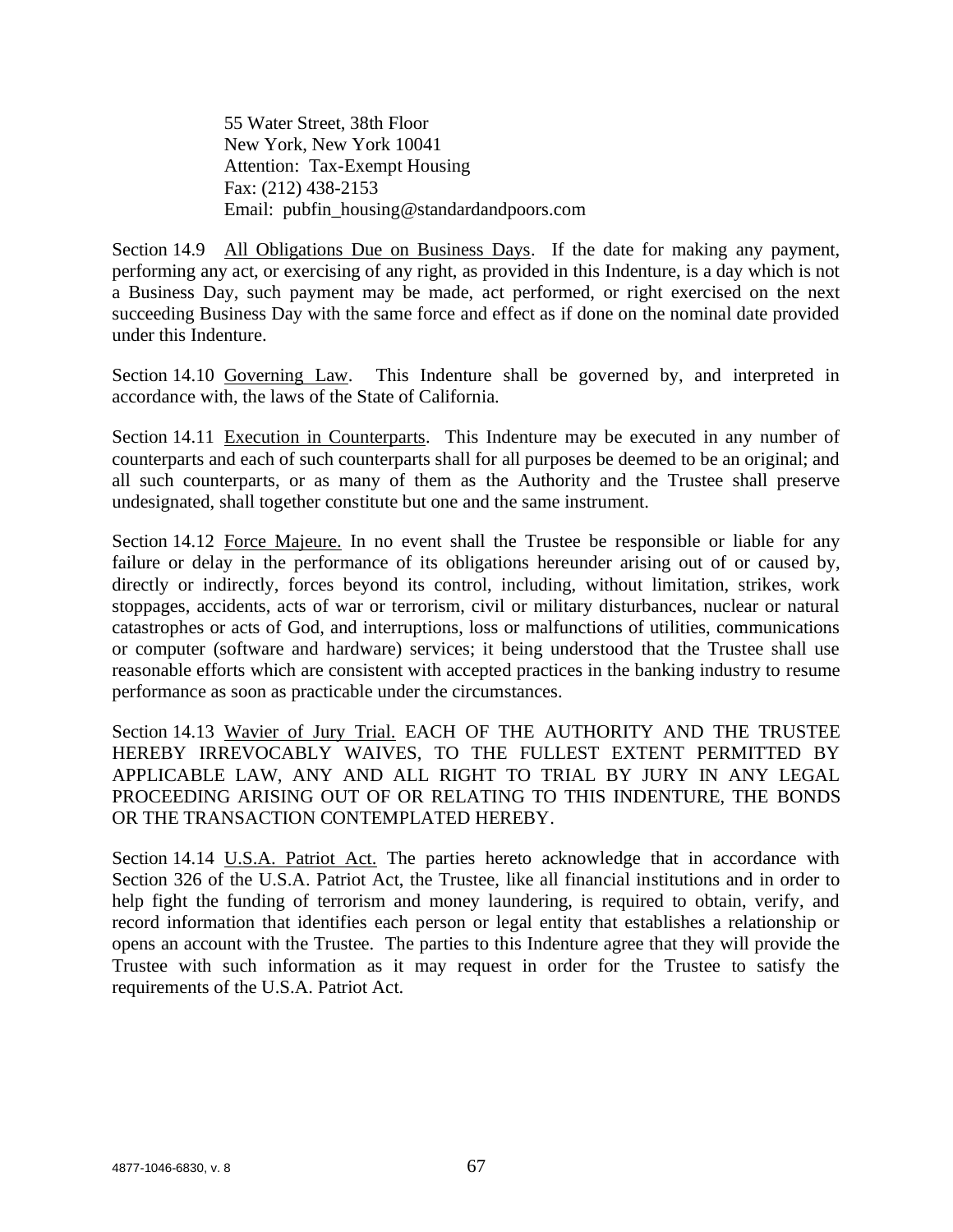55 Water Street, 38th Floor
New York, New York 10041
Attention: Tax-Exempt Housing
Fax: (212) 438-2153
Email: pubfin_housing@standardandpoors.com

Section 14.9 All Obligations Due on Business Days. If the date for making any payment, performing any act, or exercising of any right, as provided in this Indenture, is a day which is not a Business Day, such payment may be made, act performed, or right exercised on the next succeeding Business Day with the same force and effect as if done on the nominal date provided under this Indenture.

Section 14.10 Governing Law. This Indenture shall be governed by, and interpreted in accordance with, the laws of the State of California.

Section 14.11 Execution in Counterparts. This Indenture may be executed in any number of counterparts and each of such counterparts shall for all purposes be deemed to be an original; and all such counterparts, or as many of them as the Authority and the Trustee shall preserve undesignated, shall together constitute but one and the same instrument.

Section 14.12 Force Majeure. In no event shall the Trustee be responsible or liable for any failure or delay in the performance of its obligations hereunder arising out of or caused by, directly or indirectly, forces beyond its control, including, without limitation, strikes, work stoppages, accidents, acts of war or terrorism, civil or military disturbances, nuclear or natural catastrophes or acts of God, and interruptions, loss or malfunctions of utilities, communications or computer (software and hardware) services; it being understood that the Trustee shall use reasonable efforts which are consistent with accepted practices in the banking industry to resume performance as soon as practicable under the circumstances.

Section 14.13 Wavier of Jury Trial. EACH OF THE AUTHORITY AND THE TRUSTEE HEREBY IRREVOCABLY WAIVES, TO THE FULLEST EXTENT PERMITTED BY APPLICABLE LAW, ANY AND ALL RIGHT TO TRIAL BY JURY IN ANY LEGAL PROCEEDING ARISING OUT OF OR RELATING TO THIS INDENTURE, THE BONDS OR THE TRANSACTION CONTEMPLATED HEREBY.

Section 14.14 U.S.A. Patriot Act. The parties hereto acknowledge that in accordance with Section 326 of the U.S.A. Patriot Act, the Trustee, like all financial institutions and in order to help fight the funding of terrorism and money laundering, is required to obtain, verify, and record information that identifies each person or legal entity that establishes a relationship or opens an account with the Trustee. The parties to this Indenture agree that they will provide the Trustee with such information as it may request in order for the Trustee to satisfy the requirements of the U.S.A. Patriot Act.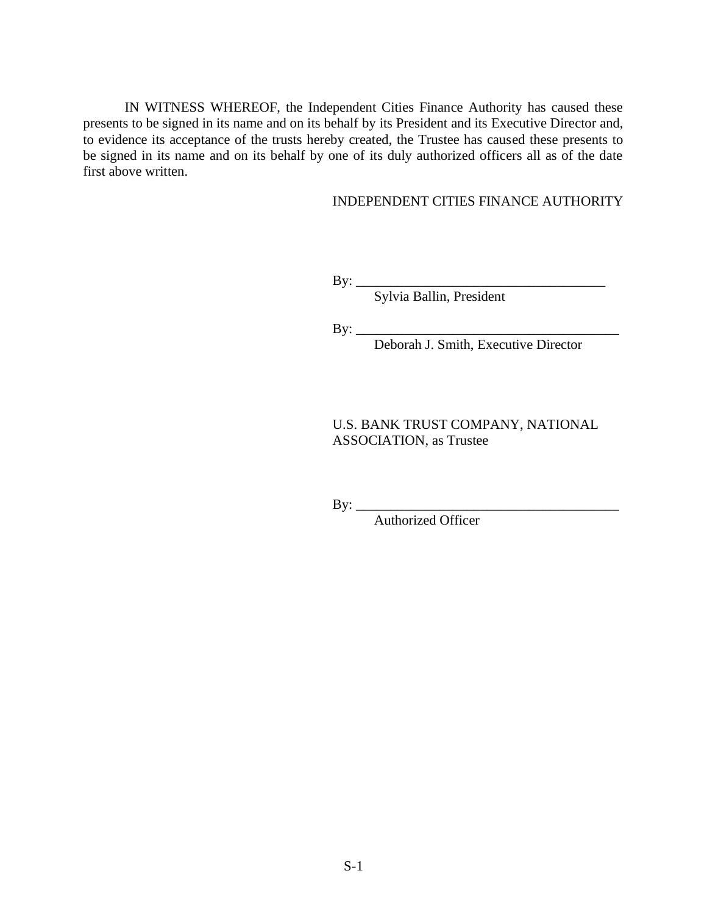IN WITNESS WHEREOF, the Independent Cities Finance Authority has caused these presents to be signed in its name and on its behalf by its President and its Executive Director and, to evidence its acceptance of the trusts hereby created, the Trustee has caused these presents to be signed in its name and on its behalf by one of its duly authorized officers all as of the date first above written.

INDEPENDENT CITIES FINANCE AUTHORITY

By: ____________________________________
Sylvia Ballin, President

By: ______________________________________
Deborah J. Smith, Executive Director

U.S. BANK TRUST COMPANY, NATIONAL ASSOCIATION, as Trustee

By: ______________________________________
Authorized Officer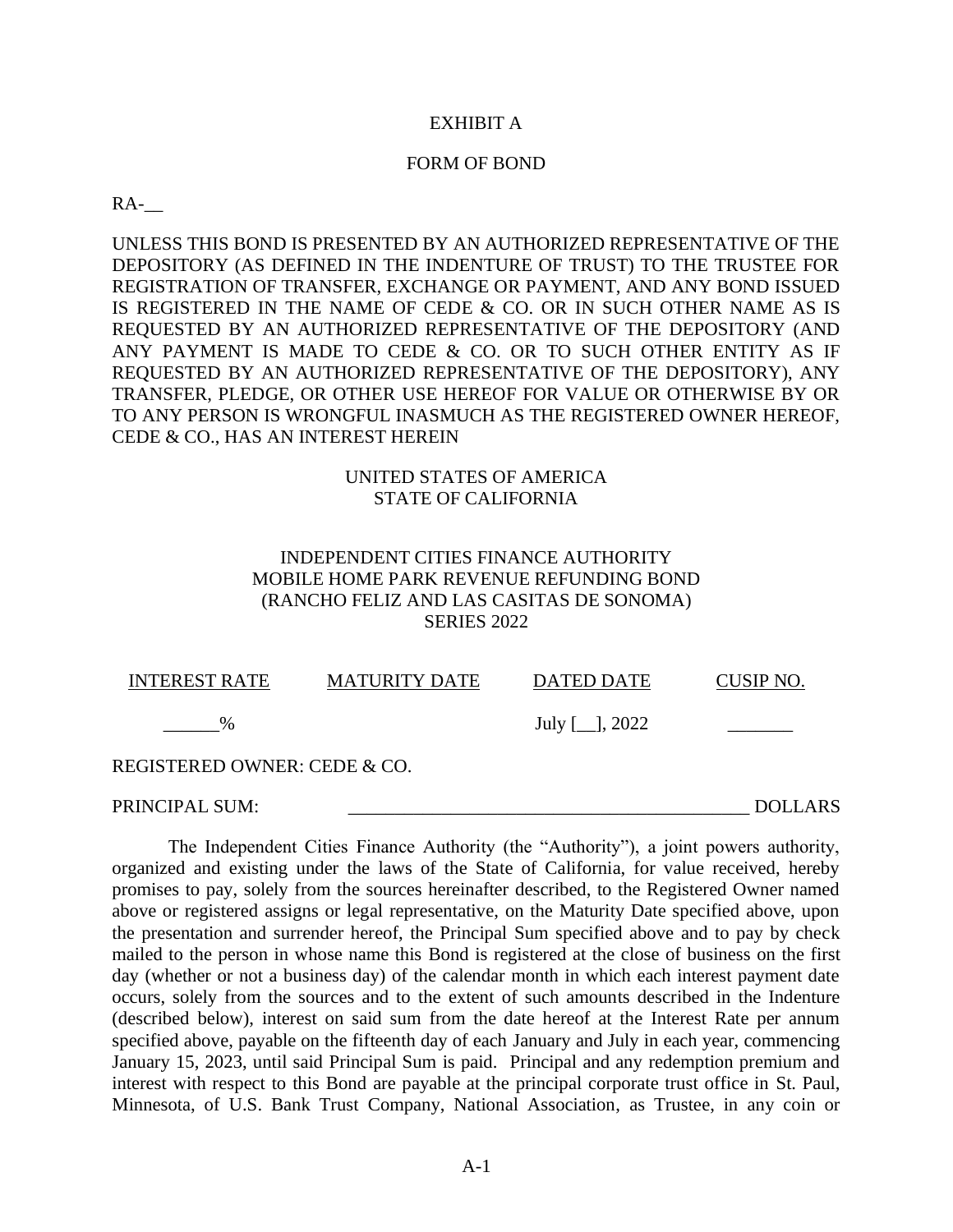EXHIBIT A

FORM OF BOND

RA-__

UNLESS THIS BOND IS PRESENTED BY AN AUTHORIZED REPRESENTATIVE OF THE DEPOSITORY (AS DEFINED IN THE INDENTURE OF TRUST) TO THE TRUSTEE FOR REGISTRATION OF TRANSFER, EXCHANGE OR PAYMENT, AND ANY BOND ISSUED IS REGISTERED IN THE NAME OF CEDE & CO. OR IN SUCH OTHER NAME AS IS REQUESTED BY AN AUTHORIZED REPRESENTATIVE OF THE DEPOSITORY (AND ANY PAYMENT IS MADE TO CEDE & CO. OR TO SUCH OTHER ENTITY AS IF REQUESTED BY AN AUTHORIZED REPRESENTATIVE OF THE DEPOSITORY), ANY TRANSFER, PLEDGE, OR OTHER USE HEREOF FOR VALUE OR OTHERWISE BY OR TO ANY PERSON IS WRONGFUL INASMUCH AS THE REGISTERED OWNER HEREOF, CEDE & CO., HAS AN INTEREST HEREIN

UNITED STATES OF AMERICA
STATE OF CALIFORNIA

INDEPENDENT CITIES FINANCE AUTHORITY
MOBILE HOME PARK REVENUE REFUNDING BOND
(RANCHO FELIZ AND LAS CASITAS DE SONOMA)
SERIES 2022

| INTEREST RATE | MATURITY DATE | DATED DATE | CUSIP NO. |
| --- | --- | --- | --- |
| ______% | | July [__], 2022 | _______ |

REGISTERED OWNER: CEDE & CO.

PRINCIPAL SUM: __________________________________________ DOLLARS

The Independent Cities Finance Authority (the "Authority"), a joint powers authority, organized and existing under the laws of the State of California, for value received, hereby promises to pay, solely from the sources hereinafter described, to the Registered Owner named above or registered assigns or legal representative, on the Maturity Date specified above, upon the presentation and surrender hereof, the Principal Sum specified above and to pay by check mailed to the person in whose name this Bond is registered at the close of business on the first day (whether or not a business day) of the calendar month in which each interest payment date occurs, solely from the sources and to the extent of such amounts described in the Indenture (described below), interest on said sum from the date hereof at the Interest Rate per annum specified above, payable on the fifteenth day of each January and July in each year, commencing January 15, 2023, until said Principal Sum is paid. Principal and any redemption premium and interest with respect to this Bond are payable at the principal corporate trust office in St. Paul, Minnesota, of U.S. Bank Trust Company, National Association, as Trustee, in any coin or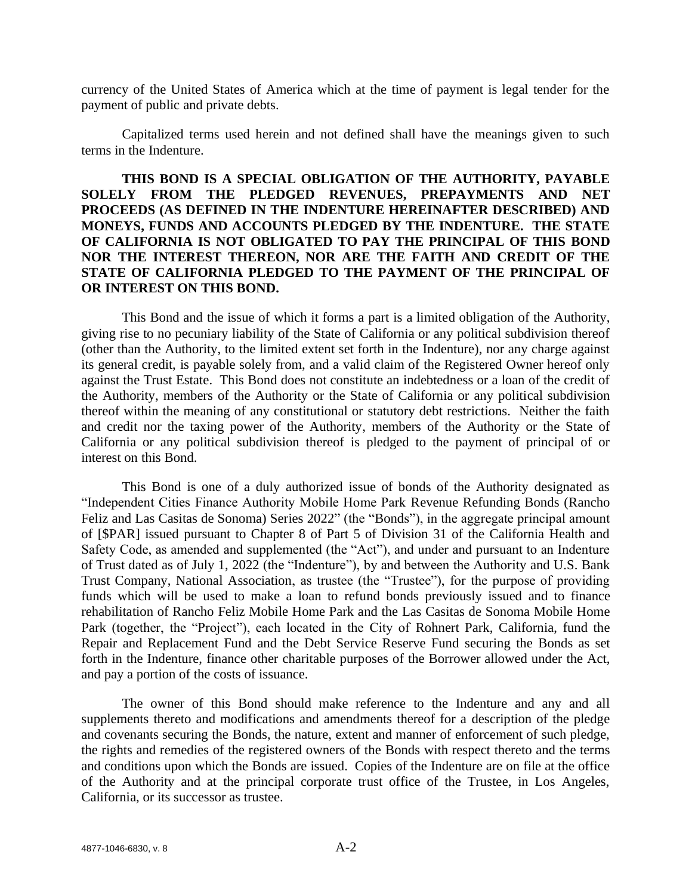currency of the United States of America which at the time of payment is legal tender for the payment of public and private debts.

Capitalized terms used herein and not defined shall have the meanings given to such terms in the Indenture.

**THIS BOND IS A SPECIAL OBLIGATION OF THE AUTHORITY, PAYABLE SOLELY FROM THE PLEDGED REVENUES, PREPAYMENTS AND NET PROCEEDS (AS DEFINED IN THE INDENTURE HEREINAFTER DESCRIBED) AND MONEYS, FUNDS AND ACCOUNTS PLEDGED BY THE INDENTURE. THE STATE OF CALIFORNIA IS NOT OBLIGATED TO PAY THE PRINCIPAL OF THIS BOND NOR THE INTEREST THEREON, NOR ARE THE FAITH AND CREDIT OF THE STATE OF CALIFORNIA PLEDGED TO THE PAYMENT OF THE PRINCIPAL OF OR INTEREST ON THIS BOND.**

This Bond and the issue of which it forms a part is a limited obligation of the Authority, giving rise to no pecuniary liability of the State of California or any political subdivision thereof (other than the Authority, to the limited extent set forth in the Indenture), nor any charge against its general credit, is payable solely from, and a valid claim of the Registered Owner hereof only against the Trust Estate. This Bond does not constitute an indebtedness or a loan of the credit of the Authority, members of the Authority or the State of California or any political subdivision thereof within the meaning of any constitutional or statutory debt restrictions. Neither the faith and credit nor the taxing power of the Authority, members of the Authority or the State of California or any political subdivision thereof is pledged to the payment of principal of or interest on this Bond.

This Bond is one of a duly authorized issue of bonds of the Authority designated as "Independent Cities Finance Authority Mobile Home Park Revenue Refunding Bonds (Rancho Feliz and Las Casitas de Sonoma) Series 2022" (the "Bonds"), in the aggregate principal amount of [$PAR] issued pursuant to Chapter 8 of Part 5 of Division 31 of the California Health and Safety Code, as amended and supplemented (the "Act"), and under and pursuant to an Indenture of Trust dated as of July 1, 2022 (the "Indenture"), by and between the Authority and U.S. Bank Trust Company, National Association, as trustee (the "Trustee"), for the purpose of providing funds which will be used to make a loan to refund bonds previously issued and to finance rehabilitation of Rancho Feliz Mobile Home Park and the Las Casitas de Sonoma Mobile Home Park (together, the "Project"), each located in the City of Rohnert Park, California, fund the Repair and Replacement Fund and the Debt Service Reserve Fund securing the Bonds as set forth in the Indenture, finance other charitable purposes of the Borrower allowed under the Act, and pay a portion of the costs of issuance.

The owner of this Bond should make reference to the Indenture and any and all supplements thereto and modifications and amendments thereof for a description of the pledge and covenants securing the Bonds, the nature, extent and manner of enforcement of such pledge, the rights and remedies of the registered owners of the Bonds with respect thereto and the terms and conditions upon which the Bonds are issued. Copies of the Indenture are on file at the office of the Authority and at the principal corporate trust office of the Trustee, in Los Angeles, California, or its successor as trustee.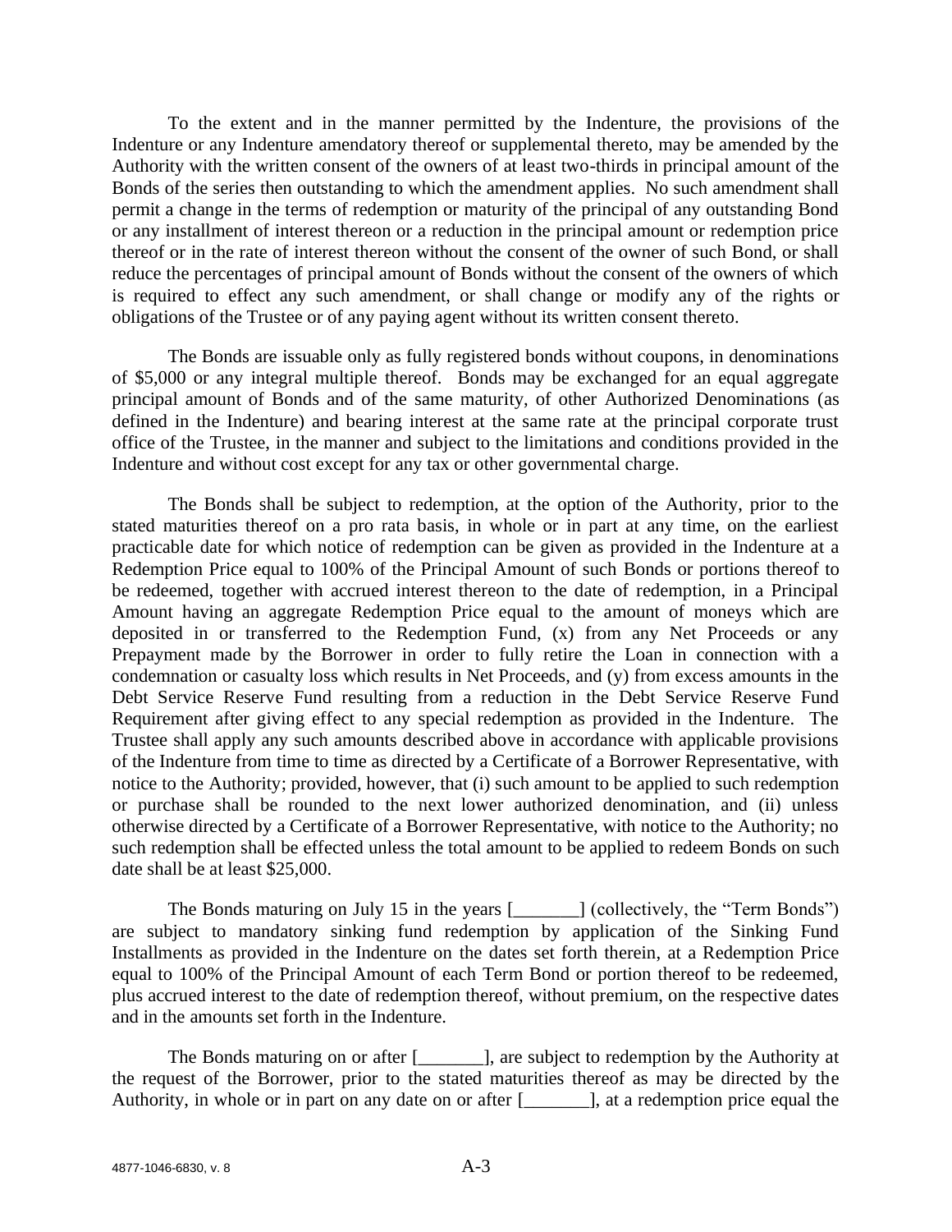To the extent and in the manner permitted by the Indenture, the provisions of the Indenture or any Indenture amendatory thereof or supplemental thereto, may be amended by the Authority with the written consent of the owners of at least two-thirds in principal amount of the Bonds of the series then outstanding to which the amendment applies. No such amendment shall permit a change in the terms of redemption or maturity of the principal of any outstanding Bond or any installment of interest thereon or a reduction in the principal amount or redemption price thereof or in the rate of interest thereon without the consent of the owner of such Bond, or shall reduce the percentages of principal amount of Bonds without the consent of the owners of which is required to effect any such amendment, or shall change or modify any of the rights or obligations of the Trustee or of any paying agent without its written consent thereto.

The Bonds are issuable only as fully registered bonds without coupons, in denominations of $5,000 or any integral multiple thereof. Bonds may be exchanged for an equal aggregate principal amount of Bonds and of the same maturity, of other Authorized Denominations (as defined in the Indenture) and bearing interest at the same rate at the principal corporate trust office of the Trustee, in the manner and subject to the limitations and conditions provided in the Indenture and without cost except for any tax or other governmental charge.

The Bonds shall be subject to redemption, at the option of the Authority, prior to the stated maturities thereof on a pro rata basis, in whole or in part at any time, on the earliest practicable date for which notice of redemption can be given as provided in the Indenture at a Redemption Price equal to 100% of the Principal Amount of such Bonds or portions thereof to be redeemed, together with accrued interest thereon to the date of redemption, in a Principal Amount having an aggregate Redemption Price equal to the amount of moneys which are deposited in or transferred to the Redemption Fund, (x) from any Net Proceeds or any Prepayment made by the Borrower in order to fully retire the Loan in connection with a condemnation or casualty loss which results in Net Proceeds, and (y) from excess amounts in the Debt Service Reserve Fund resulting from a reduction in the Debt Service Reserve Fund Requirement after giving effect to any special redemption as provided in the Indenture. The Trustee shall apply any such amounts described above in accordance with applicable provisions of the Indenture from time to time as directed by a Certificate of a Borrower Representative, with notice to the Authority; provided, however, that (i) such amount to be applied to such redemption or purchase shall be rounded to the next lower authorized denomination, and (ii) unless otherwise directed by a Certificate of a Borrower Representative, with notice to the Authority; no such redemption shall be effected unless the total amount to be applied to redeem Bonds on such date shall be at least $25,000.

The Bonds maturing on July 15 in the years [_______] (collectively, the "Term Bonds") are subject to mandatory sinking fund redemption by application of the Sinking Fund Installments as provided in the Indenture on the dates set forth therein, at a Redemption Price equal to 100% of the Principal Amount of each Term Bond or portion thereof to be redeemed, plus accrued interest to the date of redemption thereof, without premium, on the respective dates and in the amounts set forth in the Indenture.

The Bonds maturing on or after [_______], are subject to redemption by the Authority at the request of the Borrower, prior to the stated maturities thereof as may be directed by the Authority, in whole or in part on any date on or after [_______], at a redemption price equal the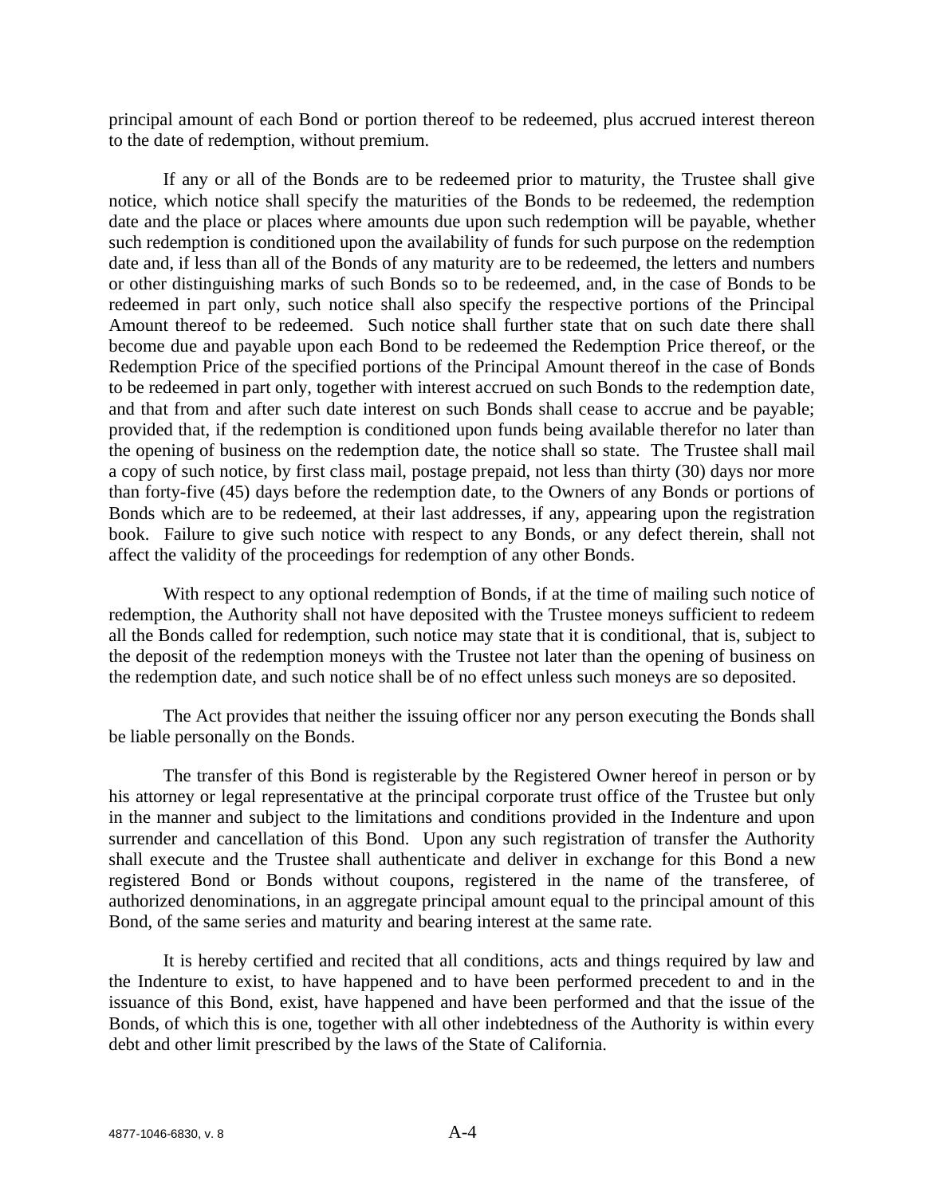principal amount of each Bond or portion thereof to be redeemed, plus accrued interest thereon to the date of redemption, without premium.

If any or all of the Bonds are to be redeemed prior to maturity, the Trustee shall give notice, which notice shall specify the maturities of the Bonds to be redeemed, the redemption date and the place or places where amounts due upon such redemption will be payable, whether such redemption is conditioned upon the availability of funds for such purpose on the redemption date and, if less than all of the Bonds of any maturity are to be redeemed, the letters and numbers or other distinguishing marks of such Bonds so to be redeemed, and, in the case of Bonds to be redeemed in part only, such notice shall also specify the respective portions of the Principal Amount thereof to be redeemed. Such notice shall further state that on such date there shall become due and payable upon each Bond to be redeemed the Redemption Price thereof, or the Redemption Price of the specified portions of the Principal Amount thereof in the case of Bonds to be redeemed in part only, together with interest accrued on such Bonds to the redemption date, and that from and after such date interest on such Bonds shall cease to accrue and be payable; provided that, if the redemption is conditioned upon funds being available therefor no later than the opening of business on the redemption date, the notice shall so state. The Trustee shall mail a copy of such notice, by first class mail, postage prepaid, not less than thirty (30) days nor more than forty-five (45) days before the redemption date, to the Owners of any Bonds or portions of Bonds which are to be redeemed, at their last addresses, if any, appearing upon the registration book. Failure to give such notice with respect to any Bonds, or any defect therein, shall not affect the validity of the proceedings for redemption of any other Bonds.

With respect to any optional redemption of Bonds, if at the time of mailing such notice of redemption, the Authority shall not have deposited with the Trustee moneys sufficient to redeem all the Bonds called for redemption, such notice may state that it is conditional, that is, subject to the deposit of the redemption moneys with the Trustee not later than the opening of business on the redemption date, and such notice shall be of no effect unless such moneys are so deposited.

The Act provides that neither the issuing officer nor any person executing the Bonds shall be liable personally on the Bonds.

The transfer of this Bond is registerable by the Registered Owner hereof in person or by his attorney or legal representative at the principal corporate trust office of the Trustee but only in the manner and subject to the limitations and conditions provided in the Indenture and upon surrender and cancellation of this Bond. Upon any such registration of transfer the Authority shall execute and the Trustee shall authenticate and deliver in exchange for this Bond a new registered Bond or Bonds without coupons, registered in the name of the transferee, of authorized denominations, in an aggregate principal amount equal to the principal amount of this Bond, of the same series and maturity and bearing interest at the same rate.

It is hereby certified and recited that all conditions, acts and things required by law and the Indenture to exist, to have happened and to have been performed precedent to and in the issuance of this Bond, exist, have happened and have been performed and that the issue of the Bonds, of which this is one, together with all other indebtedness of the Authority is within every debt and other limit prescribed by the laws of the State of California.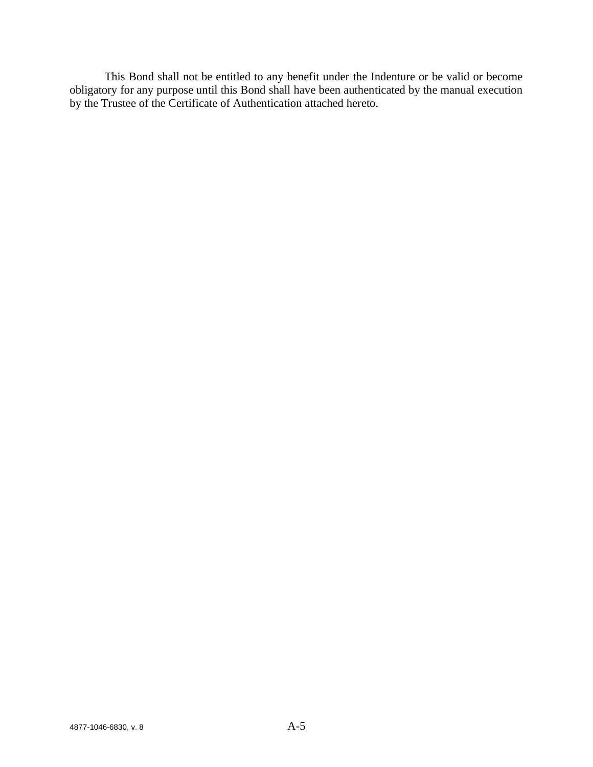This Bond shall not be entitled to any benefit under the Indenture or be valid or become obligatory for any purpose until this Bond shall have been authenticated by the manual execution by the Trustee of the Certificate of Authentication attached hereto.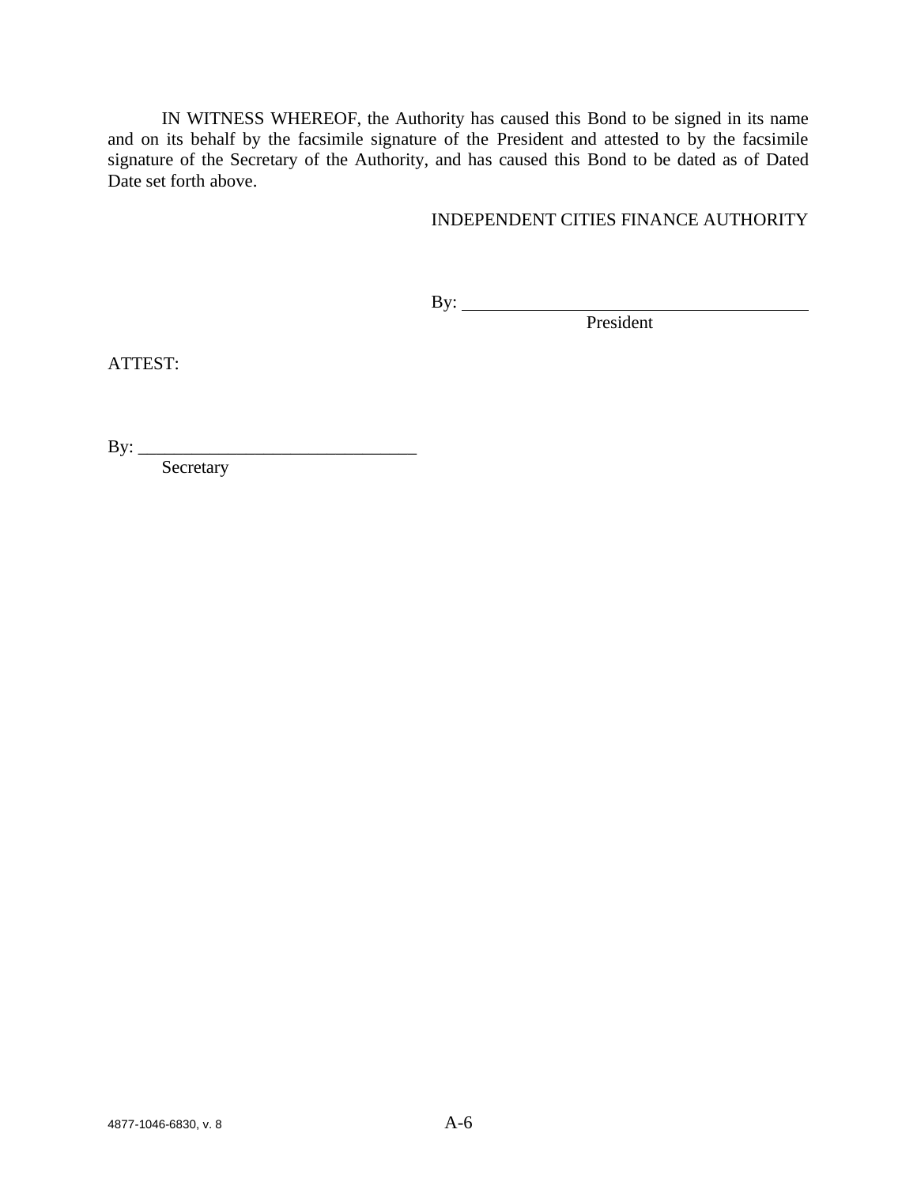IN WITNESS WHEREOF, the Authority has caused this Bond to be signed in its name and on its behalf by the facsimile signature of the President and attested to by the facsimile signature of the Secretary of the Authority, and has caused this Bond to be dated as of Dated Date set forth above.

INDEPENDENT CITIES FINANCE AUTHORITY

By: ________________________________________
President

ATTEST:

By: ________________________________
Secretary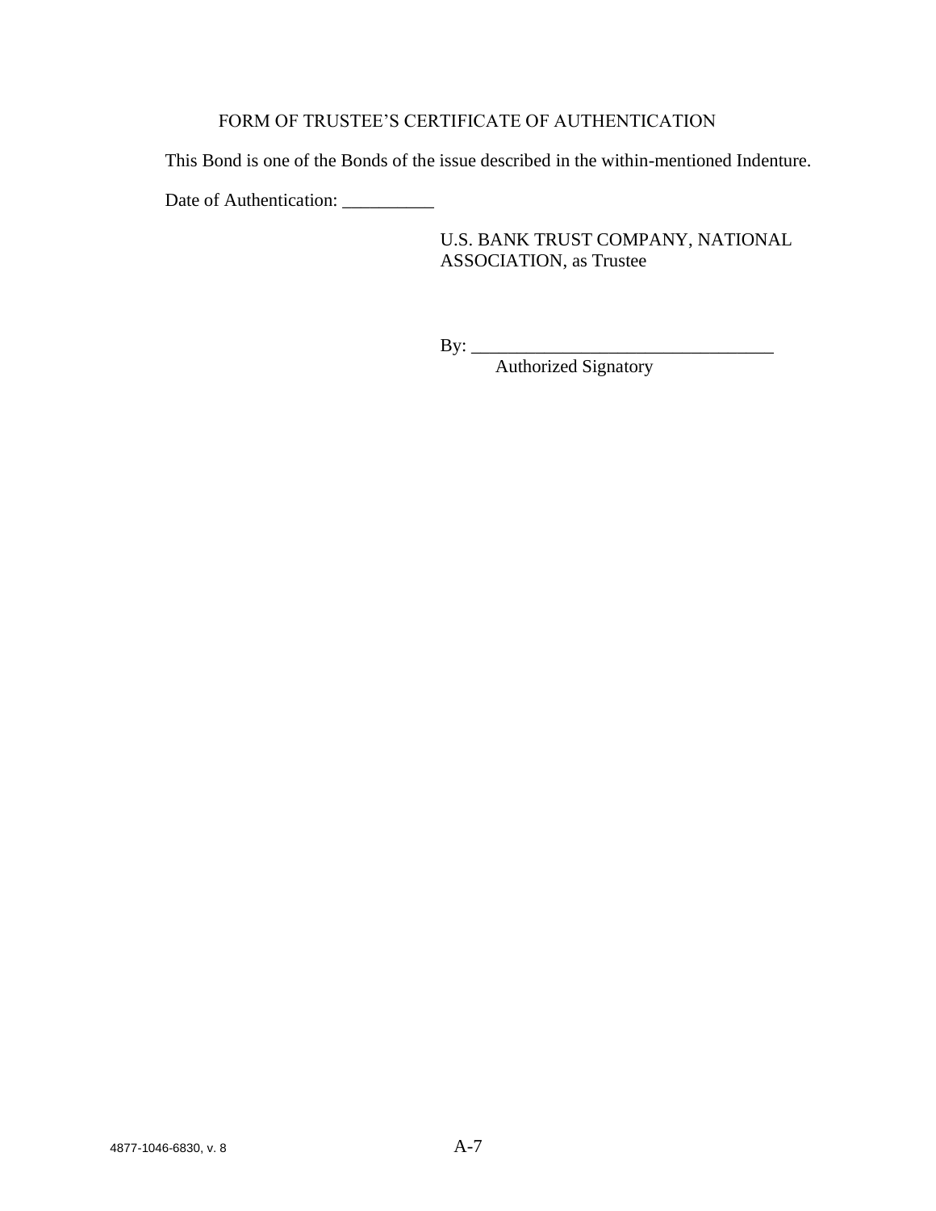FORM OF TRUSTEE'S CERTIFICATE OF AUTHENTICATION

This Bond is one of the Bonds of the issue described in the within-mentioned Indenture.

Date of Authentication: __________

U.S. BANK TRUST COMPANY, NATIONAL ASSOCIATION, as Trustee

By: ________________________________
Authorized Signatory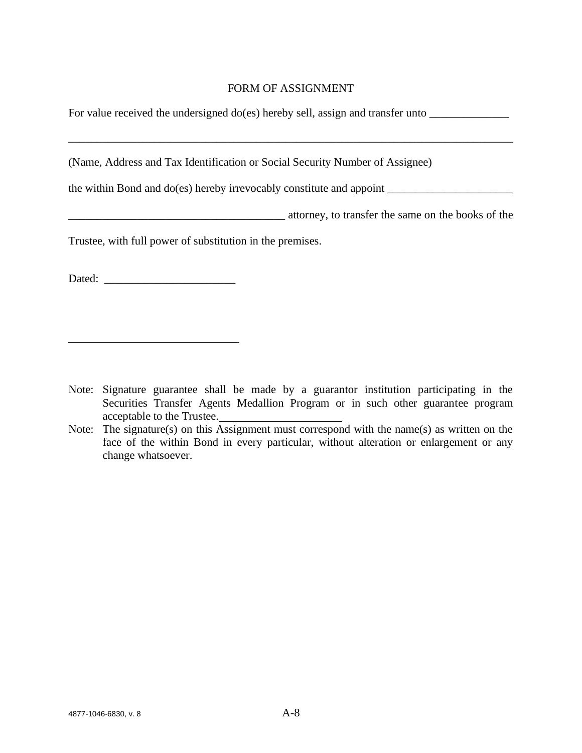# FORM OF ASSIGNMENT

For value received the undersigned do(es) hereby sell, assign and transfer unto ______________

________________________________________________________________________________

(Name, Address and Tax Identification or Social Security Number of Assignee)

the within Bond and do(es) hereby irrevocably constitute and appoint ______________________

_______________________________________ attorney, to transfer the same on the books of the Trustee, with full power of substitution in the premises.

Dated: _______________________

______________________________

Note: Signature guarantee shall be made by a guarantor institution participating in the Securities Transfer Agents Medallion Program or in such other guarantee program acceptable to the Trustee.______________________

Note: The signature(s) on this Assignment must correspond with the name(s) as written on the face of the within Bond in every particular, without alteration or enlargement or any change whatsoever.